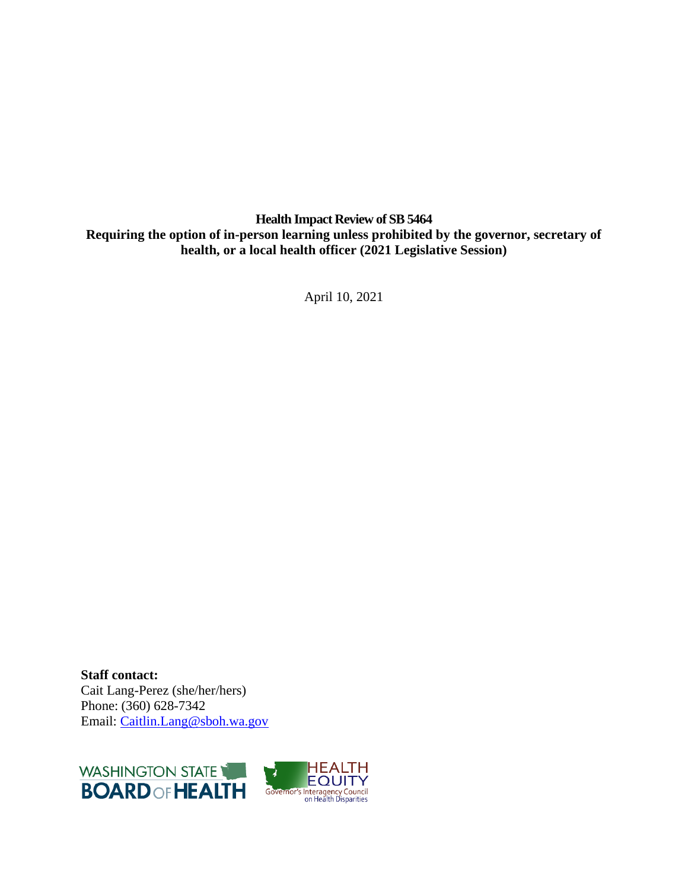**Health Impact Review of SB 5464**
**Requiring the option of in-person learning unless prohibited by the governor, secretary of health, or a local health officer (2021 Legislative Session)**

April 10, 2021

**Staff contact:**
Cait Lang-Perez (she/her/hers)
Phone: (360) 628-7342
Email: [Caitlin.Lang@sboh.wa.gov](mailto:Caitlin.Lang@sboh.wa.gov)

WASHINGTON STATE BOARD OF HEALTH

HEALTH EQUITY Governor's Interagency Council on Health Disparities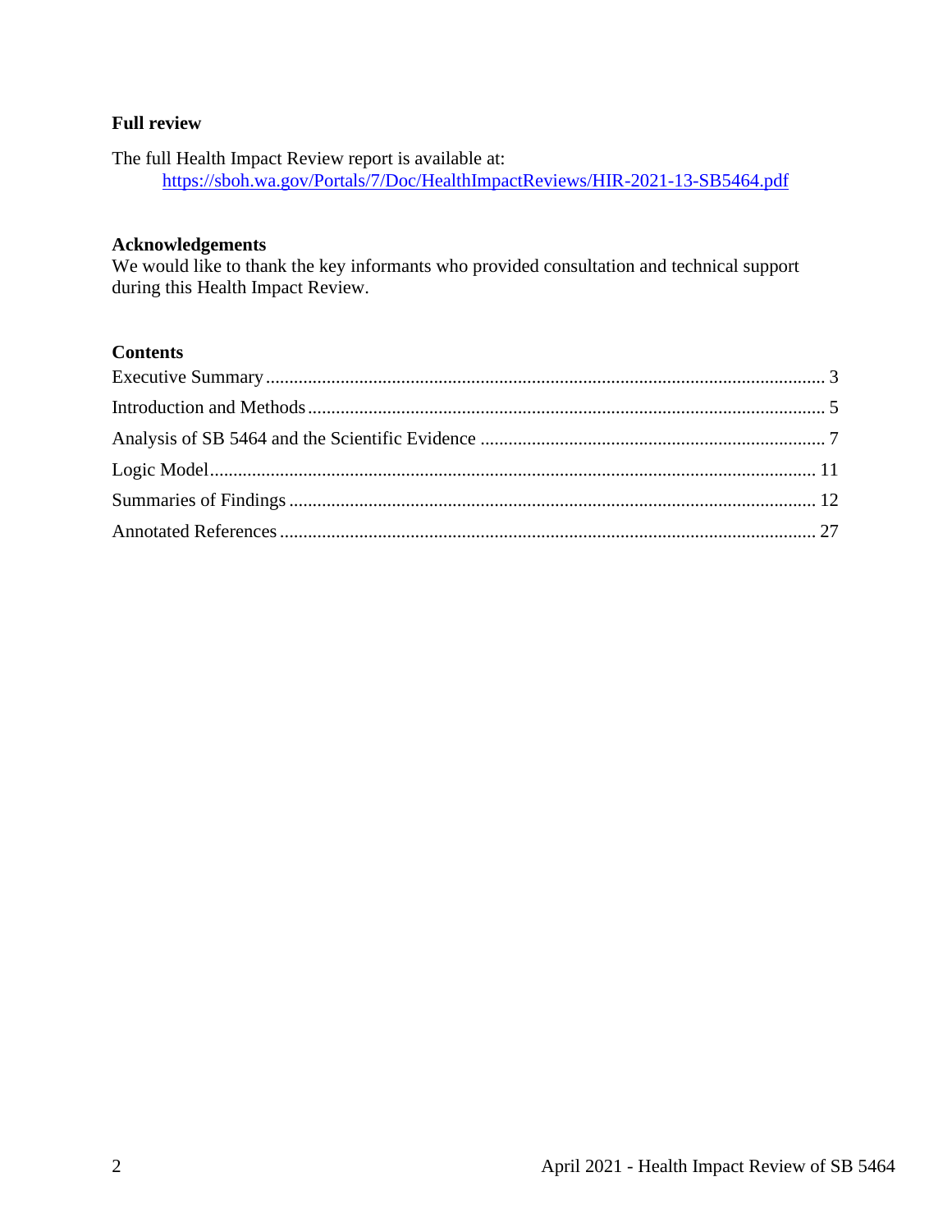### Full review

The full Health Impact Review report is available at:
https://sboh.wa.gov/Portals/7/Doc/HealthImpactReviews/HIR-2021-13-SB5464.pdf

### Acknowledgements

We would like to thank the key informants who provided consultation and technical support during this Health Impact Review.

### Contents

Executive Summary ........................................................................................................ 3
Introduction and Methods ................................................................................................ 5
Analysis of SB 5464 and the Scientific Evidence ........................................................... 7
Logic Model .................................................................................................................. 11
Summaries of Findings .................................................................................................. 12
Annotated References .................................................................................................... 27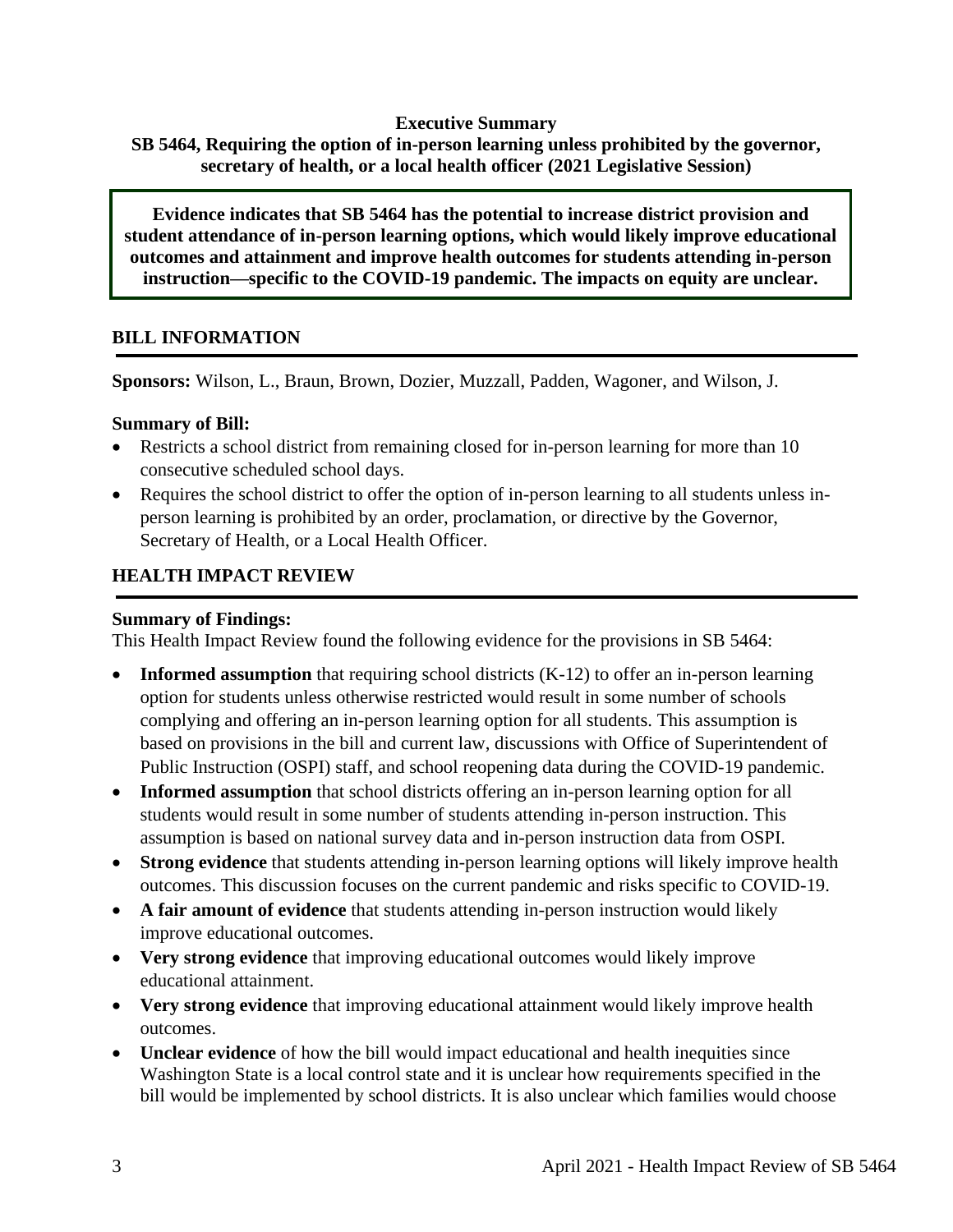**Executive Summary**

**SB 5464, Requiring the option of in-person learning unless prohibited by the governor, secretary of health, or a local health officer (2021 Legislative Session)**

**Evidence indicates that SB 5464 has the potential to increase district provision and student attendance of in-person learning options, which would likely improve educational outcomes and attainment and improve health outcomes for students attending in-person instruction—specific to the COVID-19 pandemic. The impacts on equity are unclear.**

## BILL INFORMATION

**Sponsors:** Wilson, L., Braun, Brown, Dozier, Muzzall, Padden, Wagoner, and Wilson, J.

**Summary of Bill:**

- Restricts a school district from remaining closed for in-person learning for more than 10 consecutive scheduled school days.
- Requires the school district to offer the option of in-person learning to all students unless in-person learning is prohibited by an order, proclamation, or directive by the Governor, Secretary of Health, or a Local Health Officer.

## HEALTH IMPACT REVIEW

**Summary of Findings:**

This Health Impact Review found the following evidence for the provisions in SB 5464:

- **Informed assumption** that requiring school districts (K-12) to offer an in-person learning option for students unless otherwise restricted would result in some number of schools complying and offering an in-person learning option for all students. This assumption is based on provisions in the bill and current law, discussions with Office of Superintendent of Public Instruction (OSPI) staff, and school reopening data during the COVID-19 pandemic.
- **Informed assumption** that school districts offering an in-person learning option for all students would result in some number of students attending in-person instruction. This assumption is based on national survey data and in-person instruction data from OSPI.
- **Strong evidence** that students attending in-person learning options will likely improve health outcomes. This discussion focuses on the current pandemic and risks specific to COVID-19.
- **A fair amount of evidence** that students attending in-person instruction would likely improve educational outcomes.
- **Very strong evidence** that improving educational outcomes would likely improve educational attainment.
- **Very strong evidence** that improving educational attainment would likely improve health outcomes.
- **Unclear evidence** of how the bill would impact educational and health inequities since Washington State is a local control state and it is unclear how requirements specified in the bill would be implemented by school districts. It is also unclear which families would choose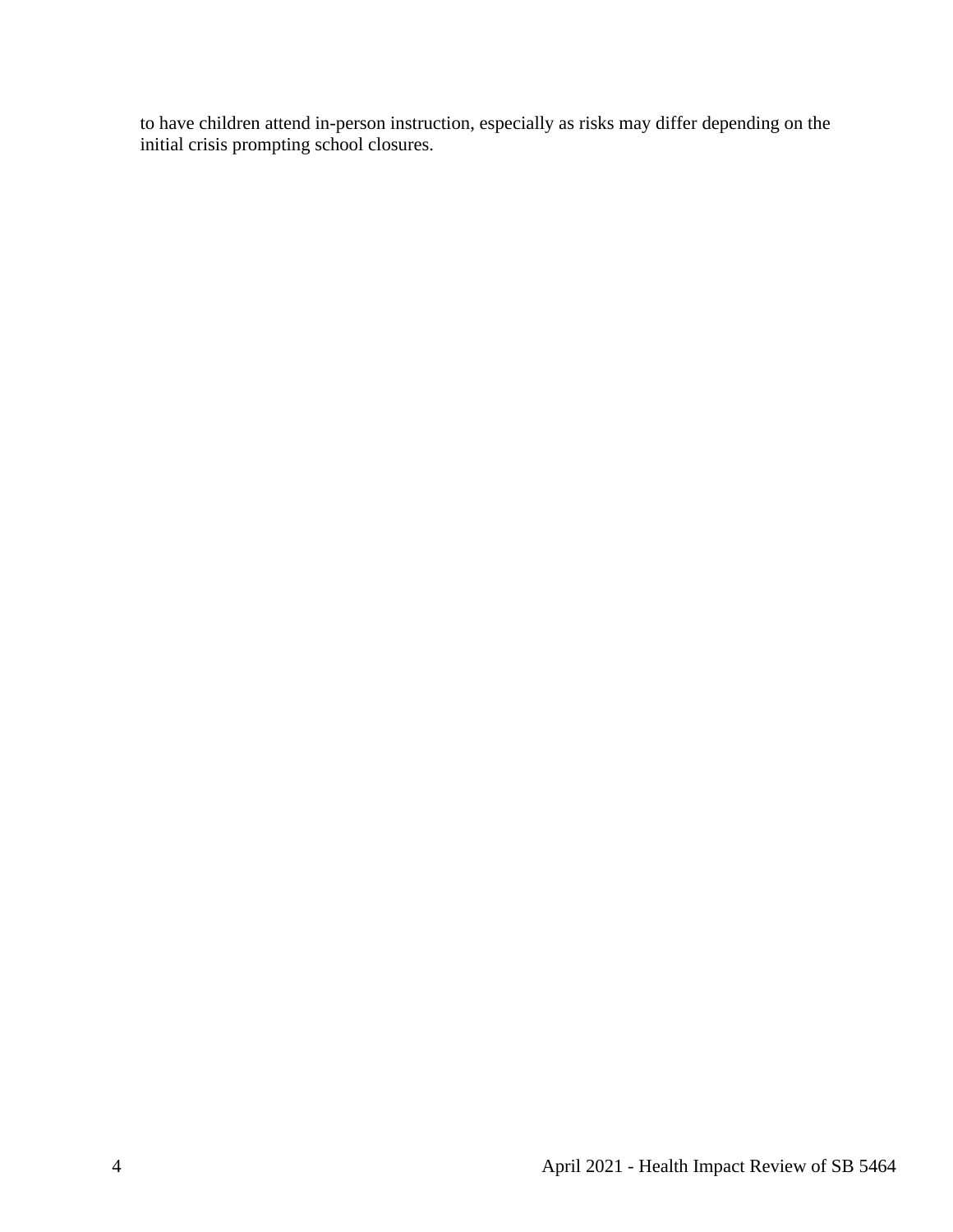to have children attend in-person instruction, especially as risks may differ depending on the initial crisis prompting school closures.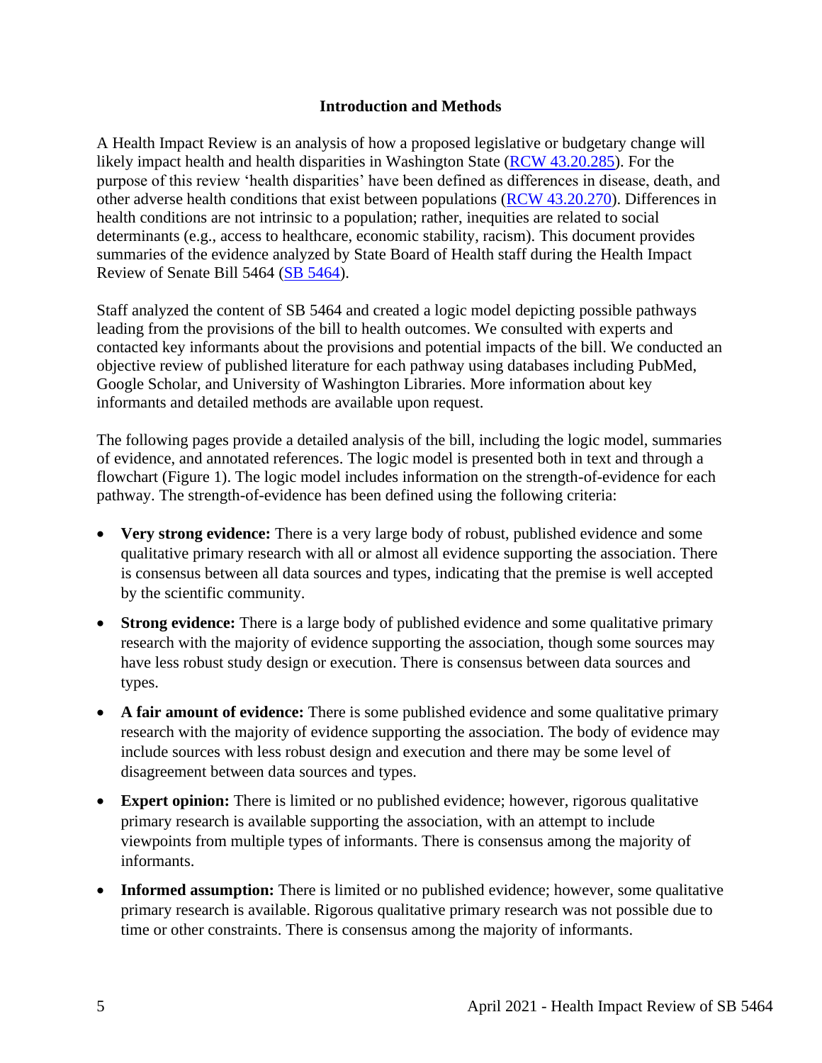## Introduction and Methods

A Health Impact Review is an analysis of how a proposed legislative or budgetary change will likely impact health and health disparities in Washington State (RCW 43.20.285). For the purpose of this review 'health disparities' have been defined as differences in disease, death, and other adverse health conditions that exist between populations (RCW 43.20.270). Differences in health conditions are not intrinsic to a population; rather, inequities are related to social determinants (e.g., access to healthcare, economic stability, racism). This document provides summaries of the evidence analyzed by State Board of Health staff during the Health Impact Review of Senate Bill 5464 (SB 5464).

Staff analyzed the content of SB 5464 and created a logic model depicting possible pathways leading from the provisions of the bill to health outcomes. We consulted with experts and contacted key informants about the provisions and potential impacts of the bill. We conducted an objective review of published literature for each pathway using databases including PubMed, Google Scholar, and University of Washington Libraries. More information about key informants and detailed methods are available upon request.

The following pages provide a detailed analysis of the bill, including the logic model, summaries of evidence, and annotated references. The logic model is presented both in text and through a flowchart (Figure 1). The logic model includes information on the strength-of-evidence for each pathway. The strength-of-evidence has been defined using the following criteria:

- **Very strong evidence:** There is a very large body of robust, published evidence and some qualitative primary research with all or almost all evidence supporting the association. There is consensus between all data sources and types, indicating that the premise is well accepted by the scientific community.
- **Strong evidence:** There is a large body of published evidence and some qualitative primary research with the majority of evidence supporting the association, though some sources may have less robust study design or execution. There is consensus between data sources and types.
- **A fair amount of evidence:** There is some published evidence and some qualitative primary research with the majority of evidence supporting the association. The body of evidence may include sources with less robust design and execution and there may be some level of disagreement between data sources and types.
- **Expert opinion:** There is limited or no published evidence; however, rigorous qualitative primary research is available supporting the association, with an attempt to include viewpoints from multiple types of informants. There is consensus among the majority of informants.
- **Informed assumption:** There is limited or no published evidence; however, some qualitative primary research is available. Rigorous qualitative primary research was not possible due to time or other constraints. There is consensus among the majority of informants.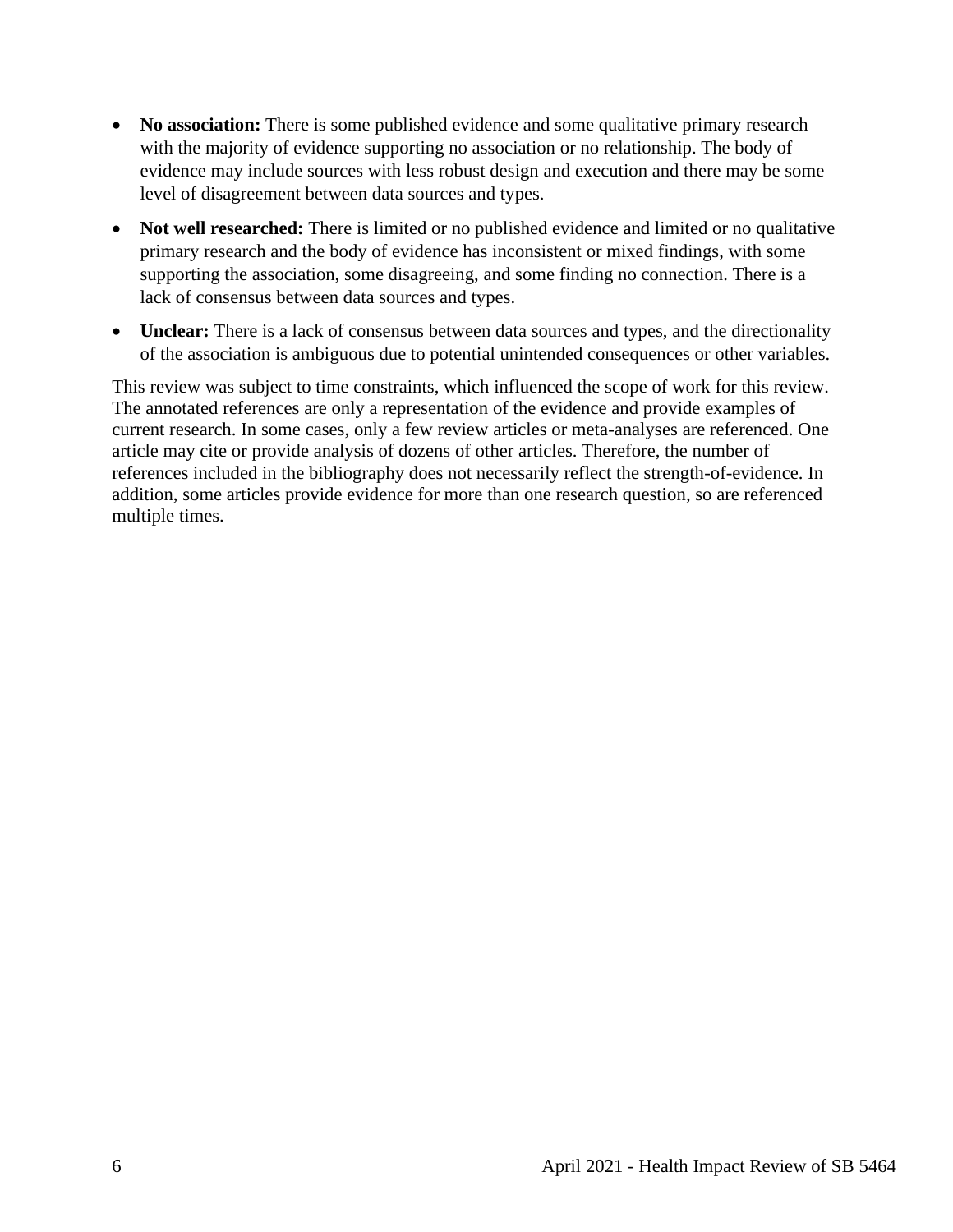- **No association:** There is some published evidence and some qualitative primary research with the majority of evidence supporting no association or no relationship. The body of evidence may include sources with less robust design and execution and there may be some level of disagreement between data sources and types.
- **Not well researched:** There is limited or no published evidence and limited or no qualitative primary research and the body of evidence has inconsistent or mixed findings, with some supporting the association, some disagreeing, and some finding no connection. There is a lack of consensus between data sources and types.
- **Unclear:** There is a lack of consensus between data sources and types, and the directionality of the association is ambiguous due to potential unintended consequences or other variables.

This review was subject to time constraints, which influenced the scope of work for this review. The annotated references are only a representation of the evidence and provide examples of current research. In some cases, only a few review articles or meta-analyses are referenced. One article may cite or provide analysis of dozens of other articles. Therefore, the number of references included in the bibliography does not necessarily reflect the strength-of-evidence. In addition, some articles provide evidence for more than one research question, so are referenced multiple times.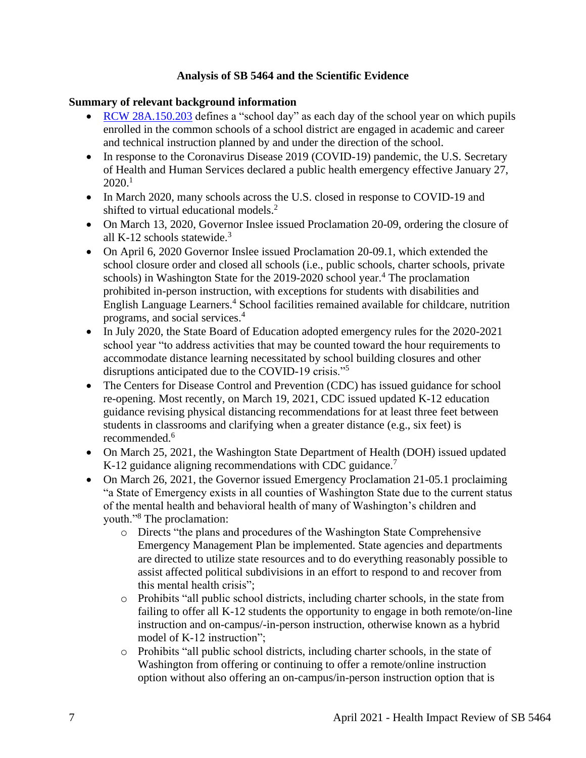# Analysis of SB 5464 and the Scientific Evidence

## Summary of relevant background information

- [RCW 28A.150.203](RCW 28A.150.203) defines a "school day" as each day of the school year on which pupils enrolled in the common schools of a school district are engaged in academic and career and technical instruction planned by and under the direction of the school.
- In response to the Coronavirus Disease 2019 (COVID-19) pandemic, the U.S. Secretary of Health and Human Services declared a public health emergency effective January 27, 2020.[1]
- In March 2020, many schools across the U.S. closed in response to COVID-19 and shifted to virtual educational models.[2]
- On March 13, 2020, Governor Inslee issued Proclamation 20-09, ordering the closure of all K-12 schools statewide.[3]
- On April 6, 2020 Governor Inslee issued Proclamation 20-09.1, which extended the school closure order and closed all schools (i.e., public schools, charter schools, private schools) in Washington State for the 2019-2020 school year.[4] The proclamation prohibited in-person instruction, with exceptions for students with disabilities and English Language Learners.[4] School facilities remained available for childcare, nutrition programs, and social services.[4]
- In July 2020, the State Board of Education adopted emergency rules for the 2020-2021 school year "to address activities that may be counted toward the hour requirements to accommodate distance learning necessitated by school building closures and other disruptions anticipated due to the COVID-19 crisis."[5]
- The Centers for Disease Control and Prevention (CDC) has issued guidance for school re-opening. Most recently, on March 19, 2021, CDC issued updated K-12 education guidance revising physical distancing recommendations for at least three feet between students in classrooms and clarifying when a greater distance (e.g., six feet) is recommended.[6]
- On March 25, 2021, the Washington State Department of Health (DOH) issued updated K-12 guidance aligning recommendations with CDC guidance.[7]
- On March 26, 2021, the Governor issued Emergency Proclamation 21-05.1 proclaiming "a State of Emergency exists in all counties of Washington State due to the current status of the mental health and behavioral health of many of Washington's children and youth."[8] The proclamation:
    - Directs "the plans and procedures of the Washington State Comprehensive Emergency Management Plan be implemented. State agencies and departments are directed to utilize state resources and to do everything reasonably possible to assist affected political subdivisions in an effort to respond to and recover from this mental health crisis";
    - Prohibits "all public school districts, including charter schools, in the state from failing to offer all K-12 students the opportunity to engage in both remote/on-line instruction and on-campus/-in-person instruction, otherwise known as a hybrid model of K-12 instruction";
    - Prohibits "all public school districts, including charter schools, in the state of Washington from offering or continuing to offer a remote/online instruction option without also offering an on-campus/in-person instruction option that is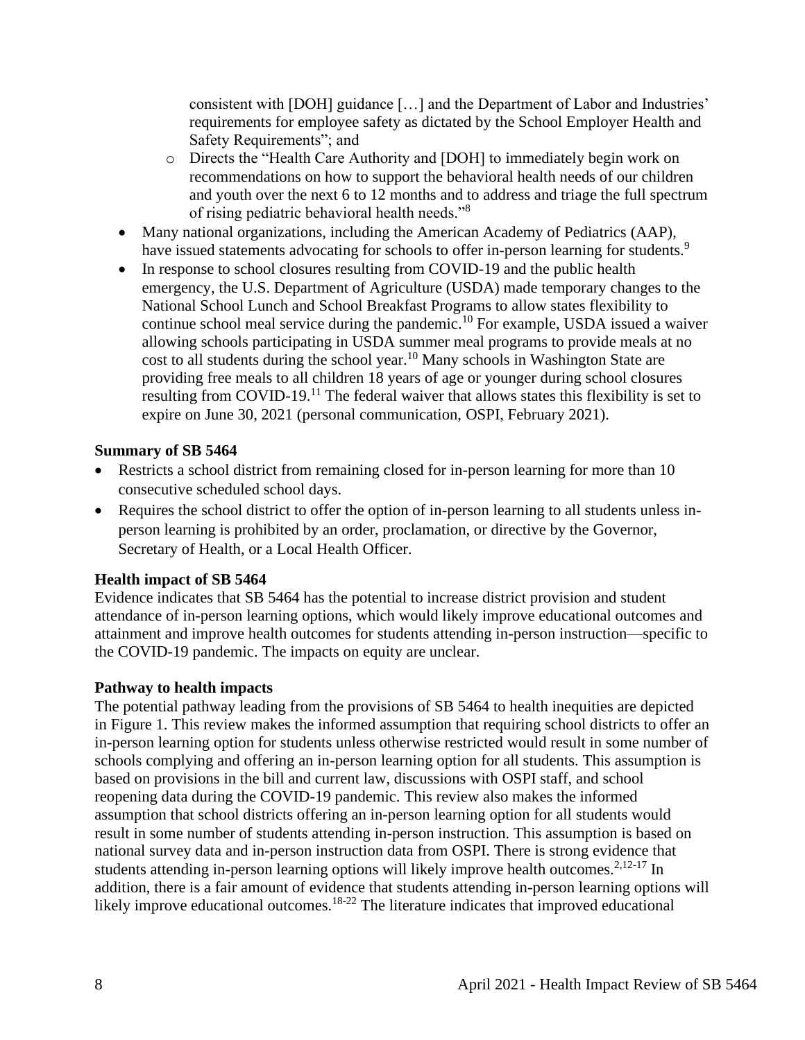consistent with [DOH] guidance […] and the Department of Labor and Industries' requirements for employee safety as dictated by the School Employer Health and Safety Requirements"; and

  - Directs the "Health Care Authority and [DOH] to immediately begin work on recommendations on how to support the behavioral health needs of our children and youth over the next 6 to 12 months and to address and triage the full spectrum of rising pediatric behavioral health needs."[8]

- Many national organizations, including the American Academy of Pediatrics (AAP), have issued statements advocating for schools to offer in-person learning for students.[9]
- In response to school closures resulting from COVID-19 and the public health emergency, the U.S. Department of Agriculture (USDA) made temporary changes to the National School Lunch and School Breakfast Programs to allow states flexibility to continue school meal service during the pandemic.[10] For example, USDA issued a waiver allowing schools participating in USDA summer meal programs to provide meals at no cost to all students during the school year.[10] Many schools in Washington State are providing free meals to all children 18 years of age or younger during school closures resulting from COVID-19.[11] The federal waiver that allows states this flexibility is set to expire on June 30, 2021 (personal communication, OSPI, February 2021).

**Summary of SB 5464**

- Restricts a school district from remaining closed for in-person learning for more than 10 consecutive scheduled school days.
- Requires the school district to offer the option of in-person learning to all students unless in-person learning is prohibited by an order, proclamation, or directive by the Governor, Secretary of Health, or a Local Health Officer.

**Health impact of SB 5464**

Evidence indicates that SB 5464 has the potential to increase district provision and student attendance of in-person learning options, which would likely improve educational outcomes and attainment and improve health outcomes for students attending in-person instruction—specific to the COVID-19 pandemic. The impacts on equity are unclear.

**Pathway to health impacts**

The potential pathway leading from the provisions of SB 5464 to health inequities are depicted in Figure 1. This review makes the informed assumption that requiring school districts to offer an in-person learning option for students unless otherwise restricted would result in some number of schools complying and offering an in-person learning option for all students. This assumption is based on provisions in the bill and current law, discussions with OSPI staff, and school reopening data during the COVID-19 pandemic. This review also makes the informed assumption that school districts offering an in-person learning option for all students would result in some number of students attending in-person instruction. This assumption is based on national survey data and in-person instruction data from OSPI. There is strong evidence that students attending in-person learning options will likely improve health outcomes.[2,12-17] In addition, there is a fair amount of evidence that students attending in-person learning options will likely improve educational outcomes.[18-22] The literature indicates that improved educational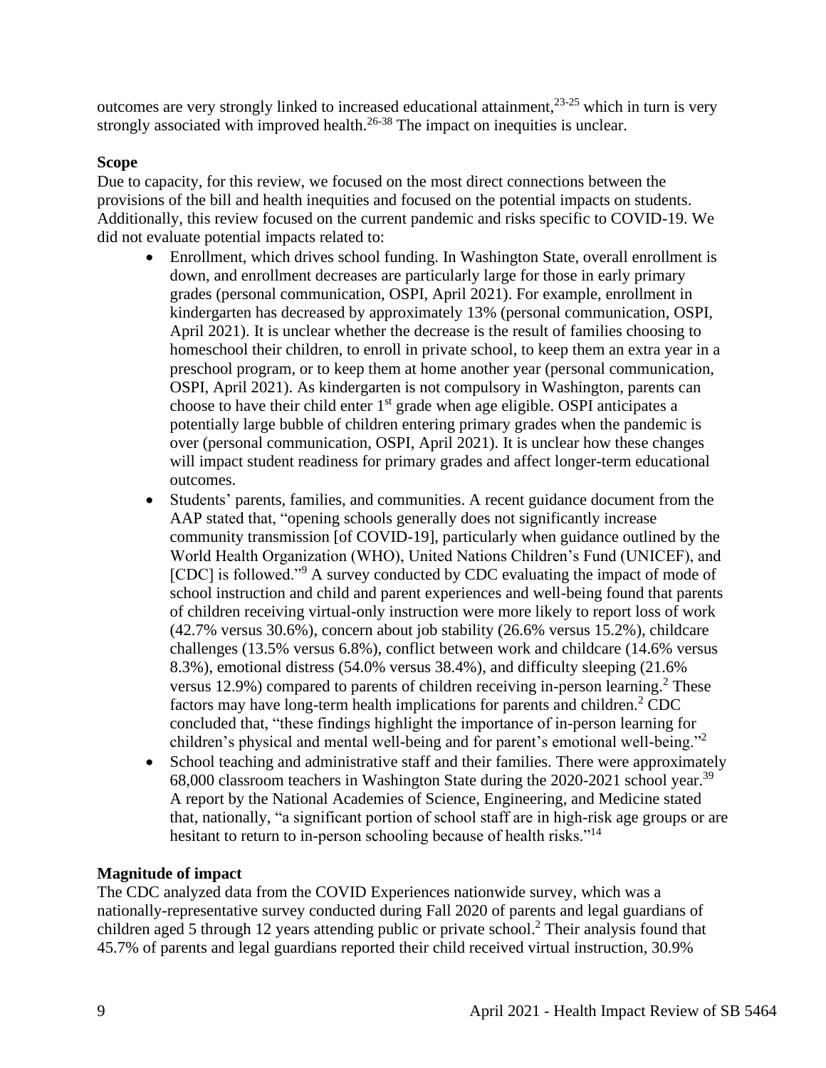outcomes are very strongly linked to increased educational attainment,[23-25] which in turn is very strongly associated with improved health.[26-38] The impact on inequities is unclear.

**Scope**

Due to capacity, for this review, we focused on the most direct connections between the provisions of the bill and health inequities and focused on the potential impacts on students. Additionally, this review focused on the current pandemic and risks specific to COVID-19. We did not evaluate potential impacts related to:

- Enrollment, which drives school funding. In Washington State, overall enrollment is down, and enrollment decreases are particularly large for those in early primary grades (personal communication, OSPI, April 2021). For example, enrollment in kindergarten has decreased by approximately 13% (personal communication, OSPI, April 2021). It is unclear whether the decrease is the result of families choosing to homeschool their children, to enroll in private school, to keep them an extra year in a preschool program, or to keep them at home another year (personal communication, OSPI, April 2021). As kindergarten is not compulsory in Washington, parents can choose to have their child enter 1st grade when age eligible. OSPI anticipates a potentially large bubble of children entering primary grades when the pandemic is over (personal communication, OSPI, April 2021). It is unclear how these changes will impact student readiness for primary grades and affect longer-term educational outcomes.
- Students' parents, families, and communities. A recent guidance document from the AAP stated that, "opening schools generally does not significantly increase community transmission [of COVID-19], particularly when guidance outlined by the World Health Organization (WHO), United Nations Children's Fund (UNICEF), and [CDC] is followed."[9] A survey conducted by CDC evaluating the impact of mode of school instruction and child and parent experiences and well-being found that parents of children receiving virtual-only instruction were more likely to report loss of work (42.7% versus 30.6%), concern about job stability (26.6% versus 15.2%), childcare challenges (13.5% versus 6.8%), conflict between work and childcare (14.6% versus 8.3%), emotional distress (54.0% versus 38.4%), and difficulty sleeping (21.6% versus 12.9%) compared to parents of children receiving in-person learning.[2] These factors may have long-term health implications for parents and children.[2] CDC concluded that, "these findings highlight the importance of in-person learning for children's physical and mental well-being and for parent's emotional well-being."[2]
- School teaching and administrative staff and their families. There were approximately 68,000 classroom teachers in Washington State during the 2020-2021 school year.[39] A report by the National Academies of Science, Engineering, and Medicine stated that, nationally, "a significant portion of school staff are in high-risk age groups or are hesitant to return to in-person schooling because of health risks."[14]

**Magnitude of impact**

The CDC analyzed data from the COVID Experiences nationwide survey, which was a nationally-representative survey conducted during Fall 2020 of parents and legal guardians of children aged 5 through 12 years attending public or private school.[2] Their analysis found that 45.7% of parents and legal guardians reported their child received virtual instruction, 30.9%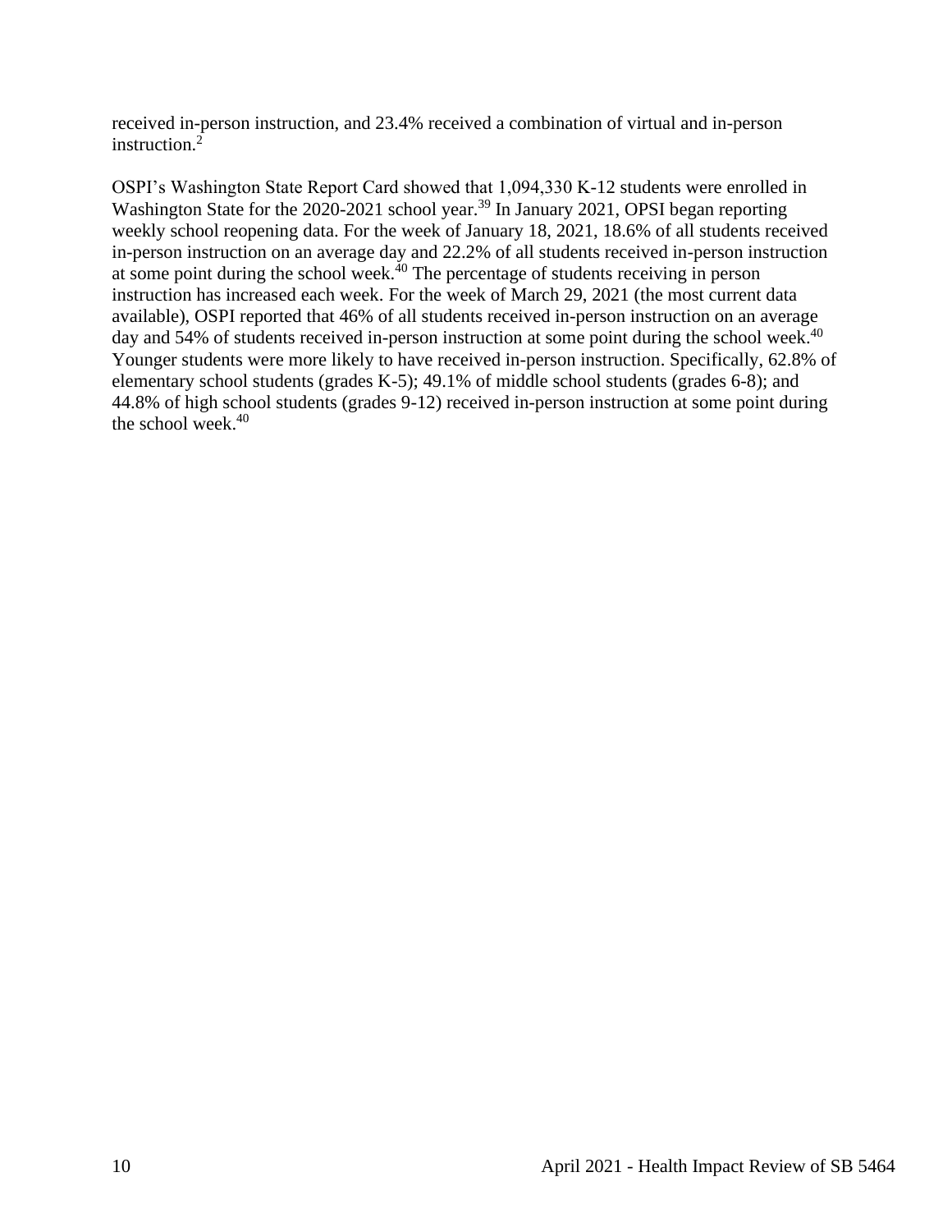received in-person instruction, and 23.4% received a combination of virtual and in-person instruction.[2]

OSPI's Washington State Report Card showed that 1,094,330 K-12 students were enrolled in Washington State for the 2020-2021 school year.[39] In January 2021, OPSI began reporting weekly school reopening data. For the week of January 18, 2021, 18.6% of all students received in-person instruction on an average day and 22.2% of all students received in-person instruction at some point during the school week.[40] The percentage of students receiving in person instruction has increased each week. For the week of March 29, 2021 (the most current data available), OSPI reported that 46% of all students received in-person instruction on an average day and 54% of students received in-person instruction at some point during the school week.[40] Younger students were more likely to have received in-person instruction. Specifically, 62.8% of elementary school students (grades K-5); 49.1% of middle school students (grades 6-8); and 44.8% of high school students (grades 9-12) received in-person instruction at some point during the school week.[40]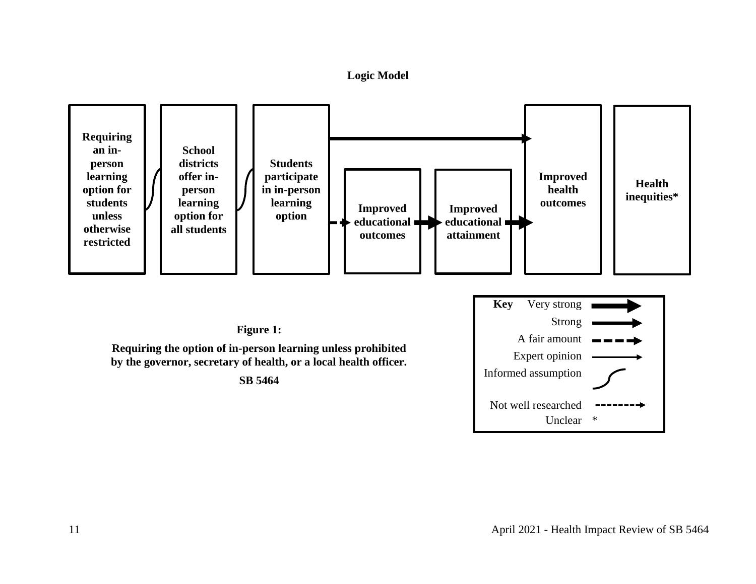**Logic Model**

Requiring an in-person learning option for students unless otherwise restricted

School districts offer in-person learning option for all students

Students participate in in-person learning option

Improved educational outcomes

Improved educational attainment

Improved health outcomes

Health inequities*

Key

- Very strong
- Strong
- A fair amount
- Expert opinion
- Informed assumption
- Not well researched
- Unclear *

**Figure 1:**

**Requiring the option of in-person learning unless prohibited by the governor, secretary of health, or a local health officer.**

**SB 5464**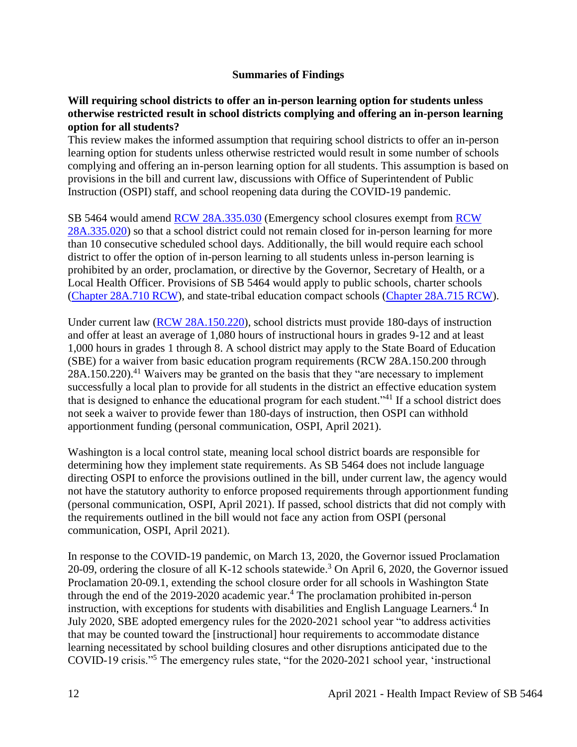## Summaries of Findings

**Will requiring school districts to offer an in-person learning option for students unless otherwise restricted result in school districts complying and offering an in-person learning option for all students?**

This review makes the informed assumption that requiring school districts to offer an in-person learning option for students unless otherwise restricted would result in some number of schools complying and offering an in-person learning option for all students. This assumption is based on provisions in the bill and current law, discussions with Office of Superintendent of Public Instruction (OSPI) staff, and school reopening data during the COVID-19 pandemic.

SB 5464 would amend RCW 28A.335.030 (Emergency school closures exempt from RCW 28A.335.020) so that a school district could not remain closed for in-person learning for more than 10 consecutive scheduled school days. Additionally, the bill would require each school district to offer the option of in-person learning to all students unless in-person learning is prohibited by an order, proclamation, or directive by the Governor, Secretary of Health, or a Local Health Officer. Provisions of SB 5464 would apply to public schools, charter schools (Chapter 28A.710 RCW), and state-tribal education compact schools (Chapter 28A.715 RCW).

Under current law (RCW 28A.150.220), school districts must provide 180-days of instruction and offer at least an average of 1,080 hours of instructional hours in grades 9-12 and at least 1,000 hours in grades 1 through 8. A school district may apply to the State Board of Education (SBE) for a waiver from basic education program requirements (RCW 28A.150.200 through 28A.150.220).[41] Waivers may be granted on the basis that they "are necessary to implement successfully a local plan to provide for all students in the district an effective education system that is designed to enhance the educational program for each student."[41] If a school district does not seek a waiver to provide fewer than 180-days of instruction, then OSPI can withhold apportionment funding (personal communication, OSPI, April 2021).

Washington is a local control state, meaning local school district boards are responsible for determining how they implement state requirements. As SB 5464 does not include language directing OSPI to enforce the provisions outlined in the bill, under current law, the agency would not have the statutory authority to enforce proposed requirements through apportionment funding (personal communication, OSPI, April 2021). If passed, school districts that did not comply with the requirements outlined in the bill would not face any action from OSPI (personal communication, OSPI, April 2021).

In response to the COVID-19 pandemic, on March 13, 2020, the Governor issued Proclamation 20-09, ordering the closure of all K-12 schools statewide.[3] On April 6, 2020, the Governor issued Proclamation 20-09.1, extending the school closure order for all schools in Washington State through the end of the 2019-2020 academic year.[4] The proclamation prohibited in-person instruction, with exceptions for students with disabilities and English Language Learners.[4] In July 2020, SBE adopted emergency rules for the 2020-2021 school year "to address activities that may be counted toward the [instructional] hour requirements to accommodate distance learning necessitated by school building closures and other disruptions anticipated due to the COVID-19 crisis."[5] The emergency rules state, "for the 2020-2021 school year, 'instructional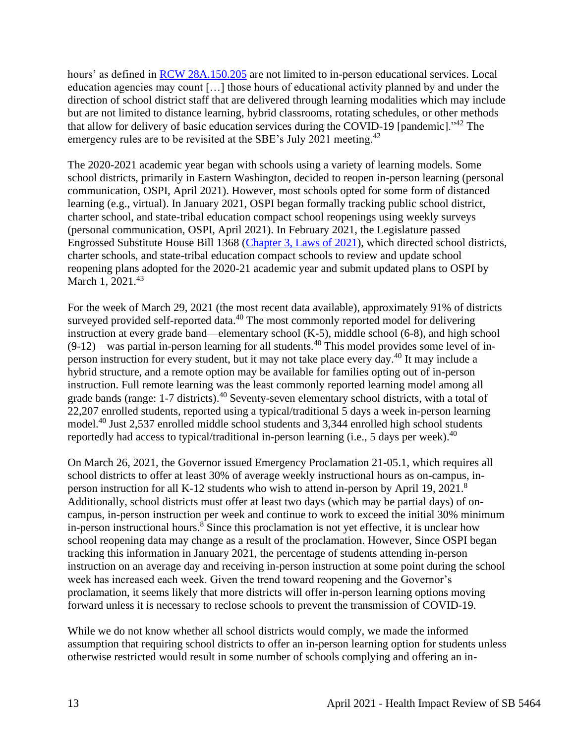hours' as defined in RCW 28A.150.205 are not limited to in-person educational services. Local education agencies may count […] those hours of educational activity planned by and under the direction of school district staff that are delivered through learning modalities which may include but are not limited to distance learning, hybrid classrooms, rotating schedules, or other methods that allow for delivery of basic education services during the COVID-19 [pandemic]."[42] The emergency rules are to be revisited at the SBE's July 2021 meeting.[42]

The 2020-2021 academic year began with schools using a variety of learning models. Some school districts, primarily in Eastern Washington, decided to reopen in-person learning (personal communication, OSPI, April 2021). However, most schools opted for some form of distanced learning (e.g., virtual). In January 2021, OSPI began formally tracking public school district, charter school, and state-tribal education compact school reopenings using weekly surveys (personal communication, OSPI, April 2021). In February 2021, the Legislature passed Engrossed Substitute House Bill 1368 (Chapter 3, Laws of 2021), which directed school districts, charter schools, and state-tribal education compact schools to review and update school reopening plans adopted for the 2020-21 academic year and submit updated plans to OSPI by March 1, 2021.[43]

For the week of March 29, 2021 (the most recent data available), approximately 91% of districts surveyed provided self-reported data.[40] The most commonly reported model for delivering instruction at every grade band—elementary school (K-5), middle school (6-8), and high school (9-12)—was partial in-person learning for all students.[40] This model provides some level of in-person instruction for every student, but it may not take place every day.[40] It may include a hybrid structure, and a remote option may be available for families opting out of in-person instruction. Full remote learning was the least commonly reported learning model among all grade bands (range: 1-7 districts).[40] Seventy-seven elementary school districts, with a total of 22,207 enrolled students, reported using a typical/traditional 5 days a week in-person learning model.[40] Just 2,537 enrolled middle school students and 3,344 enrolled high school students reportedly had access to typical/traditional in-person learning (i.e., 5 days per week).[40]

On March 26, 2021, the Governor issued Emergency Proclamation 21-05.1, which requires all school districts to offer at least 30% of average weekly instructional hours as on-campus, in-person instruction for all K-12 students who wish to attend in-person by April 19, 2021.[8] Additionally, school districts must offer at least two days (which may be partial days) of on-campus, in-person instruction per week and continue to work to exceed the initial 30% minimum in-person instructional hours.[8] Since this proclamation is not yet effective, it is unclear how school reopening data may change as a result of the proclamation. However, Since OSPI began tracking this information in January 2021, the percentage of students attending in-person instruction on an average day and receiving in-person instruction at some point during the school week has increased each week. Given the trend toward reopening and the Governor's proclamation, it seems likely that more districts will offer in-person learning options moving forward unless it is necessary to reclose schools to prevent the transmission of COVID-19.

While we do not know whether all school districts would comply, we made the informed assumption that requiring school districts to offer an in-person learning option for students unless otherwise restricted would result in some number of schools complying and offering an in-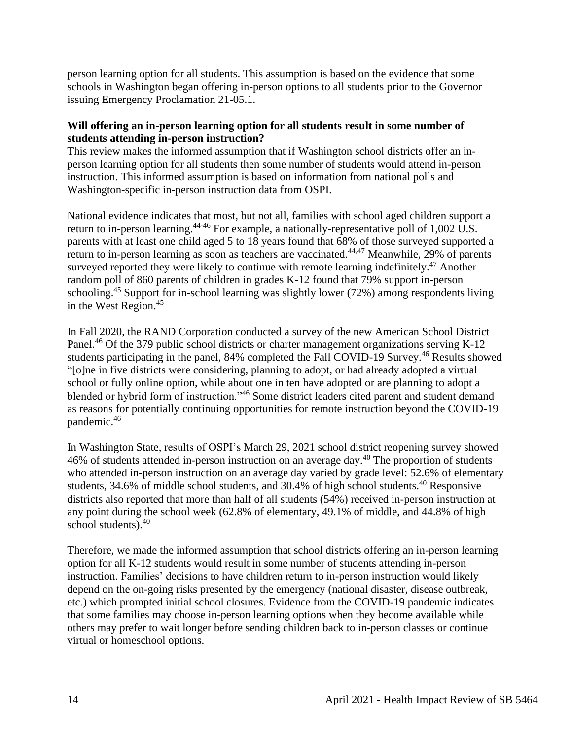person learning option for all students. This assumption is based on the evidence that some schools in Washington began offering in-person options to all students prior to the Governor issuing Emergency Proclamation 21-05.1.

**Will offering an in-person learning option for all students result in some number of students attending in-person instruction?**

This review makes the informed assumption that if Washington school districts offer an in-person learning option for all students then some number of students would attend in-person instruction. This informed assumption is based on information from national polls and Washington-specific in-person instruction data from OSPI.

National evidence indicates that most, but not all, families with school aged children support a return to in-person learning.[44-46] For example, a nationally-representative poll of 1,002 U.S. parents with at least one child aged 5 to 18 years found that 68% of those surveyed supported a return to in-person learning as soon as teachers are vaccinated.[44,47] Meanwhile, 29% of parents surveyed reported they were likely to continue with remote learning indefinitely.[47] Another random poll of 860 parents of children in grades K-12 found that 79% support in-person schooling.[45] Support for in-school learning was slightly lower (72%) among respondents living in the West Region.[45]

In Fall 2020, the RAND Corporation conducted a survey of the new American School District Panel.[46] Of the 379 public school districts or charter management organizations serving K-12 students participating in the panel, 84% completed the Fall COVID-19 Survey.[46] Results showed "[o]ne in five districts were considering, planning to adopt, or had already adopted a virtual school or fully online option, while about one in ten have adopted or are planning to adopt a blended or hybrid form of instruction."[46] Some district leaders cited parent and student demand as reasons for potentially continuing opportunities for remote instruction beyond the COVID-19 pandemic.[46]

In Washington State, results of OSPI's March 29, 2021 school district reopening survey showed 46% of students attended in-person instruction on an average day.[40] The proportion of students who attended in-person instruction on an average day varied by grade level: 52.6% of elementary students, 34.6% of middle school students, and 30.4% of high school students.[40] Responsive districts also reported that more than half of all students (54%) received in-person instruction at any point during the school week (62.8% of elementary, 49.1% of middle, and 44.8% of high school students).[40]

Therefore, we made the informed assumption that school districts offering an in-person learning option for all K-12 students would result in some number of students attending in-person instruction. Families' decisions to have children return to in-person instruction would likely depend on the on-going risks presented by the emergency (national disaster, disease outbreak, etc.) which prompted initial school closures. Evidence from the COVID-19 pandemic indicates that some families may choose in-person learning options when they become available while others may prefer to wait longer before sending children back to in-person classes or continue virtual or homeschool options.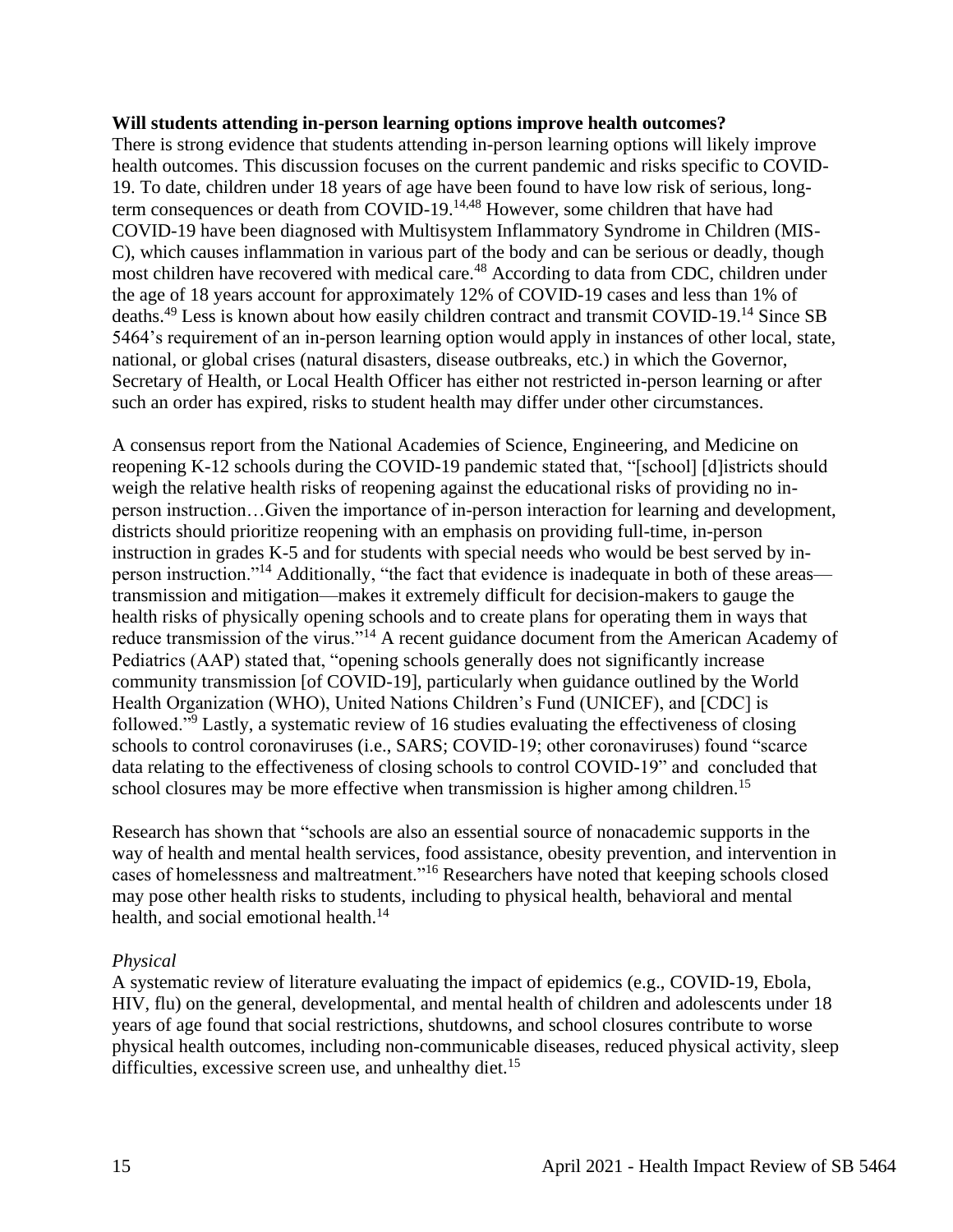**Will students attending in-person learning options improve health outcomes?**

There is strong evidence that students attending in-person learning options will likely improve health outcomes. This discussion focuses on the current pandemic and risks specific to COVID-19. To date, children under 18 years of age have been found to have low risk of serious, long-term consequences or death from COVID-19.[14,48] However, some children that have had COVID-19 have been diagnosed with Multisystem Inflammatory Syndrome in Children (MIS-C), which causes inflammation in various part of the body and can be serious or deadly, though most children have recovered with medical care.[48] According to data from CDC, children under the age of 18 years account for approximately 12% of COVID-19 cases and less than 1% of deaths.[49] Less is known about how easily children contract and transmit COVID-19.[14] Since SB 5464's requirement of an in-person learning option would apply in instances of other local, state, national, or global crises (natural disasters, disease outbreaks, etc.) in which the Governor, Secretary of Health, or Local Health Officer has either not restricted in-person learning or after such an order has expired, risks to student health may differ under other circumstances.

A consensus report from the National Academies of Science, Engineering, and Medicine on reopening K-12 schools during the COVID-19 pandemic stated that, "[school] [d]istricts should weigh the relative health risks of reopening against the educational risks of providing no in-person instruction…Given the importance of in-person interaction for learning and development, districts should prioritize reopening with an emphasis on providing full-time, in-person instruction in grades K-5 and for students with special needs who would be best served by in-person instruction."[14] Additionally, "the fact that evidence is inadequate in both of these areas—transmission and mitigation—makes it extremely difficult for decision-makers to gauge the health risks of physically opening schools and to create plans for operating them in ways that reduce transmission of the virus."[14] A recent guidance document from the American Academy of Pediatrics (AAP) stated that, "opening schools generally does not significantly increase community transmission [of COVID-19], particularly when guidance outlined by the World Health Organization (WHO), United Nations Children's Fund (UNICEF), and [CDC] is followed."[9] Lastly, a systematic review of 16 studies evaluating the effectiveness of closing schools to control coronaviruses (i.e., SARS; COVID-19; other coronaviruses) found "scarce data relating to the effectiveness of closing schools to control COVID-19" and concluded that school closures may be more effective when transmission is higher among children.[15]

Research has shown that "schools are also an essential source of nonacademic supports in the way of health and mental health services, food assistance, obesity prevention, and intervention in cases of homelessness and maltreatment."[16] Researchers have noted that keeping schools closed may pose other health risks to students, including to physical health, behavioral and mental health, and social emotional health.[14]

*Physical*

A systematic review of literature evaluating the impact of epidemics (e.g., COVID-19, Ebola, HIV, flu) on the general, developmental, and mental health of children and adolescents under 18 years of age found that social restrictions, shutdowns, and school closures contribute to worse physical health outcomes, including non-communicable diseases, reduced physical activity, sleep difficulties, excessive screen use, and unhealthy diet.[15]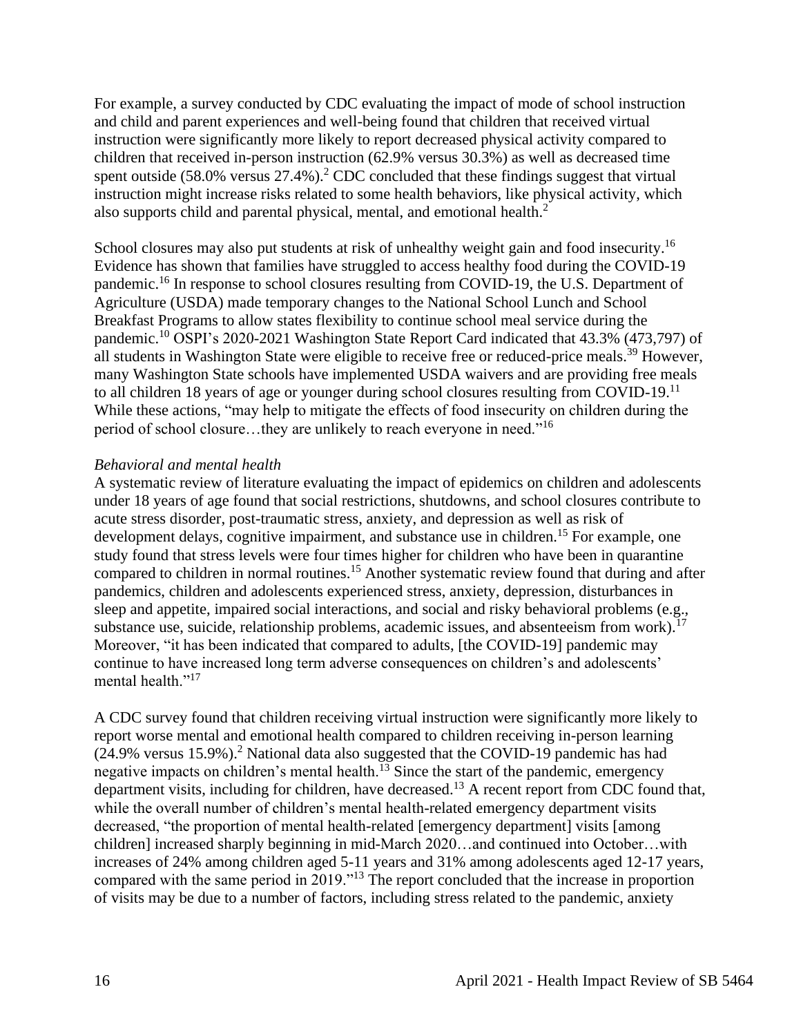For example, a survey conducted by CDC evaluating the impact of mode of school instruction and child and parent experiences and well-being found that children that received virtual instruction were significantly more likely to report decreased physical activity compared to children that received in-person instruction (62.9% versus 30.3%) as well as decreased time spent outside (58.0% versus 27.4%).[2] CDC concluded that these findings suggest that virtual instruction might increase risks related to some health behaviors, like physical activity, which also supports child and parental physical, mental, and emotional health.[2]

School closures may also put students at risk of unhealthy weight gain and food insecurity.[16] Evidence has shown that families have struggled to access healthy food during the COVID-19 pandemic.[16] In response to school closures resulting from COVID-19, the U.S. Department of Agriculture (USDA) made temporary changes to the National School Lunch and School Breakfast Programs to allow states flexibility to continue school meal service during the pandemic.[10] OSPI's 2020-2021 Washington State Report Card indicated that 43.3% (473,797) of all students in Washington State were eligible to receive free or reduced-price meals.[39] However, many Washington State schools have implemented USDA waivers and are providing free meals to all children 18 years of age or younger during school closures resulting from COVID-19.[11] While these actions, "may help to mitigate the effects of food insecurity on children during the period of school closure…they are unlikely to reach everyone in need."[16]

*Behavioral and mental health*

A systematic review of literature evaluating the impact of epidemics on children and adolescents under 18 years of age found that social restrictions, shutdowns, and school closures contribute to acute stress disorder, post-traumatic stress, anxiety, and depression as well as risk of development delays, cognitive impairment, and substance use in children.[15] For example, one study found that stress levels were four times higher for children who have been in quarantine compared to children in normal routines.[15] Another systematic review found that during and after pandemics, children and adolescents experienced stress, anxiety, depression, disturbances in sleep and appetite, impaired social interactions, and social and risky behavioral problems (e.g., substance use, suicide, relationship problems, academic issues, and absenteeism from work).[17] Moreover, "it has been indicated that compared to adults, [the COVID-19] pandemic may continue to have increased long term adverse consequences on children's and adolescents' mental health."[17]

A CDC survey found that children receiving virtual instruction were significantly more likely to report worse mental and emotional health compared to children receiving in-person learning (24.9% versus 15.9%).[2] National data also suggested that the COVID-19 pandemic has had negative impacts on children's mental health.[13] Since the start of the pandemic, emergency department visits, including for children, have decreased.[13] A recent report from CDC found that, while the overall number of children's mental health-related emergency department visits decreased, "the proportion of mental health-related [emergency department] visits [among children] increased sharply beginning in mid-March 2020…and continued into October…with increases of 24% among children aged 5-11 years and 31% among adolescents aged 12-17 years, compared with the same period in 2019."[13] The report concluded that the increase in proportion of visits may be due to a number of factors, including stress related to the pandemic, anxiety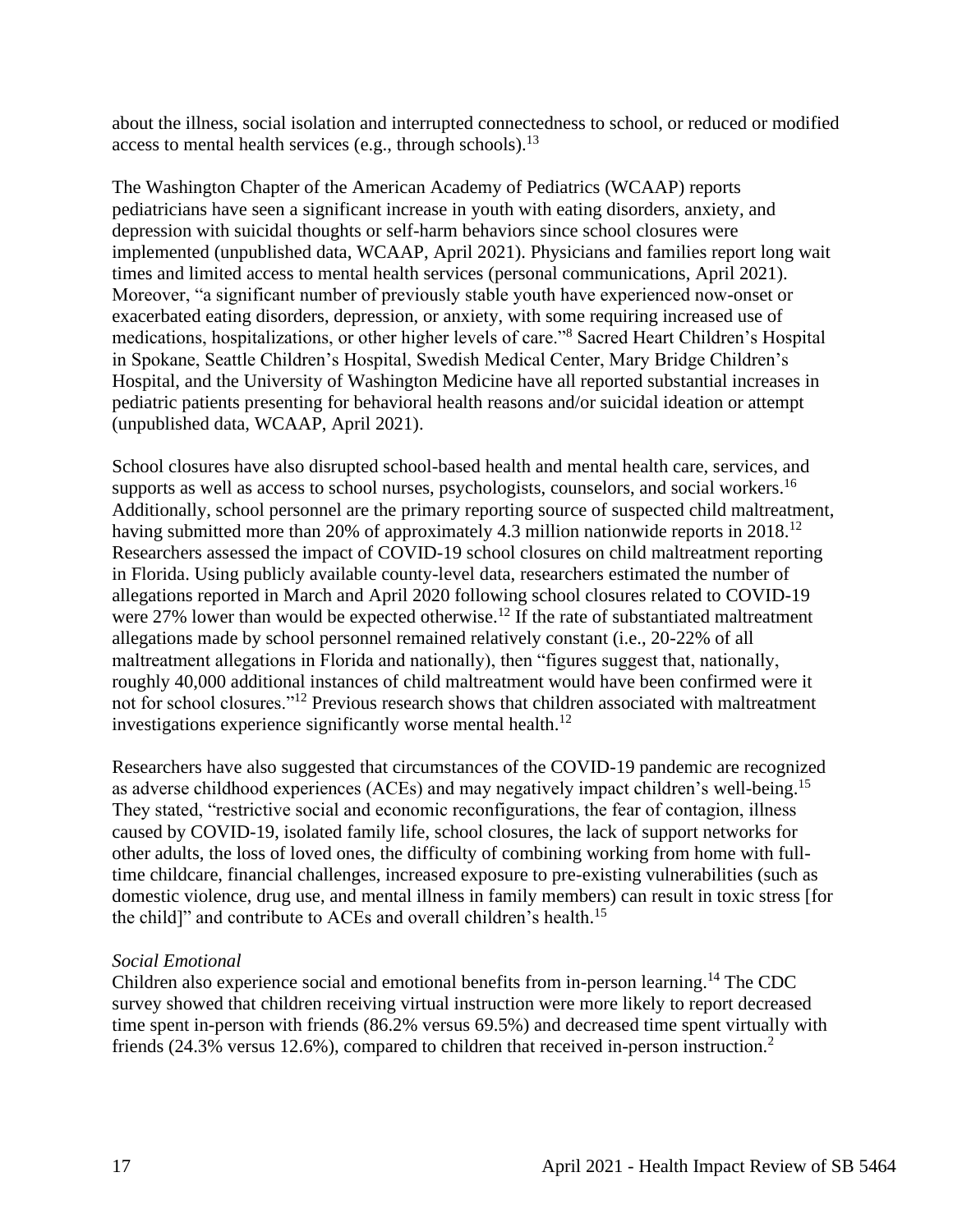about the illness, social isolation and interrupted connectedness to school, or reduced or modified access to mental health services (e.g., through schools).[13]

The Washington Chapter of the American Academy of Pediatrics (WCAAP) reports pediatricians have seen a significant increase in youth with eating disorders, anxiety, and depression with suicidal thoughts or self-harm behaviors since school closures were implemented (unpublished data, WCAAP, April 2021). Physicians and families report long wait times and limited access to mental health services (personal communications, April 2021). Moreover, "a significant number of previously stable youth have experienced now-onset or exacerbated eating disorders, depression, or anxiety, with some requiring increased use of medications, hospitalizations, or other higher levels of care."[8] Sacred Heart Children's Hospital in Spokane, Seattle Children's Hospital, Swedish Medical Center, Mary Bridge Children's Hospital, and the University of Washington Medicine have all reported substantial increases in pediatric patients presenting for behavioral health reasons and/or suicidal ideation or attempt (unpublished data, WCAAP, April 2021).

School closures have also disrupted school-based health and mental health care, services, and supports as well as access to school nurses, psychologists, counselors, and social workers.[16] Additionally, school personnel are the primary reporting source of suspected child maltreatment, having submitted more than 20% of approximately 4.3 million nationwide reports in 2018.[12] Researchers assessed the impact of COVID-19 school closures on child maltreatment reporting in Florida. Using publicly available county-level data, researchers estimated the number of allegations reported in March and April 2020 following school closures related to COVID-19 were 27% lower than would be expected otherwise.[12] If the rate of substantiated maltreatment allegations made by school personnel remained relatively constant (i.e., 20-22% of all maltreatment allegations in Florida and nationally), then "figures suggest that, nationally, roughly 40,000 additional instances of child maltreatment would have been confirmed were it not for school closures."[12] Previous research shows that children associated with maltreatment investigations experience significantly worse mental health.[12]

Researchers have also suggested that circumstances of the COVID-19 pandemic are recognized as adverse childhood experiences (ACEs) and may negatively impact children's well-being.[15] They stated, "restrictive social and economic reconfigurations, the fear of contagion, illness caused by COVID-19, isolated family life, school closures, the lack of support networks for other adults, the loss of loved ones, the difficulty of combining working from home with full-time childcare, financial challenges, increased exposure to pre-existing vulnerabilities (such as domestic violence, drug use, and mental illness in family members) can result in toxic stress [for the child]" and contribute to ACEs and overall children's health.[15]

*Social Emotional*

Children also experience social and emotional benefits from in-person learning.[14] The CDC survey showed that children receiving virtual instruction were more likely to report decreased time spent in-person with friends (86.2% versus 69.5%) and decreased time spent virtually with friends (24.3% versus 12.6%), compared to children that received in-person instruction.[2]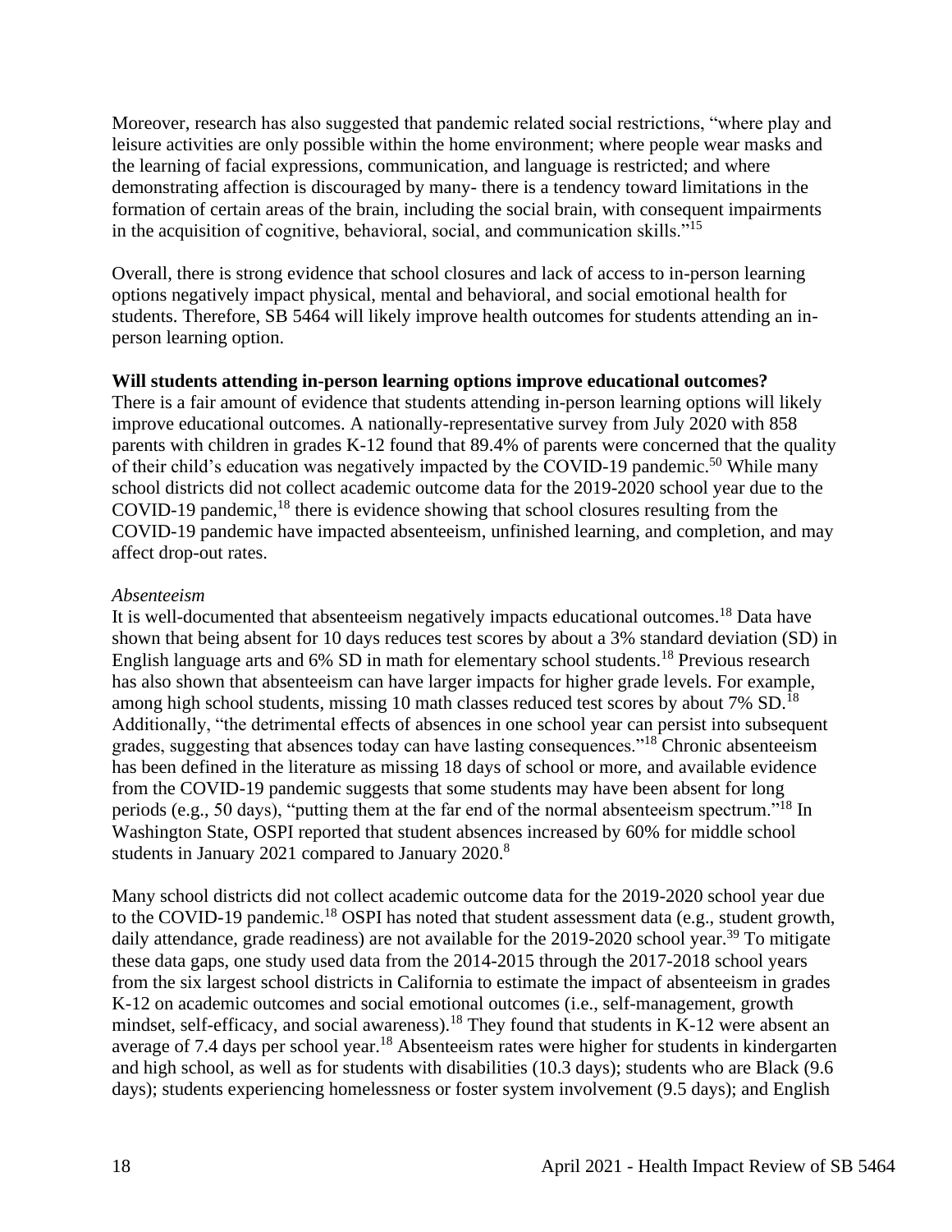Moreover, research has also suggested that pandemic related social restrictions, "where play and leisure activities are only possible within the home environment; where people wear masks and the learning of facial expressions, communication, and language is restricted; and where demonstrating affection is discouraged by many- there is a tendency toward limitations in the formation of certain areas of the brain, including the social brain, with consequent impairments in the acquisition of cognitive, behavioral, social, and communication skills."[15]

Overall, there is strong evidence that school closures and lack of access to in-person learning options negatively impact physical, mental and behavioral, and social emotional health for students. Therefore, SB 5464 will likely improve health outcomes for students attending an in-person learning option.

**Will students attending in-person learning options improve educational outcomes?**

There is a fair amount of evidence that students attending in-person learning options will likely improve educational outcomes. A nationally-representative survey from July 2020 with 858 parents with children in grades K-12 found that 89.4% of parents were concerned that the quality of their child's education was negatively impacted by the COVID-19 pandemic.[50] While many school districts did not collect academic outcome data for the 2019-2020 school year due to the COVID-19 pandemic,[18] there is evidence showing that school closures resulting from the COVID-19 pandemic have impacted absenteeism, unfinished learning, and completion, and may affect drop-out rates.

*Absenteeism*

It is well-documented that absenteeism negatively impacts educational outcomes.[18] Data have shown that being absent for 10 days reduces test scores by about a 3% standard deviation (SD) in English language arts and 6% SD in math for elementary school students.[18] Previous research has also shown that absenteeism can have larger impacts for higher grade levels. For example, among high school students, missing 10 math classes reduced test scores by about 7% SD.[18] Additionally, "the detrimental effects of absences in one school year can persist into subsequent grades, suggesting that absences today can have lasting consequences."[18] Chronic absenteeism has been defined in the literature as missing 18 days of school or more, and available evidence from the COVID-19 pandemic suggests that some students may have been absent for long periods (e.g., 50 days), "putting them at the far end of the normal absenteeism spectrum."[18] In Washington State, OSPI reported that student absences increased by 60% for middle school students in January 2021 compared to January 2020.[8]

Many school districts did not collect academic outcome data for the 2019-2020 school year due to the COVID-19 pandemic.[18] OSPI has noted that student assessment data (e.g., student growth, daily attendance, grade readiness) are not available for the 2019-2020 school year.[39] To mitigate these data gaps, one study used data from the 2014-2015 through the 2017-2018 school years from the six largest school districts in California to estimate the impact of absenteeism in grades K-12 on academic outcomes and social emotional outcomes (i.e., self-management, growth mindset, self-efficacy, and social awareness).[18] They found that students in K-12 were absent an average of 7.4 days per school year.[18] Absenteeism rates were higher for students in kindergarten and high school, as well as for students with disabilities (10.3 days); students who are Black (9.6 days); students experiencing homelessness or foster system involvement (9.5 days); and English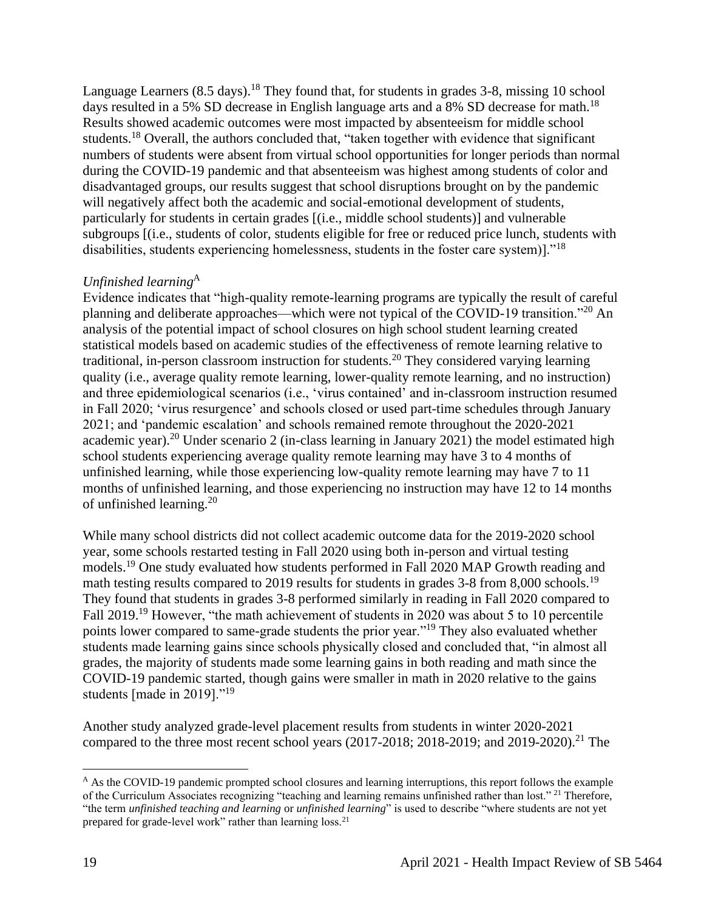Language Learners (8.5 days).[18] They found that, for students in grades 3-8, missing 10 school days resulted in a 5% SD decrease in English language arts and a 8% SD decrease for math.[18] Results showed academic outcomes were most impacted by absenteeism for middle school students.[18] Overall, the authors concluded that, "taken together with evidence that significant numbers of students were absent from virtual school opportunities for longer periods than normal during the COVID-19 pandemic and that absenteeism was highest among students of color and disadvantaged groups, our results suggest that school disruptions brought on by the pandemic will negatively affect both the academic and social-emotional development of students, particularly for students in certain grades [(i.e., middle school students)] and vulnerable subgroups [(i.e., students of color, students eligible for free or reduced price lunch, students with disabilities, students experiencing homelessness, students in the foster care system)]."[18]

*Unfinished learning*[A]

Evidence indicates that "high-quality remote-learning programs are typically the result of careful planning and deliberate approaches—which were not typical of the COVID-19 transition."[20] An analysis of the potential impact of school closures on high school student learning created statistical models based on academic studies of the effectiveness of remote learning relative to traditional, in-person classroom instruction for students.[20] They considered varying learning quality (i.e., average quality remote learning, lower-quality remote learning, and no instruction) and three epidemiological scenarios (i.e., 'virus contained' and in-classroom instruction resumed in Fall 2020; 'virus resurgence' and schools closed or used part-time schedules through January 2021; and 'pandemic escalation' and schools remained remote throughout the 2020-2021 academic year).[20] Under scenario 2 (in-class learning in January 2021) the model estimated high school students experiencing average quality remote learning may have 3 to 4 months of unfinished learning, while those experiencing low-quality remote learning may have 7 to 11 months of unfinished learning, and those experiencing no instruction may have 12 to 14 months of unfinished learning.[20]

While many school districts did not collect academic outcome data for the 2019-2020 school year, some schools restarted testing in Fall 2020 using both in-person and virtual testing models.[19] One study evaluated how students performed in Fall 2020 MAP Growth reading and math testing results compared to 2019 results for students in grades 3-8 from 8,000 schools.[19] They found that students in grades 3-8 performed similarly in reading in Fall 2020 compared to Fall 2019.[19] However, "the math achievement of students in 2020 was about 5 to 10 percentile points lower compared to same-grade students the prior year."[19] They also evaluated whether students made learning gains since schools physically closed and concluded that, "in almost all grades, the majority of students made some learning gains in both reading and math since the COVID-19 pandemic started, though gains were smaller in math in 2020 relative to the gains students [made in 2019]."[19]

Another study analyzed grade-level placement results from students in winter 2020-2021 compared to the three most recent school years (2017-2018; 2018-2019; and 2019-2020).[21] The

---

[A] As the COVID-19 pandemic prompted school closures and learning interruptions, this report follows the example of the Curriculum Associates recognizing "teaching and learning remains unfinished rather than lost." [21] Therefore, "the term *unfinished teaching and learning* or *unfinished learning*" is used to describe "where students are not yet prepared for grade-level work" rather than learning loss.[21]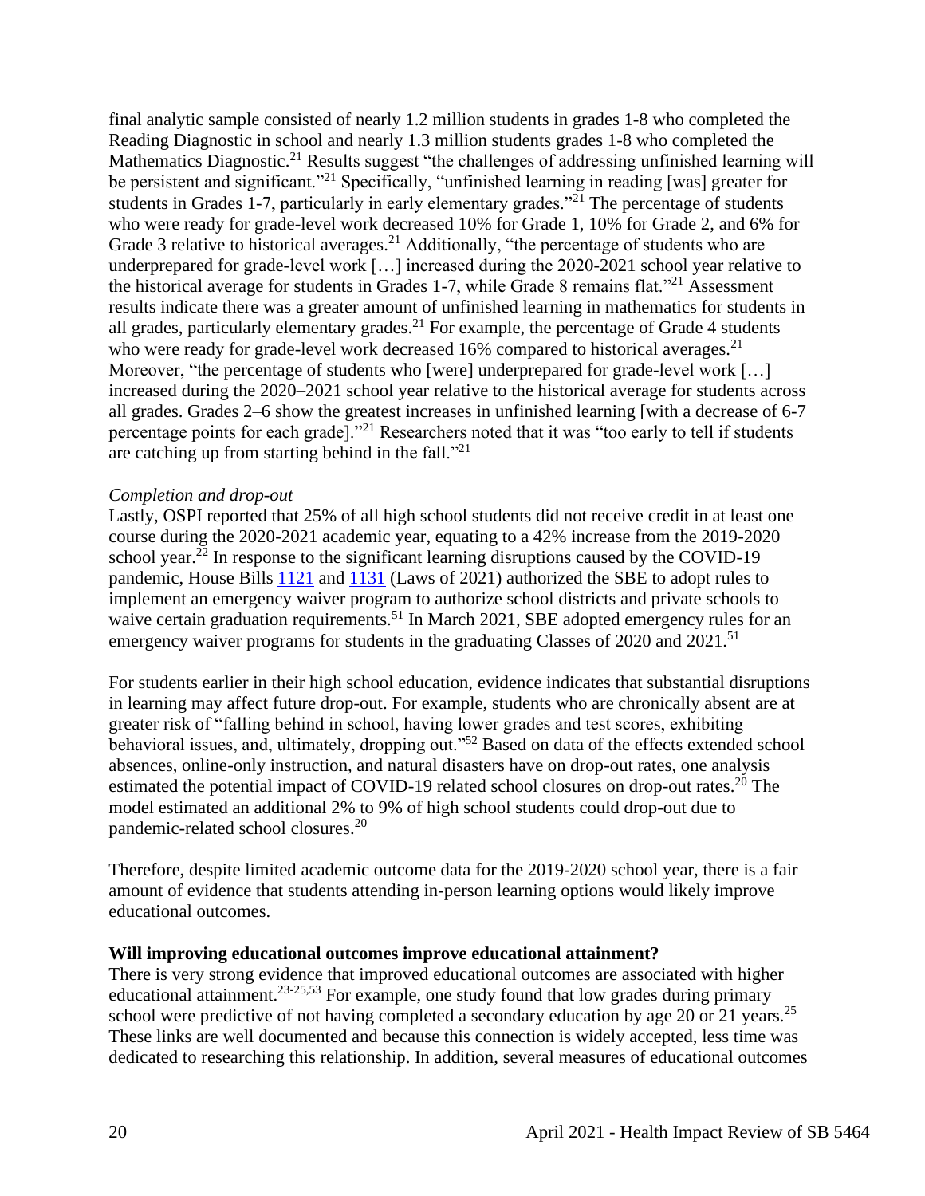final analytic sample consisted of nearly 1.2 million students in grades 1-8 who completed the Reading Diagnostic in school and nearly 1.3 million students grades 1-8 who completed the Mathematics Diagnostic.[21] Results suggest "the challenges of addressing unfinished learning will be persistent and significant."[21] Specifically, "unfinished learning in reading [was] greater for students in Grades 1-7, particularly in early elementary grades."[21] The percentage of students who were ready for grade-level work decreased 10% for Grade 1, 10% for Grade 2, and 6% for Grade 3 relative to historical averages.[21] Additionally, "the percentage of students who are underprepared for grade-level work […] increased during the 2020-2021 school year relative to the historical average for students in Grades 1-7, while Grade 8 remains flat."[21] Assessment results indicate there was a greater amount of unfinished learning in mathematics for students in all grades, particularly elementary grades.[21] For example, the percentage of Grade 4 students who were ready for grade-level work decreased 16% compared to historical averages.[21] Moreover, "the percentage of students who [were] underprepared for grade-level work […] increased during the 2020–2021 school year relative to the historical average for students across all grades. Grades 2–6 show the greatest increases in unfinished learning [with a decrease of 6-7 percentage points for each grade]."[21] Researchers noted that it was "too early to tell if students are catching up from starting behind in the fall."[21]

*Completion and drop-out*

Lastly, OSPI reported that 25% of all high school students did not receive credit in at least one course during the 2020-2021 academic year, equating to a 42% increase from the 2019-2020 school year.[22] In response to the significant learning disruptions caused by the COVID-19 pandemic, House Bills 1121 and 1131 (Laws of 2021) authorized the SBE to adopt rules to implement an emergency waiver program to authorize school districts and private schools to waive certain graduation requirements.[51] In March 2021, SBE adopted emergency rules for an emergency waiver programs for students in the graduating Classes of 2020 and 2021.[51]

For students earlier in their high school education, evidence indicates that substantial disruptions in learning may affect future drop-out. For example, students who are chronically absent are at greater risk of "falling behind in school, having lower grades and test scores, exhibiting behavioral issues, and, ultimately, dropping out."[52] Based on data of the effects extended school absences, online-only instruction, and natural disasters have on drop-out rates, one analysis estimated the potential impact of COVID-19 related school closures on drop-out rates.[20] The model estimated an additional 2% to 9% of high school students could drop-out due to pandemic-related school closures.[20]

Therefore, despite limited academic outcome data for the 2019-2020 school year, there is a fair amount of evidence that students attending in-person learning options would likely improve educational outcomes.

**Will improving educational outcomes improve educational attainment?**

There is very strong evidence that improved educational outcomes are associated with higher educational attainment.[23-25,53] For example, one study found that low grades during primary school were predictive of not having completed a secondary education by age 20 or 21 years.[25] These links are well documented and because this connection is widely accepted, less time was dedicated to researching this relationship. In addition, several measures of educational outcomes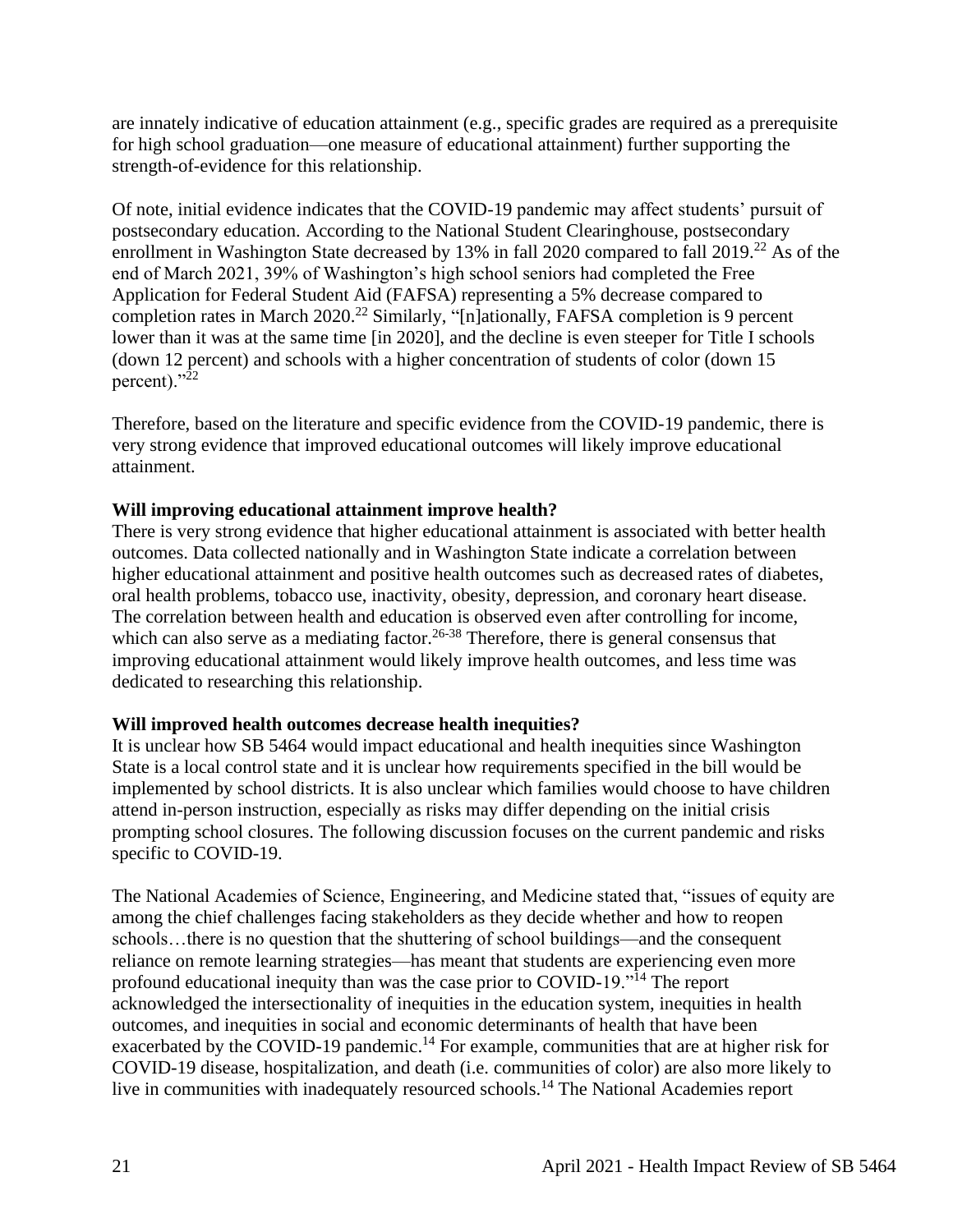are innately indicative of education attainment (e.g., specific grades are required as a prerequisite for high school graduation—one measure of educational attainment) further supporting the strength-of-evidence for this relationship.

Of note, initial evidence indicates that the COVID-19 pandemic may affect students' pursuit of postsecondary education. According to the National Student Clearinghouse, postsecondary enrollment in Washington State decreased by 13% in fall 2020 compared to fall 2019.[22] As of the end of March 2021, 39% of Washington's high school seniors had completed the Free Application for Federal Student Aid (FAFSA) representing a 5% decrease compared to completion rates in March 2020.[22] Similarly, "[n]ationally, FAFSA completion is 9 percent lower than it was at the same time [in 2020], and the decline is even steeper for Title I schools (down 12 percent) and schools with a higher concentration of students of color (down 15 percent)."[22]

Therefore, based on the literature and specific evidence from the COVID-19 pandemic, there is very strong evidence that improved educational outcomes will likely improve educational attainment.

**Will improving educational attainment improve health?**

There is very strong evidence that higher educational attainment is associated with better health outcomes. Data collected nationally and in Washington State indicate a correlation between higher educational attainment and positive health outcomes such as decreased rates of diabetes, oral health problems, tobacco use, inactivity, obesity, depression, and coronary heart disease. The correlation between health and education is observed even after controlling for income, which can also serve as a mediating factor.[26-38] Therefore, there is general consensus that improving educational attainment would likely improve health outcomes, and less time was dedicated to researching this relationship.

**Will improved health outcomes decrease health inequities?**

It is unclear how SB 5464 would impact educational and health inequities since Washington State is a local control state and it is unclear how requirements specified in the bill would be implemented by school districts. It is also unclear which families would choose to have children attend in-person instruction, especially as risks may differ depending on the initial crisis prompting school closures. The following discussion focuses on the current pandemic and risks specific to COVID-19.

The National Academies of Science, Engineering, and Medicine stated that, "issues of equity are among the chief challenges facing stakeholders as they decide whether and how to reopen schools…there is no question that the shuttering of school buildings—and the consequent reliance on remote learning strategies—has meant that students are experiencing even more profound educational inequity than was the case prior to COVID-19."[14] The report acknowledged the intersectionality of inequities in the education system, inequities in health outcomes, and inequities in social and economic determinants of health that have been exacerbated by the COVID-19 pandemic.[14] For example, communities that are at higher risk for COVID-19 disease, hospitalization, and death (i.e. communities of color) are also more likely to live in communities with inadequately resourced schools.[14] The National Academies report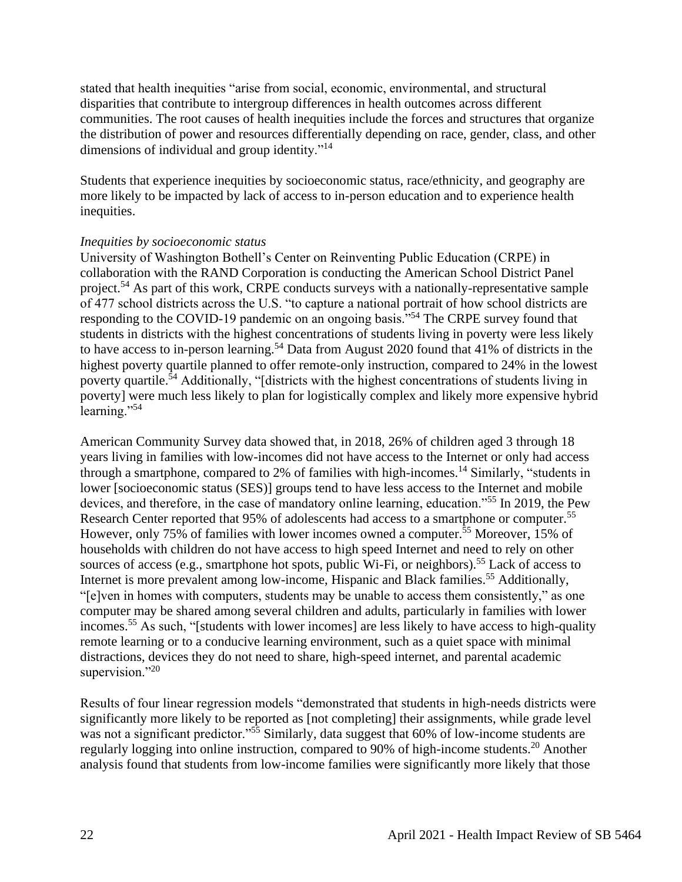stated that health inequities "arise from social, economic, environmental, and structural disparities that contribute to intergroup differences in health outcomes across different communities. The root causes of health inequities include the forces and structures that organize the distribution of power and resources differentially depending on race, gender, class, and other dimensions of individual and group identity."[14]

Students that experience inequities by socioeconomic status, race/ethnicity, and geography are more likely to be impacted by lack of access to in-person education and to experience health inequities.

*Inequities by socioeconomic status*

University of Washington Bothell's Center on Reinventing Public Education (CRPE) in collaboration with the RAND Corporation is conducting the American School District Panel project.[54] As part of this work, CRPE conducts surveys with a nationally-representative sample of 477 school districts across the U.S. "to capture a national portrait of how school districts are responding to the COVID-19 pandemic on an ongoing basis."[54] The CRPE survey found that students in districts with the highest concentrations of students living in poverty were less likely to have access to in-person learning.[54] Data from August 2020 found that 41% of districts in the highest poverty quartile planned to offer remote-only instruction, compared to 24% in the lowest poverty quartile.[54] Additionally, "[districts with the highest concentrations of students living in poverty] were much less likely to plan for logistically complex and likely more expensive hybrid learning."[54]

American Community Survey data showed that, in 2018, 26% of children aged 3 through 18 years living in families with low-incomes did not have access to the Internet or only had access through a smartphone, compared to 2% of families with high-incomes.[14] Similarly, "students in lower [socioeconomic status (SES)] groups tend to have less access to the Internet and mobile devices, and therefore, in the case of mandatory online learning, education."[55] In 2019, the Pew Research Center reported that 95% of adolescents had access to a smartphone or computer.[55] However, only 75% of families with lower incomes owned a computer.[55] Moreover, 15% of households with children do not have access to high speed Internet and need to rely on other sources of access (e.g., smartphone hot spots, public Wi-Fi, or neighbors).[55] Lack of access to Internet is more prevalent among low-income, Hispanic and Black families.[55] Additionally, "[e]ven in homes with computers, students may be unable to access them consistently," as one computer may be shared among several children and adults, particularly in families with lower incomes.[55] As such, "[students with lower incomes] are less likely to have access to high-quality remote learning or to a conducive learning environment, such as a quiet space with minimal distractions, devices they do not need to share, high-speed internet, and parental academic supervision."[20]

Results of four linear regression models "demonstrated that students in high-needs districts were significantly more likely to be reported as [not completing] their assignments, while grade level was not a significant predictor."[55] Similarly, data suggest that 60% of low-income students are regularly logging into online instruction, compared to 90% of high-income students.[20] Another analysis found that students from low-income families were significantly more likely that those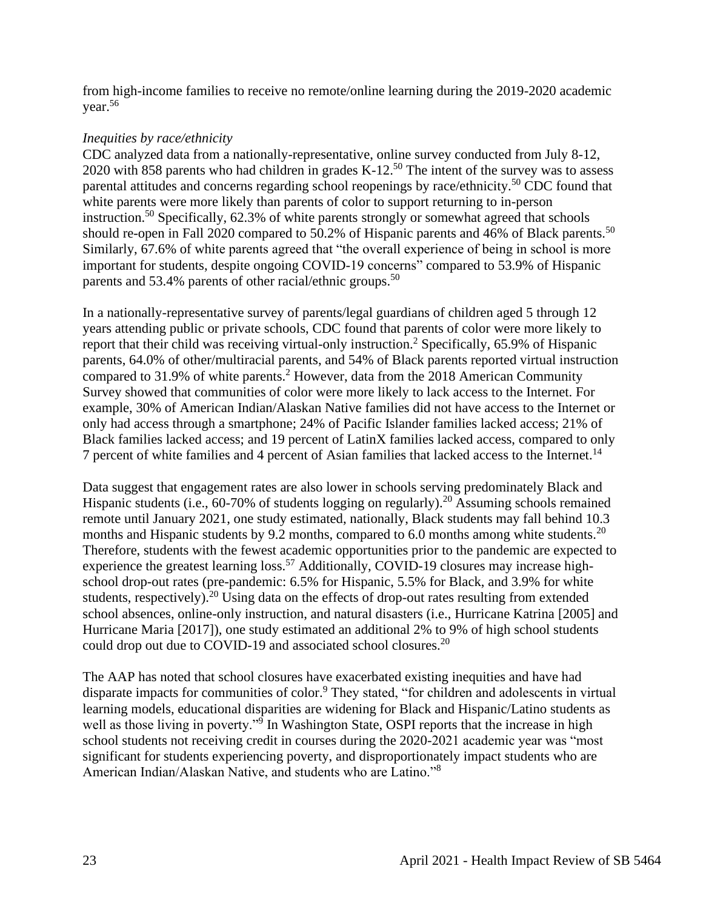from high-income families to receive no remote/online learning during the 2019-2020 academic year.[56]

*Inequities by race/ethnicity*

CDC analyzed data from a nationally-representative, online survey conducted from July 8-12, 2020 with 858 parents who had children in grades K-12.[50] The intent of the survey was to assess parental attitudes and concerns regarding school reopenings by race/ethnicity.[50] CDC found that white parents were more likely than parents of color to support returning to in-person instruction.[50] Specifically, 62.3% of white parents strongly or somewhat agreed that schools should re-open in Fall 2020 compared to 50.2% of Hispanic parents and 46% of Black parents.[50] Similarly, 67.6% of white parents agreed that "the overall experience of being in school is more important for students, despite ongoing COVID-19 concerns" compared to 53.9% of Hispanic parents and 53.4% parents of other racial/ethnic groups.[50]

In a nationally-representative survey of parents/legal guardians of children aged 5 through 12 years attending public or private schools, CDC found that parents of color were more likely to report that their child was receiving virtual-only instruction.[2] Specifically, 65.9% of Hispanic parents, 64.0% of other/multiracial parents, and 54% of Black parents reported virtual instruction compared to 31.9% of white parents.[2] However, data from the 2018 American Community Survey showed that communities of color were more likely to lack access to the Internet. For example, 30% of American Indian/Alaskan Native families did not have access to the Internet or only had access through a smartphone; 24% of Pacific Islander families lacked access; 21% of Black families lacked access; and 19 percent of LatinX families lacked access, compared to only 7 percent of white families and 4 percent of Asian families that lacked access to the Internet.[14]

Data suggest that engagement rates are also lower in schools serving predominately Black and Hispanic students (i.e., 60-70% of students logging on regularly).[20] Assuming schools remained remote until January 2021, one study estimated, nationally, Black students may fall behind 10.3 months and Hispanic students by 9.2 months, compared to 6.0 months among white students.[20] Therefore, students with the fewest academic opportunities prior to the pandemic are expected to experience the greatest learning loss.[57] Additionally, COVID-19 closures may increase high-school drop-out rates (pre-pandemic: 6.5% for Hispanic, 5.5% for Black, and 3.9% for white students, respectively).[20] Using data on the effects of drop-out rates resulting from extended school absences, online-only instruction, and natural disasters (i.e., Hurricane Katrina [2005] and Hurricane Maria [2017]), one study estimated an additional 2% to 9% of high school students could drop out due to COVID-19 and associated school closures.[20]

The AAP has noted that school closures have exacerbated existing inequities and have had disparate impacts for communities of color.[9] They stated, "for children and adolescents in virtual learning models, educational disparities are widening for Black and Hispanic/Latino students as well as those living in poverty."[9] In Washington State, OSPI reports that the increase in high school students not receiving credit in courses during the 2020-2021 academic year was "most significant for students experiencing poverty, and disproportionately impact students who are American Indian/Alaskan Native, and students who are Latino."[8]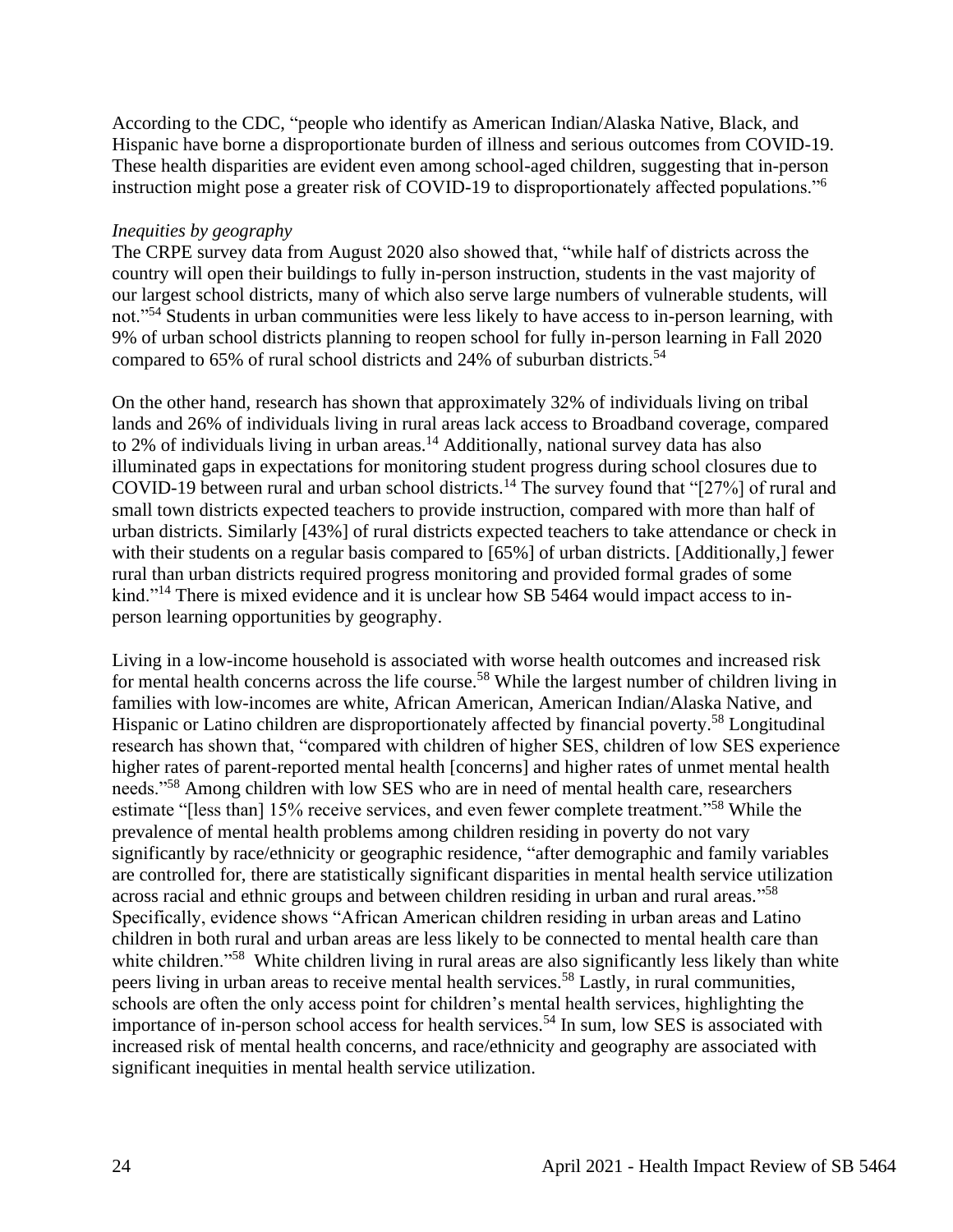According to the CDC, "people who identify as American Indian/Alaska Native, Black, and Hispanic have borne a disproportionate burden of illness and serious outcomes from COVID-19. These health disparities are evident even among school-aged children, suggesting that in-person instruction might pose a greater risk of COVID-19 to disproportionately affected populations."[6]

*Inequities by geography*

The CRPE survey data from August 2020 also showed that, "while half of districts across the country will open their buildings to fully in-person instruction, students in the vast majority of our largest school districts, many of which also serve large numbers of vulnerable students, will not."[54] Students in urban communities were less likely to have access to in-person learning, with 9% of urban school districts planning to reopen school for fully in-person learning in Fall 2020 compared to 65% of rural school districts and 24% of suburban districts.[54]

On the other hand, research has shown that approximately 32% of individuals living on tribal lands and 26% of individuals living in rural areas lack access to Broadband coverage, compared to 2% of individuals living in urban areas.[14] Additionally, national survey data has also illuminated gaps in expectations for monitoring student progress during school closures due to COVID-19 between rural and urban school districts.[14] The survey found that "[27%] of rural and small town districts expected teachers to provide instruction, compared with more than half of urban districts. Similarly [43%] of rural districts expected teachers to take attendance or check in with their students on a regular basis compared to [65%] of urban districts. [Additionally,] fewer rural than urban districts required progress monitoring and provided formal grades of some kind."[14] There is mixed evidence and it is unclear how SB 5464 would impact access to in-person learning opportunities by geography.

Living in a low-income household is associated with worse health outcomes and increased risk for mental health concerns across the life course.[58] While the largest number of children living in families with low-incomes are white, African American, American Indian/Alaska Native, and Hispanic or Latino children are disproportionately affected by financial poverty.[58] Longitudinal research has shown that, "compared with children of higher SES, children of low SES experience higher rates of parent-reported mental health [concerns] and higher rates of unmet mental health needs."[58] Among children with low SES who are in need of mental health care, researchers estimate "[less than] 15% receive services, and even fewer complete treatment."[58] While the prevalence of mental health problems among children residing in poverty do not vary significantly by race/ethnicity or geographic residence, "after demographic and family variables are controlled for, there are statistically significant disparities in mental health service utilization across racial and ethnic groups and between children residing in urban and rural areas."[58] Specifically, evidence shows "African American children residing in urban areas and Latino children in both rural and urban areas are less likely to be connected to mental health care than white children."[58] White children living in rural areas are also significantly less likely than white peers living in urban areas to receive mental health services.[58] Lastly, in rural communities, schools are often the only access point for children's mental health services, highlighting the importance of in-person school access for health services.[54] In sum, low SES is associated with increased risk of mental health concerns, and race/ethnicity and geography are associated with significant inequities in mental health service utilization.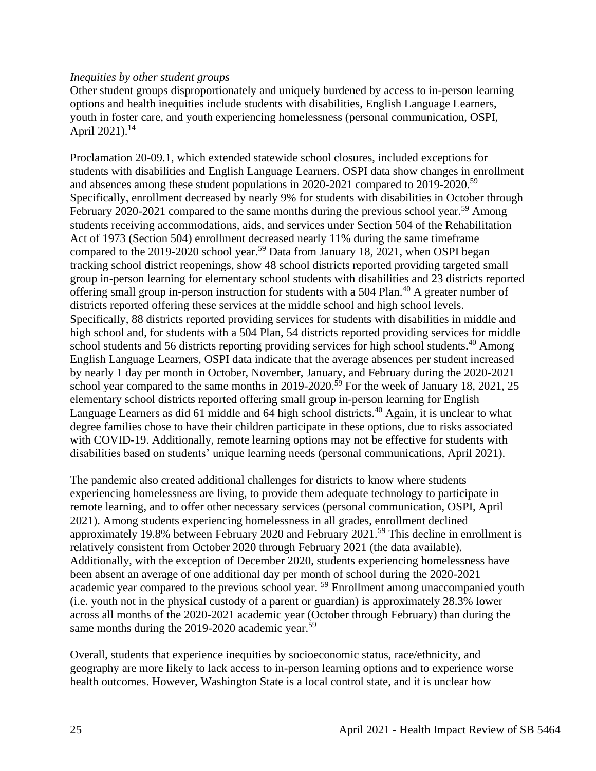*Inequities by other student groups*

Other student groups disproportionately and uniquely burdened by access to in-person learning options and health inequities include students with disabilities, English Language Learners, youth in foster care, and youth experiencing homelessness (personal communication, OSPI, April 2021).[14]

Proclamation 20-09.1, which extended statewide school closures, included exceptions for students with disabilities and English Language Learners. OSPI data show changes in enrollment and absences among these student populations in 2020-2021 compared to 2019-2020.[59] Specifically, enrollment decreased by nearly 9% for students with disabilities in October through February 2020-2021 compared to the same months during the previous school year.[59] Among students receiving accommodations, aids, and services under Section 504 of the Rehabilitation Act of 1973 (Section 504) enrollment decreased nearly 11% during the same timeframe compared to the 2019-2020 school year.[59] Data from January 18, 2021, when OSPI began tracking school district reopenings, show 48 school districts reported providing targeted small group in-person learning for elementary school students with disabilities and 23 districts reported offering small group in-person instruction for students with a 504 Plan.[40] A greater number of districts reported offering these services at the middle school and high school levels. Specifically, 88 districts reported providing services for students with disabilities in middle and high school and, for students with a 504 Plan, 54 districts reported providing services for middle school students and 56 districts reporting providing services for high school students.[40] Among English Language Learners, OSPI data indicate that the average absences per student increased by nearly 1 day per month in October, November, January, and February during the 2020-2021 school year compared to the same months in 2019-2020.[59] For the week of January 18, 2021, 25 elementary school districts reported offering small group in-person learning for English Language Learners as did 61 middle and 64 high school districts.[40] Again, it is unclear to what degree families chose to have their children participate in these options, due to risks associated with COVID-19. Additionally, remote learning options may not be effective for students with disabilities based on students' unique learning needs (personal communications, April 2021).

The pandemic also created additional challenges for districts to know where students experiencing homelessness are living, to provide them adequate technology to participate in remote learning, and to offer other necessary services (personal communication, OSPI, April 2021). Among students experiencing homelessness in all grades, enrollment declined approximately 19.8% between February 2020 and February 2021.[59] This decline in enrollment is relatively consistent from October 2020 through February 2021 (the data available). Additionally, with the exception of December 2020, students experiencing homelessness have been absent an average of one additional day per month of school during the 2020-2021 academic year compared to the previous school year. [59] Enrollment among unaccompanied youth (i.e. youth not in the physical custody of a parent or guardian) is approximately 28.3% lower across all months of the 2020-2021 academic year (October through February) than during the same months during the 2019-2020 academic year.[59]

Overall, students that experience inequities by socioeconomic status, race/ethnicity, and geography are more likely to lack access to in-person learning options and to experience worse health outcomes. However, Washington State is a local control state, and it is unclear how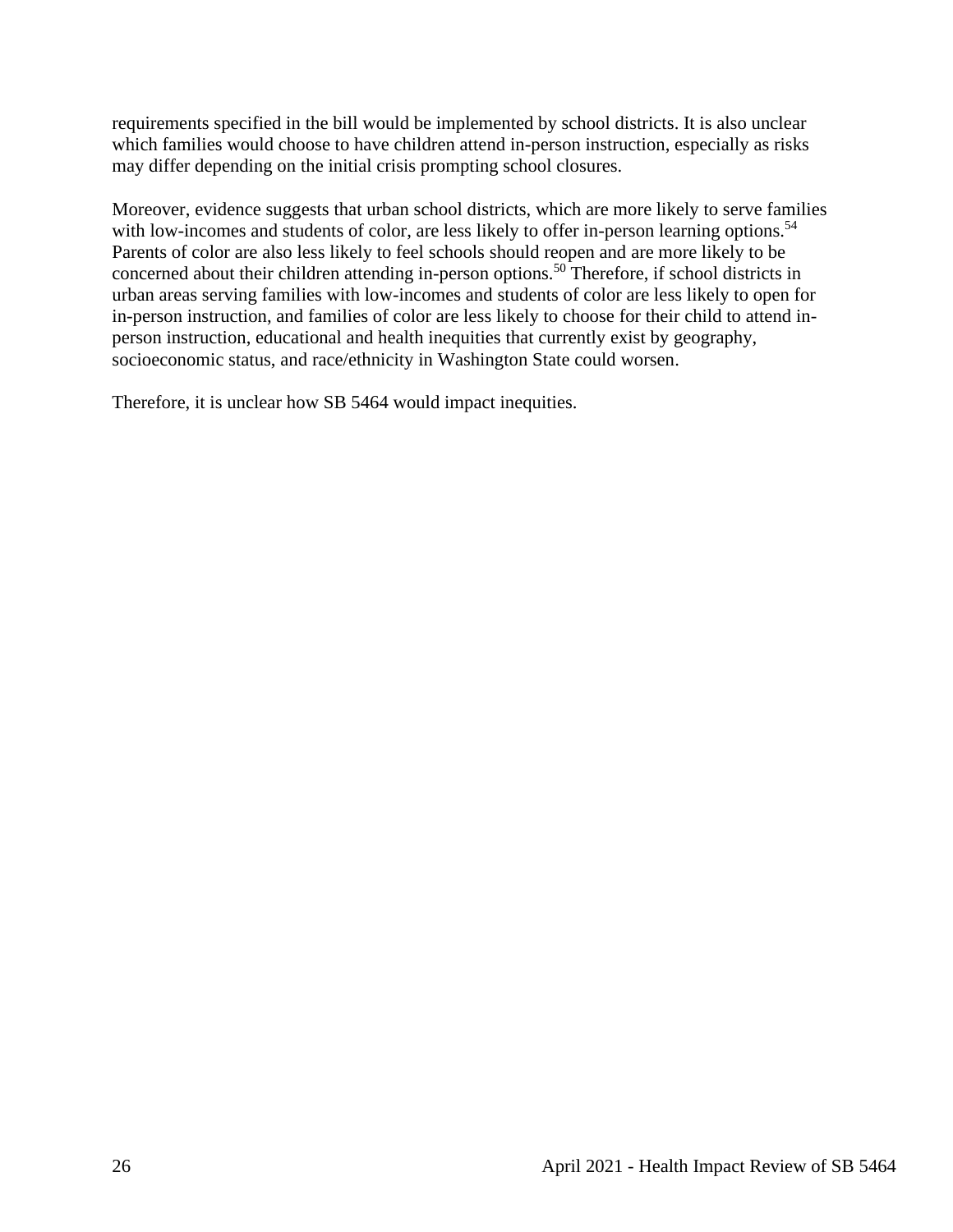requirements specified in the bill would be implemented by school districts. It is also unclear which families would choose to have children attend in-person instruction, especially as risks may differ depending on the initial crisis prompting school closures.

Moreover, evidence suggests that urban school districts, which are more likely to serve families with low-incomes and students of color, are less likely to offer in-person learning options.[54] Parents of color are also less likely to feel schools should reopen and are more likely to be concerned about their children attending in-person options.[50] Therefore, if school districts in urban areas serving families with low-incomes and students of color are less likely to open for in-person instruction, and families of color are less likely to choose for their child to attend in-person instruction, educational and health inequities that currently exist by geography, socioeconomic status, and race/ethnicity in Washington State could worsen.

Therefore, it is unclear how SB 5464 would impact inequities.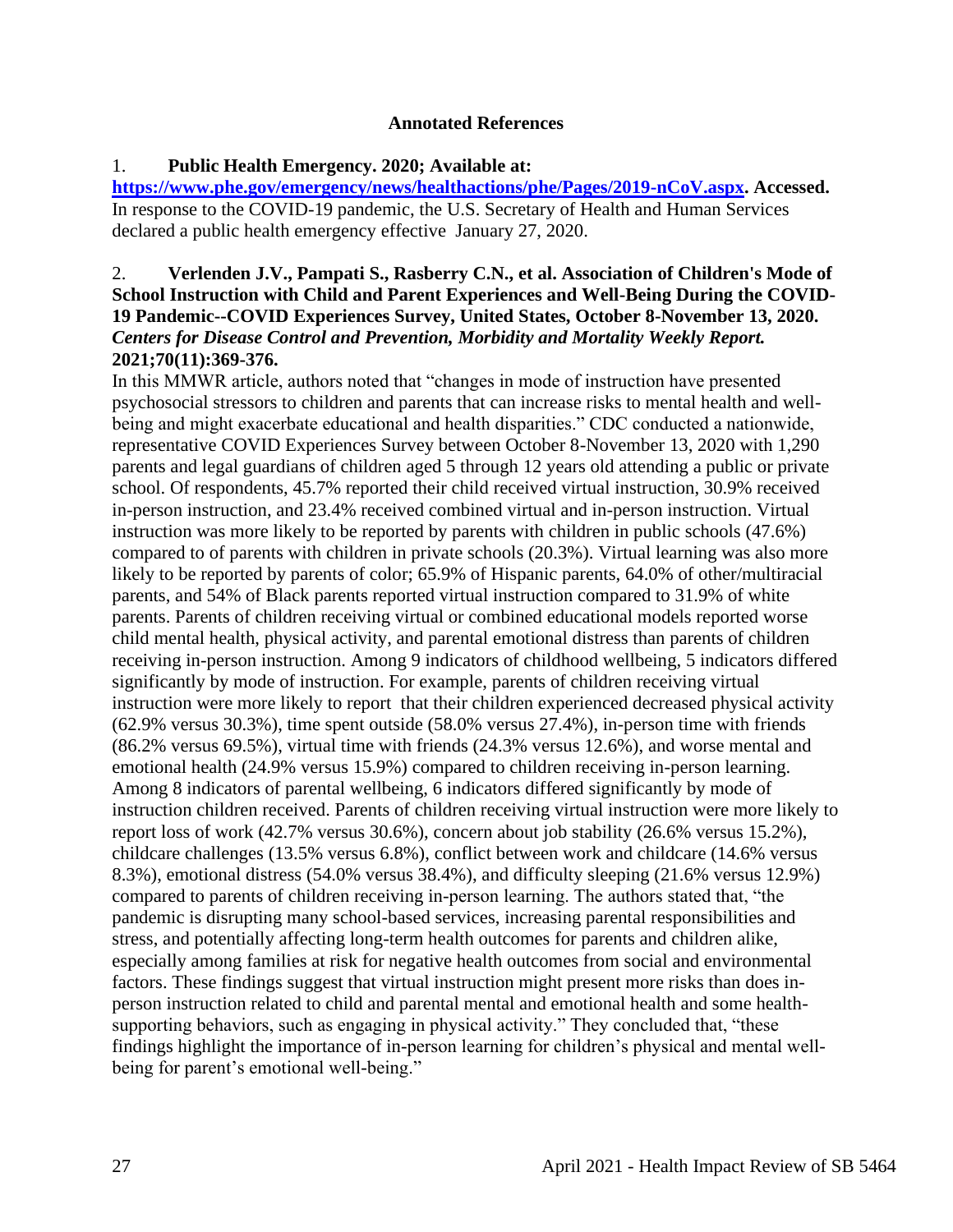**Annotated References**

1. **Public Health Emergency. 2020; Available at: [https://www.phe.gov/emergency/news/healthactions/phe/Pages/2019-nCoV.aspx](https://www.phe.gov/emergency/news/healthactions/phe/Pages/2019-nCoV.aspx). Accessed.**
In response to the COVID-19 pandemic, the U.S. Secretary of Health and Human Services declared a public health emergency effective January 27, 2020.

2. **Verlenden J.V., Pampati S., Rasberry C.N., et al. Association of Children's Mode of School Instruction with Child and Parent Experiences and Well-Being During the COVID-19 Pandemic--COVID Experiences Survey, United States, October 8-November 13, 2020. *Centers for Disease Control and Prevention, Morbidity and Mortality Weekly Report.* 2021;70(11):369-376.**
In this MMWR article, authors noted that "changes in mode of instruction have presented psychosocial stressors to children and parents that can increase risks to mental health and well-being and might exacerbate educational and health disparities." CDC conducted a nationwide, representative COVID Experiences Survey between October 8-November 13, 2020 with 1,290 parents and legal guardians of children aged 5 through 12 years old attending a public or private school. Of respondents, 45.7% reported their child received virtual instruction, 30.9% received in-person instruction, and 23.4% received combined virtual and in-person instruction. Virtual instruction was more likely to be reported by parents with children in public schools (47.6%) compared to of parents with children in private schools (20.3%). Virtual learning was also more likely to be reported by parents of color; 65.9% of Hispanic parents, 64.0% of other/multiracial parents, and 54% of Black parents reported virtual instruction compared to 31.9% of white parents. Parents of children receiving virtual or combined educational models reported worse child mental health, physical activity, and parental emotional distress than parents of children receiving in-person instruction. Among 9 indicators of childhood wellbeing, 5 indicators differed significantly by mode of instruction. For example, parents of children receiving virtual instruction were more likely to report that their children experienced decreased physical activity (62.9% versus 30.3%), time spent outside (58.0% versus 27.4%), in-person time with friends (86.2% versus 69.5%), virtual time with friends (24.3% versus 12.6%), and worse mental and emotional health (24.9% versus 15.9%) compared to children receiving in-person learning. Among 8 indicators of parental wellbeing, 6 indicators differed significantly by mode of instruction children received. Parents of children receiving virtual instruction were more likely to report loss of work (42.7% versus 30.6%), concern about job stability (26.6% versus 15.2%), childcare challenges (13.5% versus 6.8%), conflict between work and childcare (14.6% versus 8.3%), emotional distress (54.0% versus 38.4%), and difficulty sleeping (21.6% versus 12.9%) compared to parents of children receiving in-person learning. The authors stated that, "the pandemic is disrupting many school-based services, increasing parental responsibilities and stress, and potentially affecting long-term health outcomes for parents and children alike, especially among families at risk for negative health outcomes from social and environmental factors. These findings suggest that virtual instruction might present more risks than does in-person instruction related to child and parental mental and emotional health and some health-supporting behaviors, such as engaging in physical activity." They concluded that, "these findings highlight the importance of in-person learning for children's physical and mental well-being for parent's emotional well-being."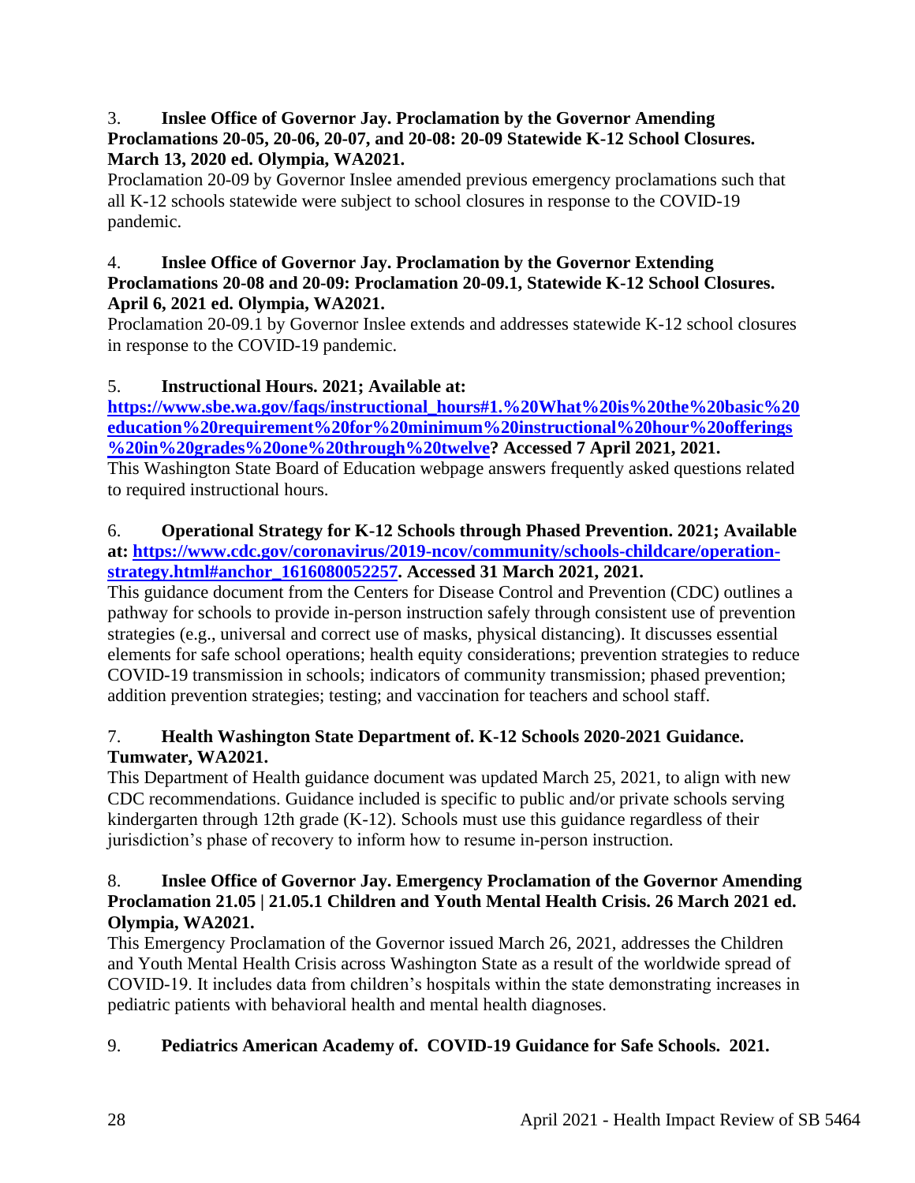3. **Inslee Office of Governor Jay. Proclamation by the Governor Amending Proclamations 20-05, 20-06, 20-07, and 20-08: 20-09 Statewide K-12 School Closures. March 13, 2020 ed. Olympia, WA2021.**
Proclamation 20-09 by Governor Inslee amended previous emergency proclamations such that all K-12 schools statewide were subject to school closures in response to the COVID-19 pandemic.

4. **Inslee Office of Governor Jay. Proclamation by the Governor Extending Proclamations 20-08 and 20-09: Proclamation 20-09.1, Statewide K-12 School Closures. April 6, 2021 ed. Olympia, WA2021.**
Proclamation 20-09.1 by Governor Inslee extends and addresses statewide K-12 school closures in response to the COVID-19 pandemic.

5. **Instructional Hours. 2021; Available at: [https://www.sbe.wa.gov/faqs/instructional_hours#1.%20What%20is%20the%20basic%20education%20requirement%20for%20minimum%20instructional%20hour%20offerings%20in%20grades%20one%20through%20twelve](https://www.sbe.wa.gov/faqs/instructional_hours#1.%20What%20is%20the%20basic%20education%20requirement%20for%20minimum%20instructional%20hour%20offerings%20in%20grades%20one%20through%20twelve)? Accessed 7 April 2021, 2021.**
This Washington State Board of Education webpage answers frequently asked questions related to required instructional hours.

6. **Operational Strategy for K-12 Schools through Phased Prevention. 2021; Available at: [https://www.cdc.gov/coronavirus/2019-ncov/community/schools-childcare/operation-strategy.html#anchor_1616080052257](https://www.cdc.gov/coronavirus/2019-ncov/community/schools-childcare/operation-strategy.html#anchor_1616080052257). Accessed 31 March 2021, 2021.**
This guidance document from the Centers for Disease Control and Prevention (CDC) outlines a pathway for schools to provide in-person instruction safely through consistent use of prevention strategies (e.g., universal and correct use of masks, physical distancing). It discusses essential elements for safe school operations; health equity considerations; prevention strategies to reduce COVID-19 transmission in schools; indicators of community transmission; phased prevention; addition prevention strategies; testing; and vaccination for teachers and school staff.

7. **Health Washington State Department of. K-12 Schools 2020-2021 Guidance. Tumwater, WA2021.**
This Department of Health guidance document was updated March 25, 2021, to align with new CDC recommendations. Guidance included is specific to public and/or private schools serving kindergarten through 12th grade (K-12). Schools must use this guidance regardless of their jurisdiction's phase of recovery to inform how to resume in-person instruction.

8. **Inslee Office of Governor Jay. Emergency Proclamation of the Governor Amending Proclamation 21.05 | 21.05.1 Children and Youth Mental Health Crisis. 26 March 2021 ed. Olympia, WA2021.**
This Emergency Proclamation of the Governor issued March 26, 2021, addresses the Children and Youth Mental Health Crisis across Washington State as a result of the worldwide spread of COVID-19. It includes data from children's hospitals within the state demonstrating increases in pediatric patients with behavioral health and mental health diagnoses.

9. **Pediatrics American Academy of. COVID-19 Guidance for Safe Schools. 2021.**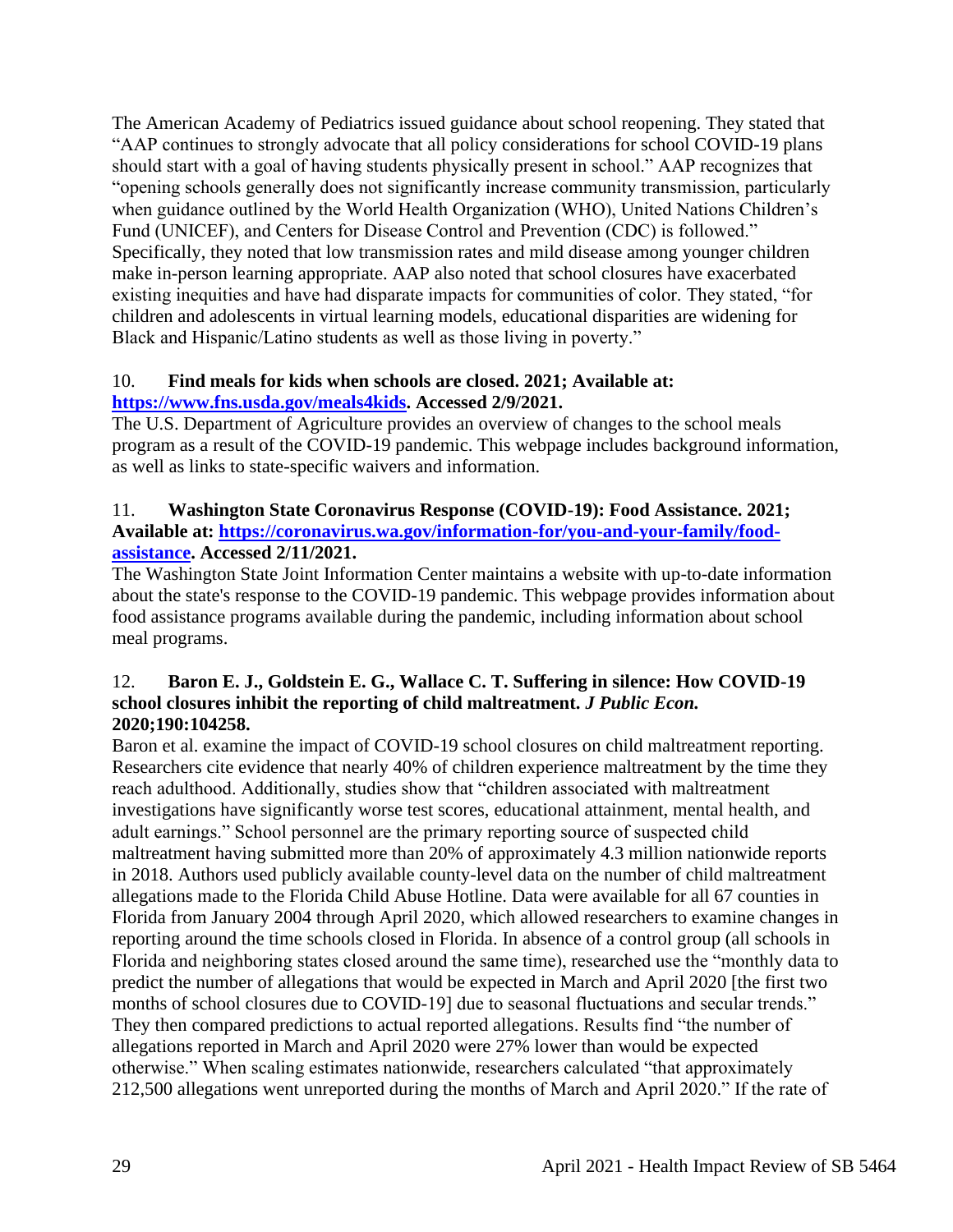The American Academy of Pediatrics issued guidance about school reopening. They stated that "AAP continues to strongly advocate that all policy considerations for school COVID-19 plans should start with a goal of having students physically present in school." AAP recognizes that "opening schools generally does not significantly increase community transmission, particularly when guidance outlined by the World Health Organization (WHO), United Nations Children's Fund (UNICEF), and Centers for Disease Control and Prevention (CDC) is followed." Specifically, they noted that low transmission rates and mild disease among younger children make in-person learning appropriate. AAP also noted that school closures have exacerbated existing inequities and have had disparate impacts for communities of color. They stated, "for children and adolescents in virtual learning models, educational disparities are widening for Black and Hispanic/Latino students as well as those living in poverty."

10. **Find meals for kids when schools are closed. 2021; Available at: [https://www.fns.usda.gov/meals4kids](https://www.fns.usda.gov/meals4kids). Accessed 2/9/2021.**

The U.S. Department of Agriculture provides an overview of changes to the school meals program as a result of the COVID-19 pandemic. This webpage includes background information, as well as links to state-specific waivers and information.

11. **Washington State Coronavirus Response (COVID-19): Food Assistance. 2021; Available at: [https://coronavirus.wa.gov/information-for/you-and-your-family/food-assistance](https://coronavirus.wa.gov/information-for/you-and-your-family/food-assistance). Accessed 2/11/2021.**

The Washington State Joint Information Center maintains a website with up-to-date information about the state's response to the COVID-19 pandemic. This webpage provides information about food assistance programs available during the pandemic, including information about school meal programs.

12. **Baron E. J., Goldstein E. G., Wallace C. T. Suffering in silence: How COVID-19 school closures inhibit the reporting of child maltreatment. *J Public Econ.* 2020;190:104258.**

Baron et al. examine the impact of COVID-19 school closures on child maltreatment reporting. Researchers cite evidence that nearly 40% of children experience maltreatment by the time they reach adulthood. Additionally, studies show that "children associated with maltreatment investigations have significantly worse test scores, educational attainment, mental health, and adult earnings." School personnel are the primary reporting source of suspected child maltreatment having submitted more than 20% of approximately 4.3 million nationwide reports in 2018. Authors used publicly available county-level data on the number of child maltreatment allegations made to the Florida Child Abuse Hotline. Data were available for all 67 counties in Florida from January 2004 through April 2020, which allowed researchers to examine changes in reporting around the time schools closed in Florida. In absence of a control group (all schools in Florida and neighboring states closed around the same time), researched use the "monthly data to predict the number of allegations that would be expected in March and April 2020 [the first two months of school closures due to COVID-19] due to seasonal fluctuations and secular trends." They then compared predictions to actual reported allegations. Results find "the number of allegations reported in March and April 2020 were 27% lower than would be expected otherwise." When scaling estimates nationwide, researchers calculated "that approximately 212,500 allegations went unreported during the months of March and April 2020." If the rate of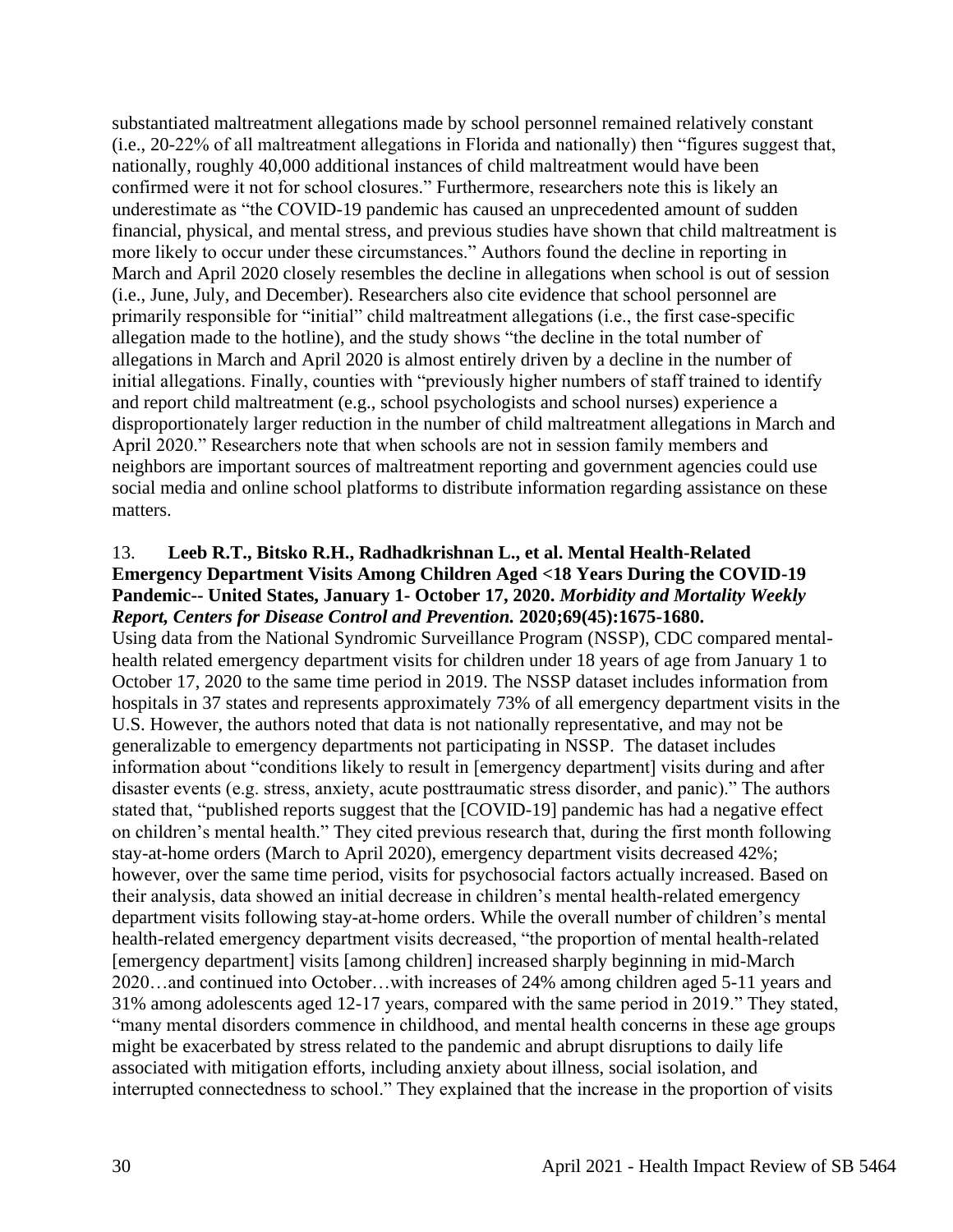substantiated maltreatment allegations made by school personnel remained relatively constant (i.e., 20-22% of all maltreatment allegations in Florida and nationally) then "figures suggest that, nationally, roughly 40,000 additional instances of child maltreatment would have been confirmed were it not for school closures." Furthermore, researchers note this is likely an underestimate as "the COVID-19 pandemic has caused an unprecedented amount of sudden financial, physical, and mental stress, and previous studies have shown that child maltreatment is more likely to occur under these circumstances." Authors found the decline in reporting in March and April 2020 closely resembles the decline in allegations when school is out of session (i.e., June, July, and December). Researchers also cite evidence that school personnel are primarily responsible for "initial" child maltreatment allegations (i.e., the first case-specific allegation made to the hotline), and the study shows "the decline in the total number of allegations in March and April 2020 is almost entirely driven by a decline in the number of initial allegations. Finally, counties with "previously higher numbers of staff trained to identify and report child maltreatment (e.g., school psychologists and school nurses) experience a disproportionately larger reduction in the number of child maltreatment allegations in March and April 2020." Researchers note that when schools are not in session family members and neighbors are important sources of maltreatment reporting and government agencies could use social media and online school platforms to distribute information regarding assistance on these matters.

13. **Leeb R.T., Bitsko R.H., Radhadkrishnan L., et al. Mental Health-Related Emergency Department Visits Among Children Aged <18 Years During the COVID-19 Pandemic-- United States, January 1- October 17, 2020.** ***Morbidity and Mortality Weekly Report, Centers for Disease Control and Prevention.*** **2020;69(45):1675-1680.**

Using data from the National Syndromic Surveillance Program (NSSP), CDC compared mental-health related emergency department visits for children under 18 years of age from January 1 to October 17, 2020 to the same time period in 2019. The NSSP dataset includes information from hospitals in 37 states and represents approximately 73% of all emergency department visits in the U.S. However, the authors noted that data is not nationally representative, and may not be generalizable to emergency departments not participating in NSSP. The dataset includes information about "conditions likely to result in [emergency department] visits during and after disaster events (e.g. stress, anxiety, acute posttraumatic stress disorder, and panic)." The authors stated that, "published reports suggest that the [COVID-19] pandemic has had a negative effect on children's mental health." They cited previous research that, during the first month following stay-at-home orders (March to April 2020), emergency department visits decreased 42%; however, over the same time period, visits for psychosocial factors actually increased. Based on their analysis, data showed an initial decrease in children's mental health-related emergency department visits following stay-at-home orders. While the overall number of children's mental health-related emergency department visits decreased, "the proportion of mental health-related [emergency department] visits [among children] increased sharply beginning in mid-March 2020…and continued into October…with increases of 24% among children aged 5-11 years and 31% among adolescents aged 12-17 years, compared with the same period in 2019." They stated, "many mental disorders commence in childhood, and mental health concerns in these age groups might be exacerbated by stress related to the pandemic and abrupt disruptions to daily life associated with mitigation efforts, including anxiety about illness, social isolation, and interrupted connectedness to school." They explained that the increase in the proportion of visits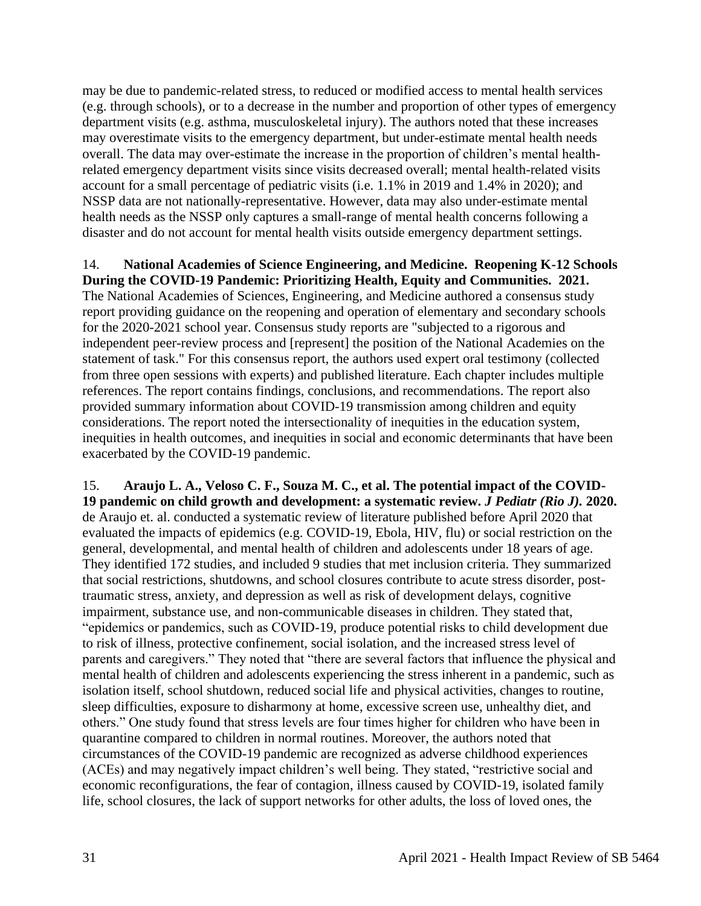may be due to pandemic-related stress, to reduced or modified access to mental health services (e.g. through schools), or to a decrease in the number and proportion of other types of emergency department visits (e.g. asthma, musculoskeletal injury). The authors noted that these increases may overestimate visits to the emergency department, but under-estimate mental health needs overall. The data may over-estimate the increase in the proportion of children's mental health-related emergency department visits since visits decreased overall; mental health-related visits account for a small percentage of pediatric visits (i.e. 1.1% in 2019 and 1.4% in 2020); and NSSP data are not nationally-representative. However, data may also under-estimate mental health needs as the NSSP only captures a small-range of mental health concerns following a disaster and do not account for mental health visits outside emergency department settings.

14. **National Academies of Science Engineering, and Medicine. Reopening K-12 Schools During the COVID-19 Pandemic: Prioritizing Health, Equity and Communities. 2021.** The National Academies of Sciences, Engineering, and Medicine authored a consensus study report providing guidance on the reopening and operation of elementary and secondary schools for the 2020-2021 school year. Consensus study reports are "subjected to a rigorous and independent peer-review process and [represent] the position of the National Academies on the statement of task." For this consensus report, the authors used expert oral testimony (collected from three open sessions with experts) and published literature. Each chapter includes multiple references. The report contains findings, conclusions, and recommendations. The report also provided summary information about COVID-19 transmission among children and equity considerations. The report noted the intersectionality of inequities in the education system, inequities in health outcomes, and inequities in social and economic determinants that have been exacerbated by the COVID-19 pandemic.

15. **Araujo L. A., Veloso C. F., Souza M. C., et al. The potential impact of the COVID-19 pandemic on child growth and development: a systematic review. *J Pediatr (Rio J)*. 2020.** de Araujo et. al. conducted a systematic review of literature published before April 2020 that evaluated the impacts of epidemics (e.g. COVID-19, Ebola, HIV, flu) or social restriction on the general, developmental, and mental health of children and adolescents under 18 years of age. They identified 172 studies, and included 9 studies that met inclusion criteria. They summarized that social restrictions, shutdowns, and school closures contribute to acute stress disorder, post-traumatic stress, anxiety, and depression as well as risk of development delays, cognitive impairment, substance use, and non-communicable diseases in children. They stated that, "epidemics or pandemics, such as COVID-19, produce potential risks to child development due to risk of illness, protective confinement, social isolation, and the increased stress level of parents and caregivers." They noted that "there are several factors that influence the physical and mental health of children and adolescents experiencing the stress inherent in a pandemic, such as isolation itself, school shutdown, reduced social life and physical activities, changes to routine, sleep difficulties, exposure to disharmony at home, excessive screen use, unhealthy diet, and others." One study found that stress levels are four times higher for children who have been in quarantine compared to children in normal routines. Moreover, the authors noted that circumstances of the COVID-19 pandemic are recognized as adverse childhood experiences (ACEs) and may negatively impact children's well being. They stated, "restrictive social and economic reconfigurations, the fear of contagion, illness caused by COVID-19, isolated family life, school closures, the lack of support networks for other adults, the loss of loved ones, the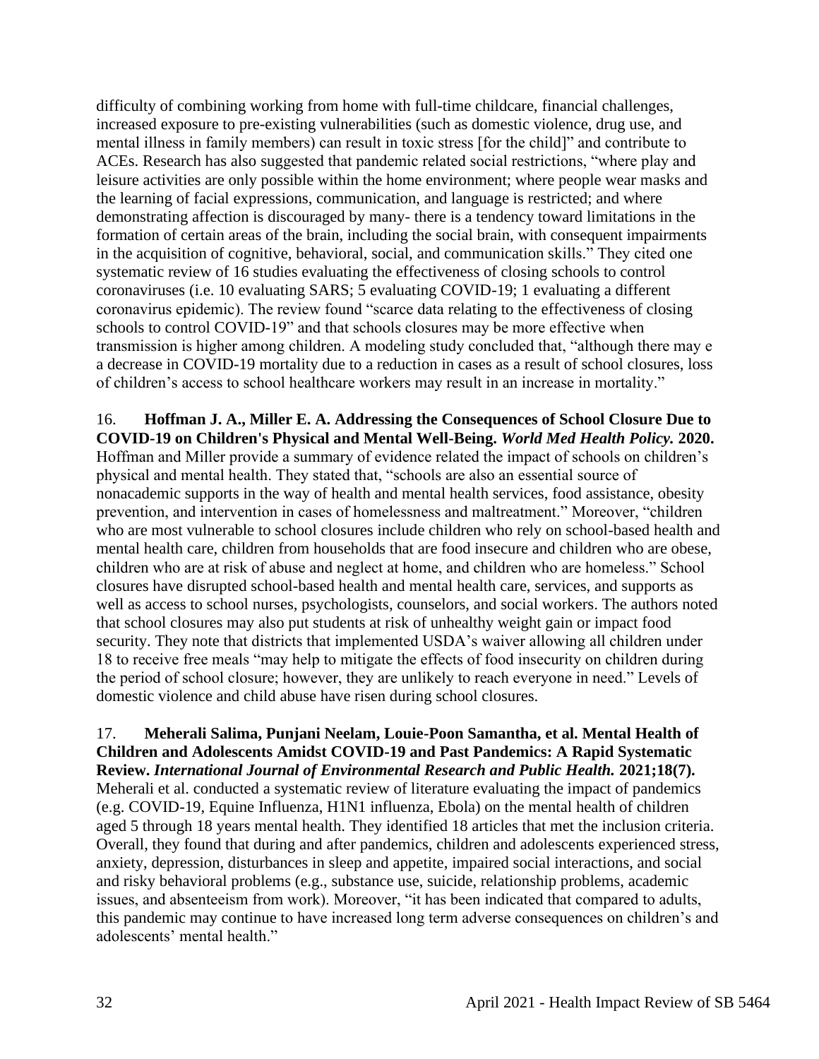difficulty of combining working from home with full-time childcare, financial challenges, increased exposure to pre-existing vulnerabilities (such as domestic violence, drug use, and mental illness in family members) can result in toxic stress [for the child]" and contribute to ACEs. Research has also suggested that pandemic related social restrictions, "where play and leisure activities are only possible within the home environment; where people wear masks and the learning of facial expressions, communication, and language is restricted; and where demonstrating affection is discouraged by many- there is a tendency toward limitations in the formation of certain areas of the brain, including the social brain, with consequent impairments in the acquisition of cognitive, behavioral, social, and communication skills." They cited one systematic review of 16 studies evaluating the effectiveness of closing schools to control coronaviruses (i.e. 10 evaluating SARS; 5 evaluating COVID-19; 1 evaluating a different coronavirus epidemic). The review found "scarce data relating to the effectiveness of closing schools to control COVID-19" and that schools closures may be more effective when transmission is higher among children. A modeling study concluded that, "although there may e a decrease in COVID-19 mortality due to a reduction in cases as a result of school closures, loss of children's access to school healthcare workers may result in an increase in mortality."

16. **Hoffman J. A., Miller E. A. Addressing the Consequences of School Closure Due to COVID-19 on Children's Physical and Mental Well-Being. *World Med Health Policy.* 2020.** Hoffman and Miller provide a summary of evidence related the impact of schools on children's physical and mental health. They stated that, "schools are also an essential source of nonacademic supports in the way of health and mental health services, food assistance, obesity prevention, and intervention in cases of homelessness and maltreatment." Moreover, "children who are most vulnerable to school closures include children who rely on school-based health and mental health care, children from households that are food insecure and children who are obese, children who are at risk of abuse and neglect at home, and children who are homeless." School closures have disrupted school-based health and mental health care, services, and supports as well as access to school nurses, psychologists, counselors, and social workers. The authors noted that school closures may also put students at risk of unhealthy weight gain or impact food security. They note that districts that implemented USDA's waiver allowing all children under 18 to receive free meals "may help to mitigate the effects of food insecurity on children during the period of school closure; however, they are unlikely to reach everyone in need." Levels of domestic violence and child abuse have risen during school closures.

17. **Meherali Salima, Punjani Neelam, Louie-Poon Samantha, et al. Mental Health of Children and Adolescents Amidst COVID-19 and Past Pandemics: A Rapid Systematic Review. *International Journal of Environmental Research and Public Health.* 2021;18(7).** Meherali et al. conducted a systematic review of literature evaluating the impact of pandemics (e.g. COVID-19, Equine Influenza, H1N1 influenza, Ebola) on the mental health of children aged 5 through 18 years mental health. They identified 18 articles that met the inclusion criteria. Overall, they found that during and after pandemics, children and adolescents experienced stress, anxiety, depression, disturbances in sleep and appetite, impaired social interactions, and social and risky behavioral problems (e.g., substance use, suicide, relationship problems, academic issues, and absenteeism from work). Moreover, "it has been indicated that compared to adults, this pandemic may continue to have increased long term adverse consequences on children's and adolescents' mental health."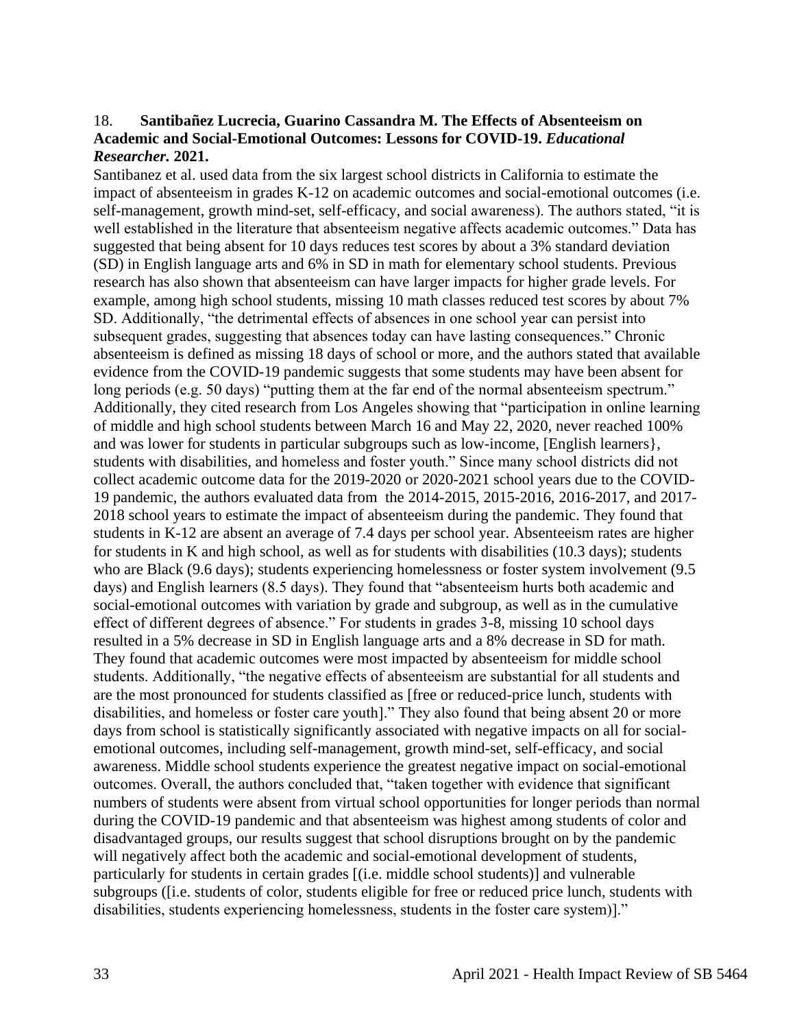18. **Santibañez Lucrecia, Guarino Cassandra M. The Effects of Absenteeism on Academic and Social-Emotional Outcomes: Lessons for COVID-19.** ***Educational Researcher.*** **2021.**

Santibanez et al. used data from the six largest school districts in California to estimate the impact of absenteeism in grades K-12 on academic outcomes and social-emotional outcomes (i.e. self-management, growth mind-set, self-efficacy, and social awareness). The authors stated, "it is well established in the literature that absenteeism negative affects academic outcomes." Data has suggested that being absent for 10 days reduces test scores by about a 3% standard deviation (SD) in English language arts and 6% in SD in math for elementary school students. Previous research has also shown that absenteeism can have larger impacts for higher grade levels. For example, among high school students, missing 10 math classes reduced test scores by about 7% SD. Additionally, "the detrimental effects of absences in one school year can persist into subsequent grades, suggesting that absences today can have lasting consequences." Chronic absenteeism is defined as missing 18 days of school or more, and the authors stated that available evidence from the COVID-19 pandemic suggests that some students may have been absent for long periods (e.g. 50 days) "putting them at the far end of the normal absenteeism spectrum." Additionally, they cited research from Los Angeles showing that "participation in online learning of middle and high school students between March 16 and May 22, 2020, never reached 100% and was lower for students in particular subgroups such as low-income, [English learners}, students with disabilities, and homeless and foster youth." Since many school districts did not collect academic outcome data for the 2019-2020 or 2020-2021 school years due to the COVID-19 pandemic, the authors evaluated data from the 2014-2015, 2015-2016, 2016-2017, and 2017-2018 school years to estimate the impact of absenteeism during the pandemic. They found that students in K-12 are absent an average of 7.4 days per school year. Absenteeism rates are higher for students in K and high school, as well as for students with disabilities (10.3 days); students who are Black (9.6 days); students experiencing homelessness or foster system involvement (9.5 days) and English learners (8.5 days). They found that "absenteeism hurts both academic and social-emotional outcomes with variation by grade and subgroup, as well as in the cumulative effect of different degrees of absence." For students in grades 3-8, missing 10 school days resulted in a 5% decrease in SD in English language arts and a 8% decrease in SD for math. They found that academic outcomes were most impacted by absenteeism for middle school students. Additionally, "the negative effects of absenteeism are substantial for all students and are the most pronounced for students classified as [free or reduced-price lunch, students with disabilities, and homeless or foster care youth]." They also found that being absent 20 or more days from school is statistically significantly associated with negative impacts on all for social-emotional outcomes, including self-management, growth mind-set, self-efficacy, and social awareness. Middle school students experience the greatest negative impact on social-emotional outcomes. Overall, the authors concluded that, "taken together with evidence that significant numbers of students were absent from virtual school opportunities for longer periods than normal during the COVID-19 pandemic and that absenteeism was highest among students of color and disadvantaged groups, our results suggest that school disruptions brought on by the pandemic will negatively affect both the academic and social-emotional development of students, particularly for students in certain grades [(i.e. middle school students)] and vulnerable subgroups ([i.e. students of color, students eligible for free or reduced price lunch, students with disabilities, students experiencing homelessness, students in the foster care system)]."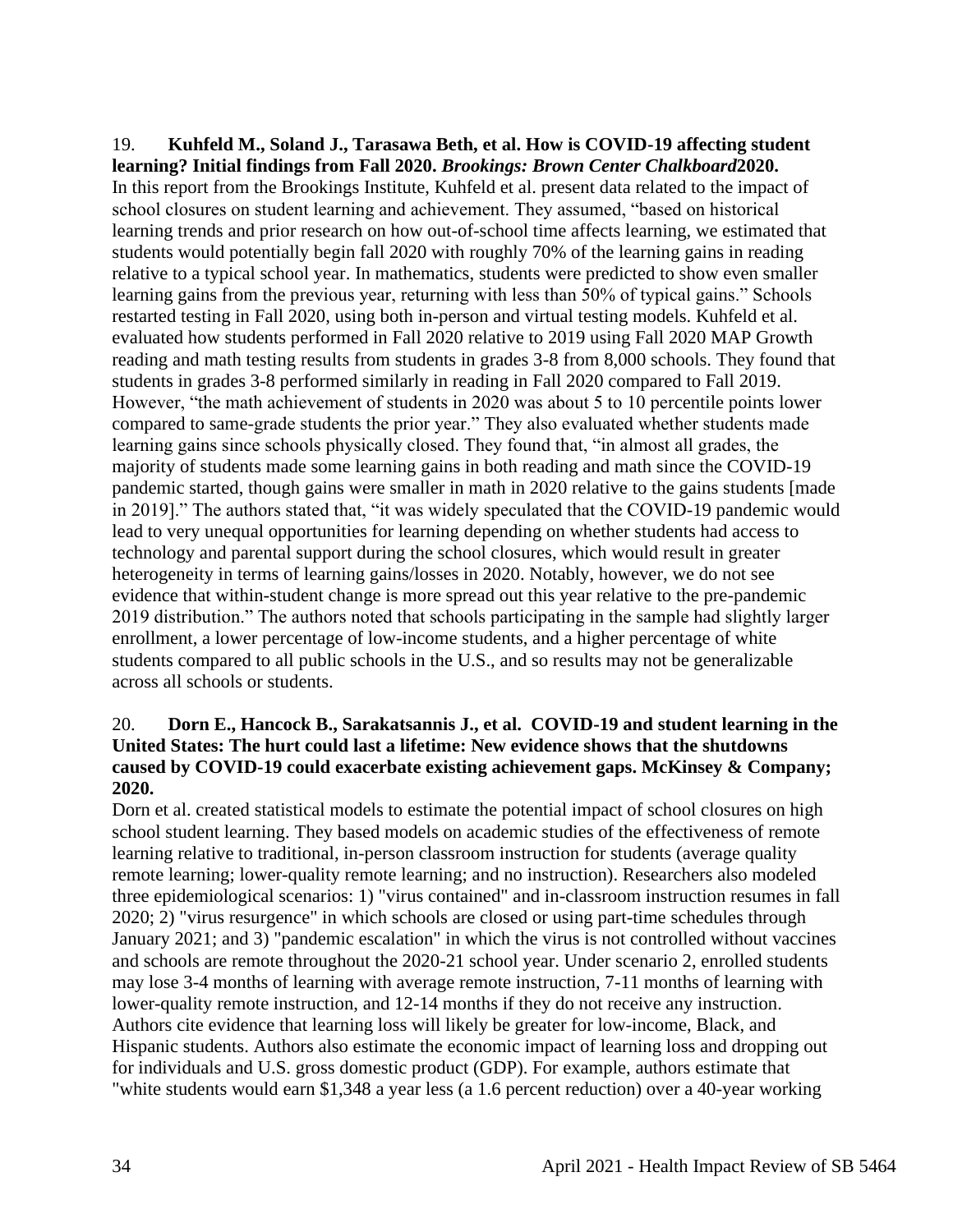19. **Kuhfeld M., Soland J., Tarasawa Beth, et al. How is COVID-19 affecting student learning? Initial findings from Fall 2020.** ***Brookings: Brown Center Chalkboard*2020.**

In this report from the Brookings Institute, Kuhfeld et al. present data related to the impact of school closures on student learning and achievement. They assumed, "based on historical learning trends and prior research on how out-of-school time affects learning, we estimated that students would potentially begin fall 2020 with roughly 70% of the learning gains in reading relative to a typical school year. In mathematics, students were predicted to show even smaller learning gains from the previous year, returning with less than 50% of typical gains." Schools restarted testing in Fall 2020, using both in-person and virtual testing models. Kuhfeld et al. evaluated how students performed in Fall 2020 relative to 2019 using Fall 2020 MAP Growth reading and math testing results from students in grades 3-8 from 8,000 schools. They found that students in grades 3-8 performed similarly in reading in Fall 2020 compared to Fall 2019. However, "the math achievement of students in 2020 was about 5 to 10 percentile points lower compared to same-grade students the prior year." They also evaluated whether students made learning gains since schools physically closed. They found that, "in almost all grades, the majority of students made some learning gains in both reading and math since the COVID-19 pandemic started, though gains were smaller in math in 2020 relative to the gains students [made in 2019]." The authors stated that, "it was widely speculated that the COVID-19 pandemic would lead to very unequal opportunities for learning depending on whether students had access to technology and parental support during the school closures, which would result in greater heterogeneity in terms of learning gains/losses in 2020. Notably, however, we do not see evidence that within-student change is more spread out this year relative to the pre-pandemic 2019 distribution." The authors noted that schools participating in the sample had slightly larger enrollment, a lower percentage of low-income students, and a higher percentage of white students compared to all public schools in the U.S., and so results may not be generalizable across all schools or students.

20. **Dorn E., Hancock B., Sarakatsannis J., et al. COVID-19 and student learning in the United States: The hurt could last a lifetime: New evidence shows that the shutdowns caused by COVID-19 could exacerbate existing achievement gaps. McKinsey & Company; 2020.**

Dorn et al. created statistical models to estimate the potential impact of school closures on high school student learning. They based models on academic studies of the effectiveness of remote learning relative to traditional, in-person classroom instruction for students (average quality remote learning; lower-quality remote learning; and no instruction). Researchers also modeled three epidemiological scenarios: 1) "virus contained" and in-classroom instruction resumes in fall 2020; 2) "virus resurgence" in which schools are closed or using part-time schedules through January 2021; and 3) "pandemic escalation" in which the virus is not controlled without vaccines and schools are remote throughout the 2020-21 school year. Under scenario 2, enrolled students may lose 3-4 months of learning with average remote instruction, 7-11 months of learning with lower-quality remote instruction, and 12-14 months if they do not receive any instruction. Authors cite evidence that learning loss will likely be greater for low-income, Black, and Hispanic students. Authors also estimate the economic impact of learning loss and dropping out for individuals and U.S. gross domestic product (GDP). For example, authors estimate that "white students would earn $1,348 a year less (a 1.6 percent reduction) over a 40-year working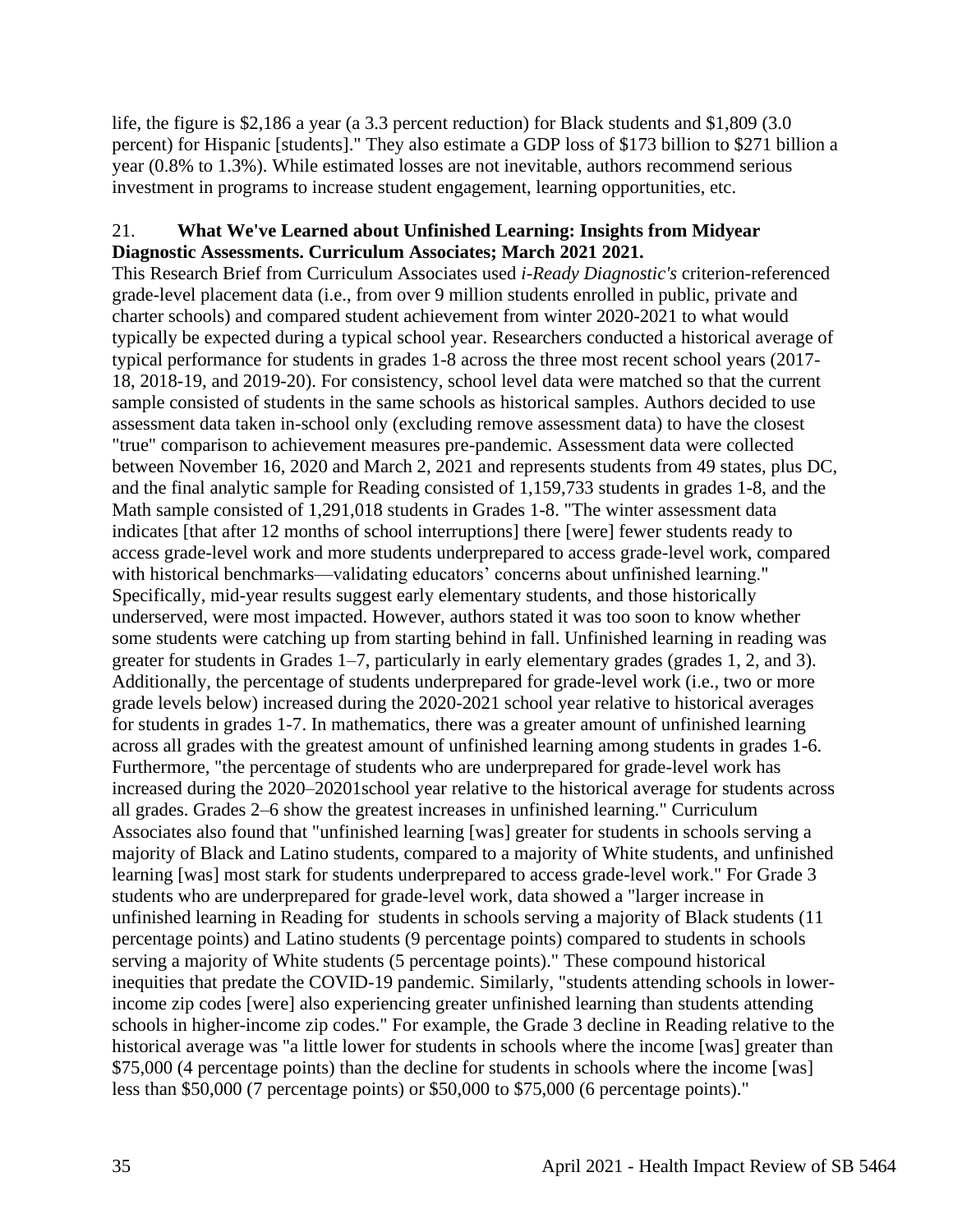life, the figure is $2,186 a year (a 3.3 percent reduction) for Black students and $1,809 (3.0 percent) for Hispanic [students]." They also estimate a GDP loss of $173 billion to $271 billion a year (0.8% to 1.3%). While estimated losses are not inevitable, authors recommend serious investment in programs to increase student engagement, learning opportunities, etc.

21. **What We've Learned about Unfinished Learning: Insights from Midyear Diagnostic Assessments. Curriculum Associates; March 2021 2021.**

This Research Brief from Curriculum Associates used *i-Ready Diagnostic's* criterion-referenced grade-level placement data (i.e., from over 9 million students enrolled in public, private and charter schools) and compared student achievement from winter 2020-2021 to what would typically be expected during a typical school year. Researchers conducted a historical average of typical performance for students in grades 1-8 across the three most recent school years (2017-18, 2018-19, and 2019-20). For consistency, school level data were matched so that the current sample consisted of students in the same schools as historical samples. Authors decided to use assessment data taken in-school only (excluding remove assessment data) to have the closest "true" comparison to achievement measures pre-pandemic. Assessment data were collected between November 16, 2020 and March 2, 2021 and represents students from 49 states, plus DC, and the final analytic sample for Reading consisted of 1,159,733 students in grades 1-8, and the Math sample consisted of 1,291,018 students in Grades 1-8. "The winter assessment data indicates [that after 12 months of school interruptions] there [were] fewer students ready to access grade-level work and more students underprepared to access grade-level work, compared with historical benchmarks—validating educators' concerns about unfinished learning." Specifically, mid-year results suggest early elementary students, and those historically underserved, were most impacted. However, authors stated it was too soon to know whether some students were catching up from starting behind in fall. Unfinished learning in reading was greater for students in Grades 1–7, particularly in early elementary grades (grades 1, 2, and 3). Additionally, the percentage of students underprepared for grade-level work (i.e., two or more grade levels below) increased during the 2020-2021 school year relative to historical averages for students in grades 1-7. In mathematics, there was a greater amount of unfinished learning across all grades with the greatest amount of unfinished learning among students in grades 1-6. Furthermore, "the percentage of students who are underprepared for grade-level work has increased during the 2020–20201school year relative to the historical average for students across all grades. Grades 2–6 show the greatest increases in unfinished learning." Curriculum Associates also found that "unfinished learning [was] greater for students in schools serving a majority of Black and Latino students, compared to a majority of White students, and unfinished learning [was] most stark for students underprepared to access grade-level work." For Grade 3 students who are underprepared for grade-level work, data showed a "larger increase in unfinished learning in Reading for students in schools serving a majority of Black students (11 percentage points) and Latino students (9 percentage points) compared to students in schools serving a majority of White students (5 percentage points)." These compound historical inequities that predate the COVID-19 pandemic. Similarly, "students attending schools in lower-income zip codes [were] also experiencing greater unfinished learning than students attending schools in higher-income zip codes." For example, the Grade 3 decline in Reading relative to the historical average was "a little lower for students in schools where the income [was] greater than $75,000 (4 percentage points) than the decline for students in schools where the income [was] less than $50,000 (7 percentage points) or $50,000 to $75,000 (6 percentage points)."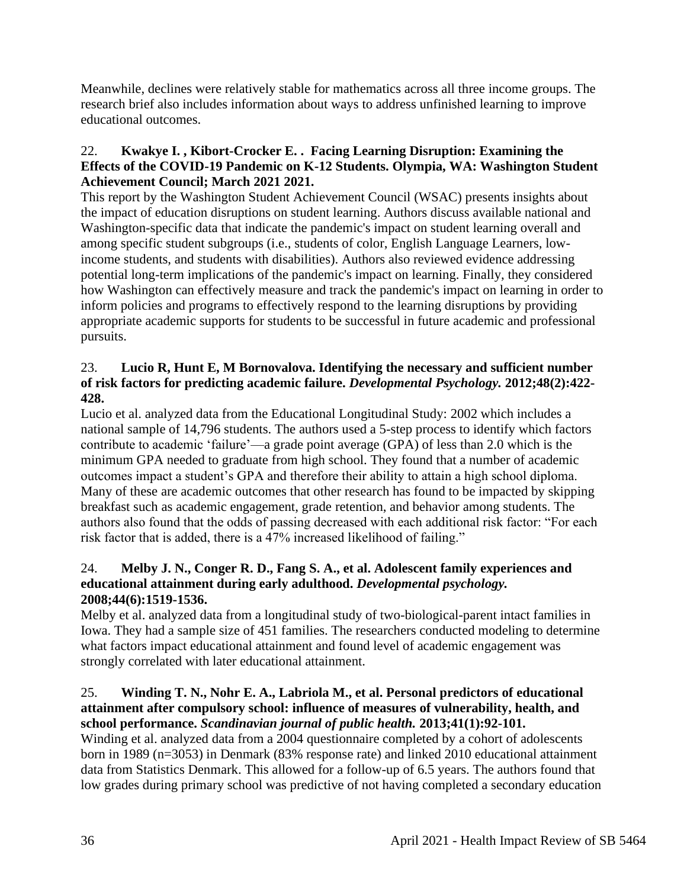Meanwhile, declines were relatively stable for mathematics across all three income groups. The research brief also includes information about ways to address unfinished learning to improve educational outcomes.

22. **Kwakye I. , Kibort-Crocker E. . Facing Learning Disruption: Examining the Effects of the COVID-19 Pandemic on K-12 Students. Olympia, WA: Washington Student Achievement Council; March 2021 2021.**

This report by the Washington Student Achievement Council (WSAC) presents insights about the impact of education disruptions on student learning. Authors discuss available national and Washington-specific data that indicate the pandemic's impact on student learning overall and among specific student subgroups (i.e., students of color, English Language Learners, low-income students, and students with disabilities). Authors also reviewed evidence addressing potential long-term implications of the pandemic's impact on learning. Finally, they considered how Washington can effectively measure and track the pandemic's impact on learning in order to inform policies and programs to effectively respond to the learning disruptions by providing appropriate academic supports for students to be successful in future academic and professional pursuits.

23. **Lucio R, Hunt E, M Bornovalova. Identifying the necessary and sufficient number of risk factors for predicting academic failure. *Developmental Psychology.* 2012;48(2):422-428.**

Lucio et al. analyzed data from the Educational Longitudinal Study: 2002 which includes a national sample of 14,796 students. The authors used a 5-step process to identify which factors contribute to academic 'failure'—a grade point average (GPA) of less than 2.0 which is the minimum GPA needed to graduate from high school. They found that a number of academic outcomes impact a student's GPA and therefore their ability to attain a high school diploma. Many of these are academic outcomes that other research has found to be impacted by skipping breakfast such as academic engagement, grade retention, and behavior among students. The authors also found that the odds of passing decreased with each additional risk factor: "For each risk factor that is added, there is a 47% increased likelihood of failing."

24. **Melby J. N., Conger R. D., Fang S. A., et al. Adolescent family experiences and educational attainment during early adulthood. *Developmental psychology.* 2008;44(6):1519-1536.**

Melby et al. analyzed data from a longitudinal study of two-biological-parent intact families in Iowa. They had a sample size of 451 families. The researchers conducted modeling to determine what factors impact educational attainment and found level of academic engagement was strongly correlated with later educational attainment.

25. **Winding T. N., Nohr E. A., Labriola M., et al. Personal predictors of educational attainment after compulsory school: influence of measures of vulnerability, health, and school performance. *Scandinavian journal of public health.* 2013;41(1):92-101.**

Winding et al. analyzed data from a 2004 questionnaire completed by a cohort of adolescents born in 1989 (n=3053) in Denmark (83% response rate) and linked 2010 educational attainment data from Statistics Denmark. This allowed for a follow-up of 6.5 years. The authors found that low grades during primary school was predictive of not having completed a secondary education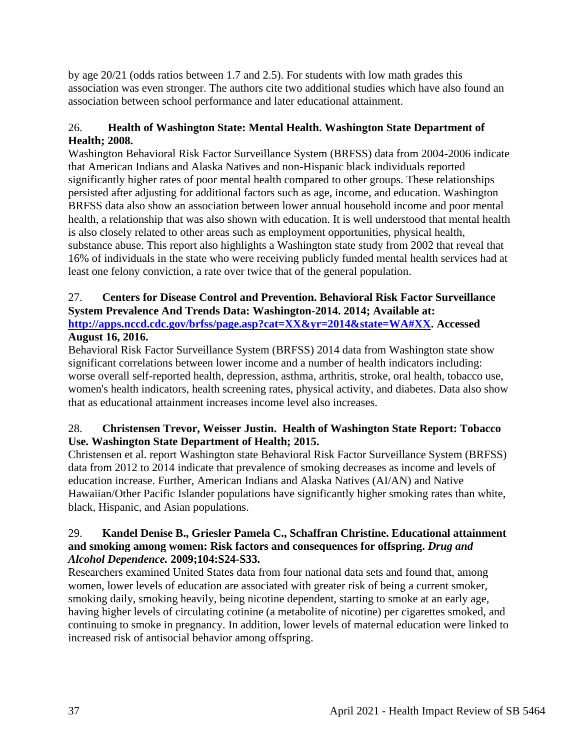by age 20/21 (odds ratios between 1.7 and 2.5). For students with low math grades this association was even stronger. The authors cite two additional studies which have also found an association between school performance and later educational attainment.

26. **Health of Washington State: Mental Health. Washington State Department of Health; 2008.**
Washington Behavioral Risk Factor Surveillance System (BRFSS) data from 2004-2006 indicate that American Indians and Alaska Natives and non-Hispanic black individuals reported significantly higher rates of poor mental health compared to other groups. These relationships persisted after adjusting for additional factors such as age, income, and education. Washington BRFSS data also show an association between lower annual household income and poor mental health, a relationship that was also shown with education. It is well understood that mental health is also closely related to other areas such as employment opportunities, physical health, substance abuse. This report also highlights a Washington state study from 2002 that reveal that 16% of individuals in the state who were receiving publicly funded mental health services had at least one felony conviction, a rate over twice that of the general population.

27. **Centers for Disease Control and Prevention. Behavioral Risk Factor Surveillance System Prevalence And Trends Data: Washington-2014. 2014; Available at: [http://apps.nccd.cdc.gov/brfss/page.asp?cat=XX&yr=2014&state=WA#XX](http://apps.nccd.cdc.gov/brfss/page.asp?cat=XX&yr=2014&state=WA#XX). Accessed August 16, 2016.**
Behavioral Risk Factor Surveillance System (BRFSS) 2014 data from Washington state show significant correlations between lower income and a number of health indicators including: worse overall self-reported health, depression, asthma, arthritis, stroke, oral health, tobacco use, women's health indicators, health screening rates, physical activity, and diabetes. Data also show that as educational attainment increases income level also increases.

28. **Christensen Trevor, Weisser Justin. Health of Washington State Report: Tobacco Use. Washington State Department of Health; 2015.**
Christensen et al. report Washington state Behavioral Risk Factor Surveillance System (BRFSS) data from 2012 to 2014 indicate that prevalence of smoking decreases as income and levels of education increase. Further, American Indians and Alaska Natives (AI/AN) and Native Hawaiian/Other Pacific Islander populations have significantly higher smoking rates than white, black, Hispanic, and Asian populations.

29. **Kandel Denise B., Griesler Pamela C., Schaffran Christine. Educational attainment and smoking among women: Risk factors and consequences for offspring. *Drug and Alcohol Dependence.* 2009;104:S24-S33.**
Researchers examined United States data from four national data sets and found that, among women, lower levels of education are associated with greater risk of being a current smoker, smoking daily, smoking heavily, being nicotine dependent, starting to smoke at an early age, having higher levels of circulating cotinine (a metabolite of nicotine) per cigarettes smoked, and continuing to smoke in pregnancy. In addition, lower levels of maternal education were linked to increased risk of antisocial behavior among offspring.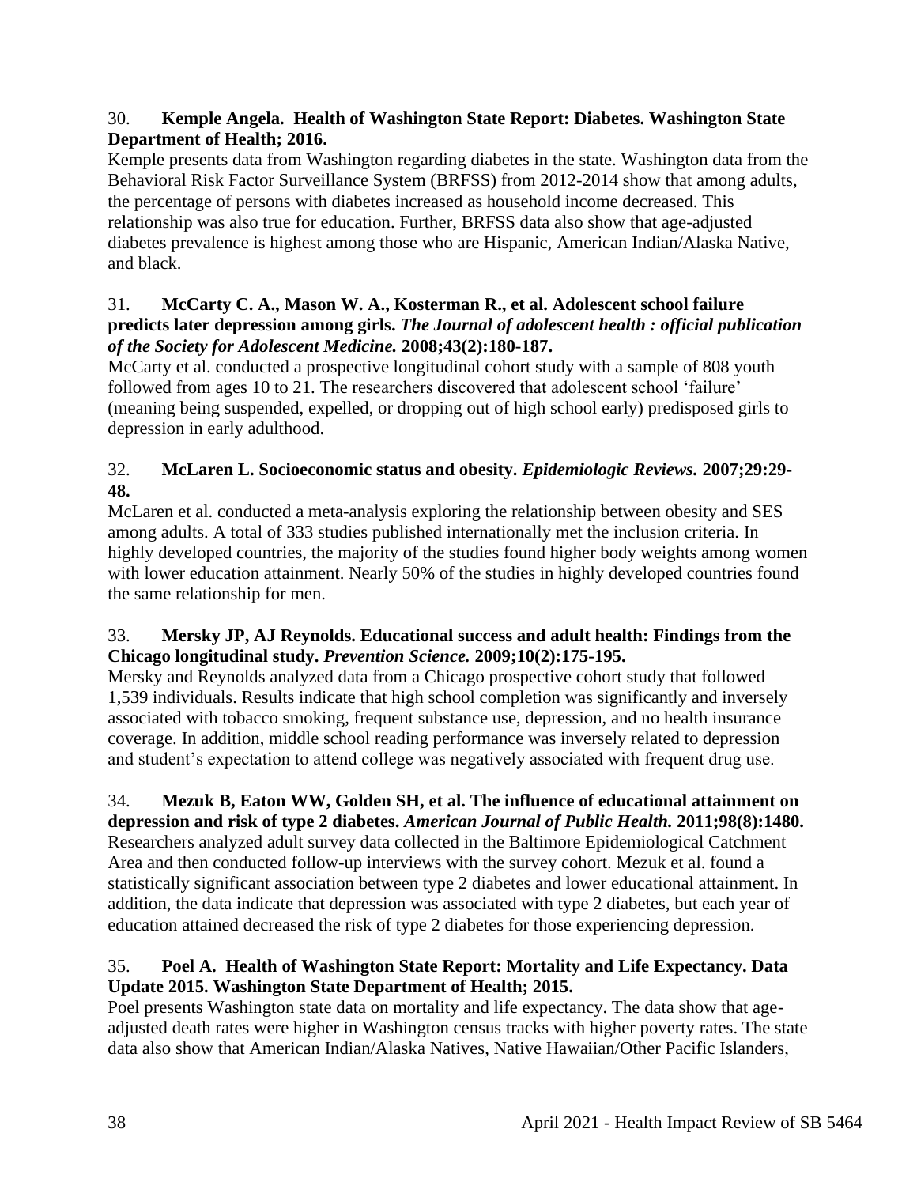30. **Kemple Angela. Health of Washington State Report: Diabetes. Washington State Department of Health; 2016.**
Kemple presents data from Washington regarding diabetes in the state. Washington data from the Behavioral Risk Factor Surveillance System (BRFSS) from 2012-2014 show that among adults, the percentage of persons with diabetes increased as household income decreased. This relationship was also true for education. Further, BRFSS data also show that age-adjusted diabetes prevalence is highest among those who are Hispanic, American Indian/Alaska Native, and black.

31. **McCarty C. A., Mason W. A., Kosterman R., et al. Adolescent school failure predicts later depression among girls. *The Journal of adolescent health : official publication of the Society for Adolescent Medicine.* 2008;43(2):180-187.**
McCarty et al. conducted a prospective longitudinal cohort study with a sample of 808 youth followed from ages 10 to 21. The researchers discovered that adolescent school 'failure' (meaning being suspended, expelled, or dropping out of high school early) predisposed girls to depression in early adulthood.

32. **McLaren L. Socioeconomic status and obesity. *Epidemiologic Reviews.* 2007;29:29-48.**
McLaren et al. conducted a meta-analysis exploring the relationship between obesity and SES among adults. A total of 333 studies published internationally met the inclusion criteria. In highly developed countries, the majority of the studies found higher body weights among women with lower education attainment. Nearly 50% of the studies in highly developed countries found the same relationship for men.

33. **Mersky JP, AJ Reynolds. Educational success and adult health: Findings from the Chicago longitudinal study. *Prevention Science.* 2009;10(2):175-195.**
Mersky and Reynolds analyzed data from a Chicago prospective cohort study that followed 1,539 individuals. Results indicate that high school completion was significantly and inversely associated with tobacco smoking, frequent substance use, depression, and no health insurance coverage. In addition, middle school reading performance was inversely related to depression and student's expectation to attend college was negatively associated with frequent drug use.

34. **Mezuk B, Eaton WW, Golden SH, et al. The influence of educational attainment on depression and risk of type 2 diabetes. *American Journal of Public Health.* 2011;98(8):1480.**
Researchers analyzed adult survey data collected in the Baltimore Epidemiological Catchment Area and then conducted follow-up interviews with the survey cohort. Mezuk et al. found a statistically significant association between type 2 diabetes and lower educational attainment. In addition, the data indicate that depression was associated with type 2 diabetes, but each year of education attained decreased the risk of type 2 diabetes for those experiencing depression.

35. **Poel A. Health of Washington State Report: Mortality and Life Expectancy. Data Update 2015. Washington State Department of Health; 2015.**
Poel presents Washington state data on mortality and life expectancy. The data show that age-adjusted death rates were higher in Washington census tracks with higher poverty rates. The state data also show that American Indian/Alaska Natives, Native Hawaiian/Other Pacific Islanders,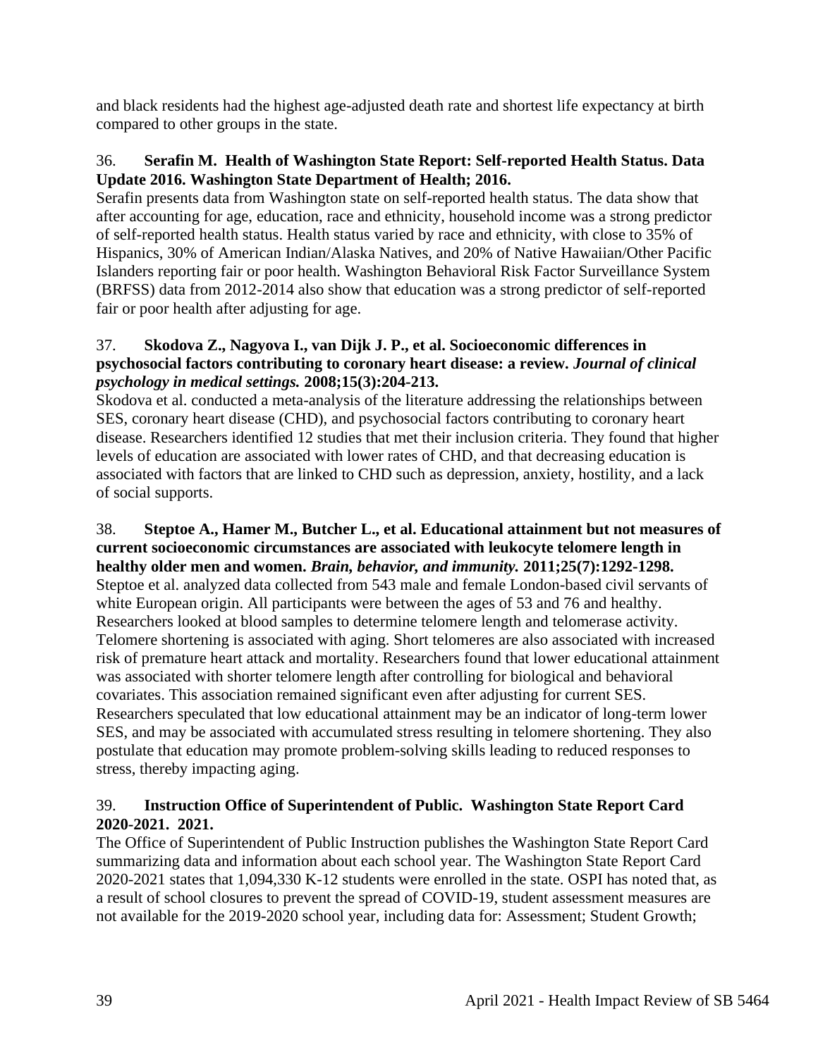and black residents had the highest age-adjusted death rate and shortest life expectancy at birth compared to other groups in the state.

36. **Serafin M. Health of Washington State Report: Self-reported Health Status. Data Update 2016. Washington State Department of Health; 2016.**
Serafin presents data from Washington state on self-reported health status. The data show that after accounting for age, education, race and ethnicity, household income was a strong predictor of self-reported health status. Health status varied by race and ethnicity, with close to 35% of Hispanics, 30% of American Indian/Alaska Natives, and 20% of Native Hawaiian/Other Pacific Islanders reporting fair or poor health. Washington Behavioral Risk Factor Surveillance System (BRFSS) data from 2012-2014 also show that education was a strong predictor of self-reported fair or poor health after adjusting for age.

37. **Skodova Z., Nagyova I., van Dijk J. P., et al. Socioeconomic differences in psychosocial factors contributing to coronary heart disease: a review. *Journal of clinical psychology in medical settings.* 2008;15(3):204-213.**
Skodova et al. conducted a meta-analysis of the literature addressing the relationships between SES, coronary heart disease (CHD), and psychosocial factors contributing to coronary heart disease. Researchers identified 12 studies that met their inclusion criteria. They found that higher levels of education are associated with lower rates of CHD, and that decreasing education is associated with factors that are linked to CHD such as depression, anxiety, hostility, and a lack of social supports.

38. **Steptoe A., Hamer M., Butcher L., et al. Educational attainment but not measures of current socioeconomic circumstances are associated with leukocyte telomere length in healthy older men and women. *Brain, behavior, and immunity.* 2011;25(7):1292-1298.**
Steptoe et al. analyzed data collected from 543 male and female London-based civil servants of white European origin. All participants were between the ages of 53 and 76 and healthy. Researchers looked at blood samples to determine telomere length and telomerase activity. Telomere shortening is associated with aging. Short telomeres are also associated with increased risk of premature heart attack and mortality. Researchers found that lower educational attainment was associated with shorter telomere length after controlling for biological and behavioral covariates. This association remained significant even after adjusting for current SES. Researchers speculated that low educational attainment may be an indicator of long-term lower SES, and may be associated with accumulated stress resulting in telomere shortening. They also postulate that education may promote problem-solving skills leading to reduced responses to stress, thereby impacting aging.

39. **Instruction Office of Superintendent of Public. Washington State Report Card 2020-2021. 2021.**
The Office of Superintendent of Public Instruction publishes the Washington State Report Card summarizing data and information about each school year. The Washington State Report Card 2020-2021 states that 1,094,330 K-12 students were enrolled in the state. OSPI has noted that, as a result of school closures to prevent the spread of COVID-19, student assessment measures are not available for the 2019-2020 school year, including data for: Assessment; Student Growth;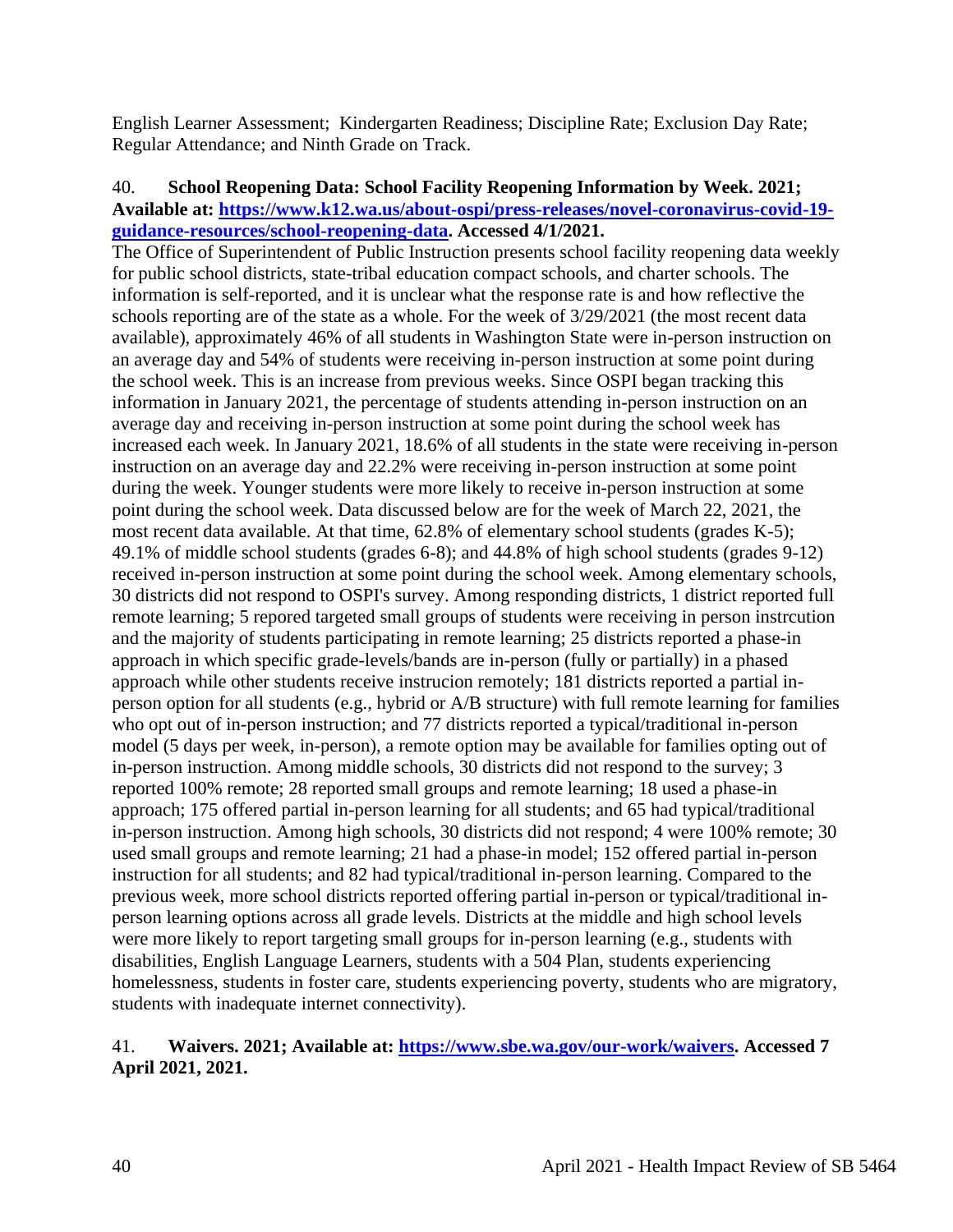English Learner Assessment; Kindergarten Readiness; Discipline Rate; Exclusion Day Rate; Regular Attendance; and Ninth Grade on Track.

40. **School Reopening Data: School Facility Reopening Information by Week. 2021; Available at: [https://www.k12.wa.us/about-ospi/press-releases/novel-coronavirus-covid-19-guidance-resources/school-reopening-data](https://www.k12.wa.us/about-ospi/press-releases/novel-coronavirus-covid-19-guidance-resources/school-reopening-data). Accessed 4/1/2021.**

The Office of Superintendent of Public Instruction presents school facility reopening data weekly for public school districts, state-tribal education compact schools, and charter schools. The information is self-reported, and it is unclear what the response rate is and how reflective the schools reporting are of the state as a whole. For the week of 3/29/2021 (the most recent data available), approximately 46% of all students in Washington State were in-person instruction on an average day and 54% of students were receiving in-person instruction at some point during the school week. This is an increase from previous weeks. Since OSPI began tracking this information in January 2021, the percentage of students attending in-person instruction on an average day and receiving in-person instruction at some point during the school week has increased each week. In January 2021, 18.6% of all students in the state were receiving in-person instruction on an average day and 22.2% were receiving in-person instruction at some point during the week. Younger students were more likely to receive in-person instruction at some point during the school week. Data discussed below are for the week of March 22, 2021, the most recent data available. At that time, 62.8% of elementary school students (grades K-5); 49.1% of middle school students (grades 6-8); and 44.8% of high school students (grades 9-12) received in-person instruction at some point during the school week. Among elementary schools, 30 districts did not respond to OSPI's survey. Among responding districts, 1 district reported full remote learning; 5 repored targeted small groups of students were receiving in person instrcution and the majority of students participating in remote learning; 25 districts reported a phase-in approach in which specific grade-levels/bands are in-person (fully or partially) in a phased approach while other students receive instrucion remotely; 181 districts reported a partial in-person option for all students (e.g., hybrid or A/B structure) with full remote learning for families who opt out of in-person instruction; and 77 districts reported a typical/traditional in-person model (5 days per week, in-person), a remote option may be available for families opting out of in-person instruction. Among middle schools, 30 districts did not respond to the survey; 3 reported 100% remote; 28 reported small groups and remote learning; 18 used a phase-in approach; 175 offered partial in-person learning for all students; and 65 had typical/traditional in-person instruction. Among high schools, 30 districts did not respond; 4 were 100% remote; 30 used small groups and remote learning; 21 had a phase-in model; 152 offered partial in-person instruction for all students; and 82 had typical/traditional in-person learning. Compared to the previous week, more school districts reported offering partial in-person or typical/traditional in-person learning options across all grade levels. Districts at the middle and high school levels were more likely to report targeting small groups for in-person learning (e.g., students with disabilities, English Language Learners, students with a 504 Plan, students experiencing homelessness, students in foster care, students experiencing poverty, students who are migratory, students with inadequate internet connectivity).

41. **Waivers. 2021; Available at: [https://www.sbe.wa.gov/our-work/waivers](https://www.sbe.wa.gov/our-work/waivers). Accessed 7 April 2021, 2021.**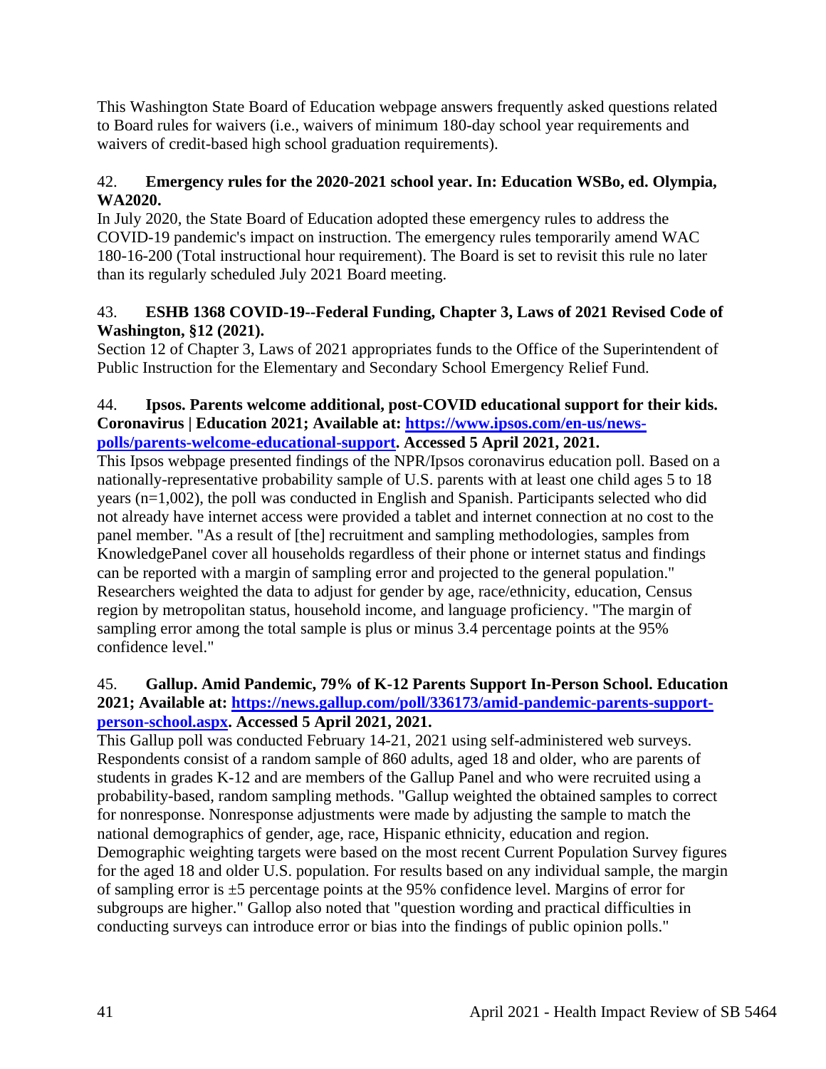This Washington State Board of Education webpage answers frequently asked questions related to Board rules for waivers (i.e., waivers of minimum 180-day school year requirements and waivers of credit-based high school graduation requirements).

42. **Emergency rules for the 2020-2021 school year. In: Education WSBo, ed. Olympia, WA2020.**
In July 2020, the State Board of Education adopted these emergency rules to address the COVID-19 pandemic's impact on instruction. The emergency rules temporarily amend WAC 180-16-200 (Total instructional hour requirement). The Board is set to revisit this rule no later than its regularly scheduled July 2021 Board meeting.

43. **ESHB 1368 COVID-19--Federal Funding, Chapter 3, Laws of 2021 Revised Code of Washington, §12 (2021).**
Section 12 of Chapter 3, Laws of 2021 appropriates funds to the Office of the Superintendent of Public Instruction for the Elementary and Secondary School Emergency Relief Fund.

44. **Ipsos. Parents welcome additional, post-COVID educational support for their kids. Coronavirus | Education 2021; Available at: [https://www.ipsos.com/en-us/news-polls/parents-welcome-educational-support](https://www.ipsos.com/en-us/news-polls/parents-welcome-educational-support). Accessed 5 April 2021, 2021.**
This Ipsos webpage presented findings of the NPR/Ipsos coronavirus education poll. Based on a nationally-representative probability sample of U.S. parents with at least one child ages 5 to 18 years (n=1,002), the poll was conducted in English and Spanish. Participants selected who did not already have internet access were provided a tablet and internet connection at no cost to the panel member. "As a result of [the] recruitment and sampling methodologies, samples from KnowledgePanel cover all households regardless of their phone or internet status and findings can be reported with a margin of sampling error and projected to the general population." Researchers weighted the data to adjust for gender by age, race/ethnicity, education, Census region by metropolitan status, household income, and language proficiency. "The margin of sampling error among the total sample is plus or minus 3.4 percentage points at the 95% confidence level."

45. **Gallup. Amid Pandemic, 79% of K-12 Parents Support In-Person School. Education 2021; Available at: [https://news.gallup.com/poll/336173/amid-pandemic-parents-support-person-school.aspx](https://news.gallup.com/poll/336173/amid-pandemic-parents-support-person-school.aspx). Accessed 5 April 2021, 2021.**
This Gallup poll was conducted February 14-21, 2021 using self-administered web surveys. Respondents consist of a random sample of 860 adults, aged 18 and older, who are parents of students in grades K-12 and are members of the Gallup Panel and who were recruited using a probability-based, random sampling methods. "Gallup weighted the obtained samples to correct for nonresponse. Nonresponse adjustments were made by adjusting the sample to match the national demographics of gender, age, race, Hispanic ethnicity, education and region. Demographic weighting targets were based on the most recent Current Population Survey figures for the aged 18 and older U.S. population. For results based on any individual sample, the margin of sampling error is ±5 percentage points at the 95% confidence level. Margins of error for subgroups are higher." Gallop also noted that "question wording and practical difficulties in conducting surveys can introduce error or bias into the findings of public opinion polls."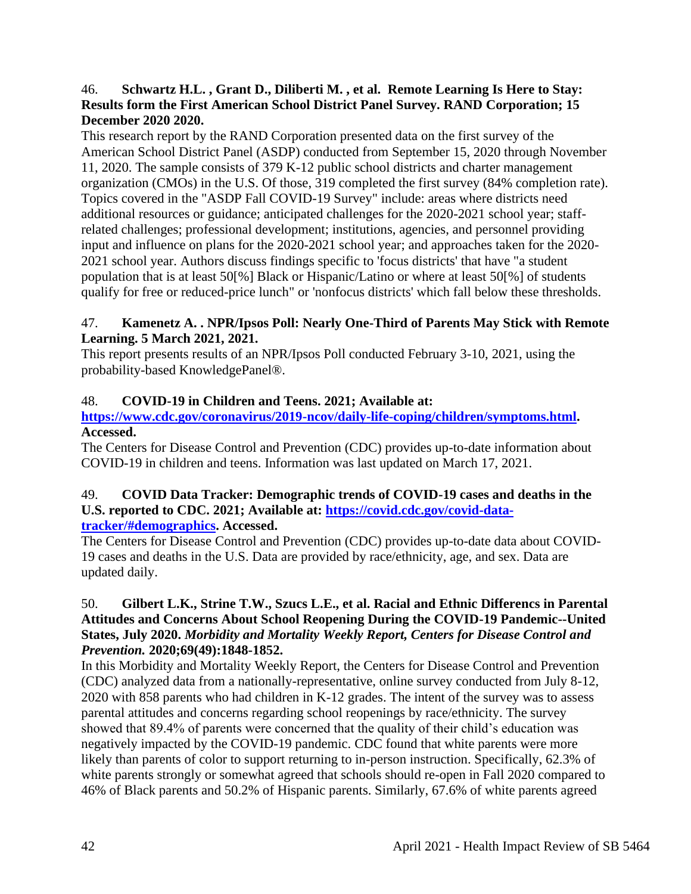46. **Schwartz H.L. , Grant D., Diliberti M. , et al. Remote Learning Is Here to Stay: Results form the First American School District Panel Survey. RAND Corporation; 15 December 2020 2020.**

This research report by the RAND Corporation presented data on the first survey of the American School District Panel (ASDP) conducted from September 15, 2020 through November 11, 2020. The sample consists of 379 K-12 public school districts and charter management organization (CMOs) in the U.S. Of those, 319 completed the first survey (84% completion rate). Topics covered in the "ASDP Fall COVID-19 Survey" include: areas where districts need additional resources or guidance; anticipated challenges for the 2020-2021 school year; staff-related challenges; professional development; institutions, agencies, and personnel providing input and influence on plans for the 2020-2021 school year; and approaches taken for the 2020-2021 school year. Authors discuss findings specific to 'focus districts' that have "a student population that is at least 50[%] Black or Hispanic/Latino or where at least 50[%] of students qualify for free or reduced-price lunch" or 'nonfocus districts' which fall below these thresholds.

47. **Kamenetz A. . NPR/Ipsos Poll: Nearly One-Third of Parents May Stick with Remote Learning. 5 March 2021, 2021.**

This report presents results of an NPR/Ipsos Poll conducted February 3-10, 2021, using the probability-based KnowledgePanel®.

48. **COVID-19 in Children and Teens. 2021; Available at: [https://www.cdc.gov/coronavirus/2019-ncov/daily-life-coping/children/symptoms.html](https://www.cdc.gov/coronavirus/2019-ncov/daily-life-coping/children/symptoms.html). Accessed.**

The Centers for Disease Control and Prevention (CDC) provides up-to-date information about COVID-19 in children and teens. Information was last updated on March 17, 2021.

49. **COVID Data Tracker: Demographic trends of COVID-19 cases and deaths in the U.S. reported to CDC. 2021; Available at: [https://covid.cdc.gov/covid-data-tracker/#demographics](https://covid.cdc.gov/covid-data-tracker/#demographics). Accessed.**

The Centers for Disease Control and Prevention (CDC) provides up-to-date data about COVID-19 cases and deaths in the U.S. Data are provided by race/ethnicity, age, and sex. Data are updated daily.

50. **Gilbert L.K., Strine T.W., Szucs L.E., et al. Racial and Ethnic Differencs in Parental Attitudes and Concerns About School Reopening During the COVID-19 Pandemic--United States, July 2020. *Morbidity and Mortality Weekly Report, Centers for Disease Control and Prevention.* 2020;69(49):1848-1852.**

In this Morbidity and Mortality Weekly Report, the Centers for Disease Control and Prevention (CDC) analyzed data from a nationally-representative, online survey conducted from July 8-12, 2020 with 858 parents who had children in K-12 grades. The intent of the survey was to assess parental attitudes and concerns regarding school reopenings by race/ethnicity. The survey showed that 89.4% of parents were concerned that the quality of their child's education was negatively impacted by the COVID-19 pandemic. CDC found that white parents were more likely than parents of color to support returning to in-person instruction. Specifically, 62.3% of white parents strongly or somewhat agreed that schools should re-open in Fall 2020 compared to 46% of Black parents and 50.2% of Hispanic parents. Similarly, 67.6% of white parents agreed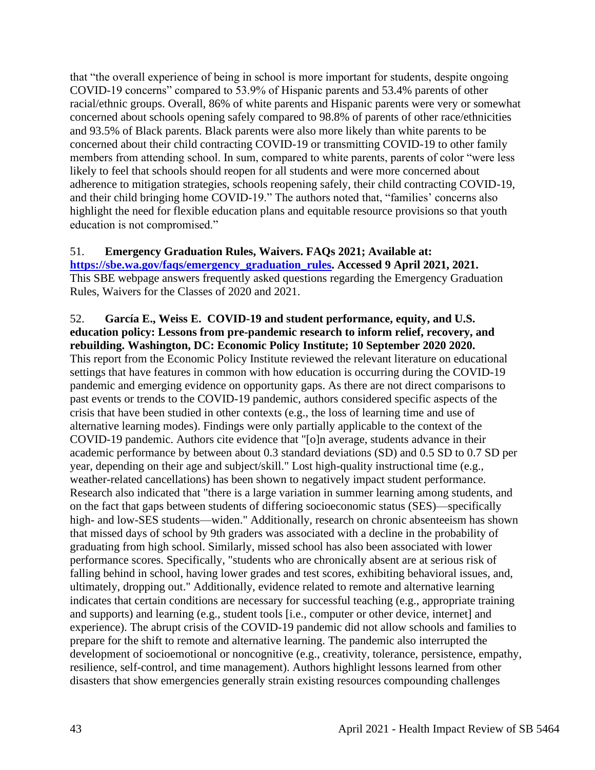that "the overall experience of being in school is more important for students, despite ongoing COVID-19 concerns" compared to 53.9% of Hispanic parents and 53.4% parents of other racial/ethnic groups. Overall, 86% of white parents and Hispanic parents were very or somewhat concerned about schools opening safely compared to 98.8% of parents of other race/ethnicities and 93.5% of Black parents. Black parents were also more likely than white parents to be concerned about their child contracting COVID-19 or transmitting COVID-19 to other family members from attending school. In sum, compared to white parents, parents of color "were less likely to feel that schools should reopen for all students and were more concerned about adherence to mitigation strategies, schools reopening safely, their child contracting COVID-19, and their child bringing home COVID-19." The authors noted that, "families' concerns also highlight the need for flexible education plans and equitable resource provisions so that youth education is not compromised."

51. **Emergency Graduation Rules, Waivers. FAQs 2021; Available at: [https://sbe.wa.gov/faqs/emergency_graduation_rules](https://sbe.wa.gov/faqs/emergency_graduation_rules). Accessed 9 April 2021, 2021.**
This SBE webpage answers frequently asked questions regarding the Emergency Graduation Rules, Waivers for the Classes of 2020 and 2021.

52. **García E., Weiss E. COVID-19 and student performance, equity, and U.S. education policy: Lessons from pre-pandemic research to inform relief, recovery, and rebuilding. Washington, DC: Economic Policy Institute; 10 September 2020 2020.**
This report from the Economic Policy Institute reviewed the relevant literature on educational settings that have features in common with how education is occurring during the COVID-19 pandemic and emerging evidence on opportunity gaps. As there are not direct comparisons to past events or trends to the COVID-19 pandemic, authors considered specific aspects of the crisis that have been studied in other contexts (e.g., the loss of learning time and use of alternative learning modes). Findings were only partially applicable to the context of the COVID-19 pandemic. Authors cite evidence that "[o]n average, students advance in their academic performance by between about 0.3 standard deviations (SD) and 0.5 SD to 0.7 SD per year, depending on their age and subject/skill." Lost high-quality instructional time (e.g., weather-related cancellations) has been shown to negatively impact student performance. Research also indicated that "there is a large variation in summer learning among students, and on the fact that gaps between students of differing socioeconomic status (SES)—specifically high- and low-SES students—widen." Additionally, research on chronic absenteeism has shown that missed days of school by 9th graders was associated with a decline in the probability of graduating from high school. Similarly, missed school has also been associated with lower performance scores. Specifically, "students who are chronically absent are at serious risk of falling behind in school, having lower grades and test scores, exhibiting behavioral issues, and, ultimately, dropping out." Additionally, evidence related to remote and alternative learning indicates that certain conditions are necessary for successful teaching (e.g., appropriate training and supports) and learning (e.g., student tools [i.e., computer or other device, internet] and experience). The abrupt crisis of the COVID-19 pandemic did not allow schools and families to prepare for the shift to remote and alternative learning. The pandemic also interrupted the development of socioemotional or noncognitive (e.g., creativity, tolerance, persistence, empathy, resilience, self-control, and time management). Authors highlight lessons learned from other disasters that show emergencies generally strain existing resources compounding challenges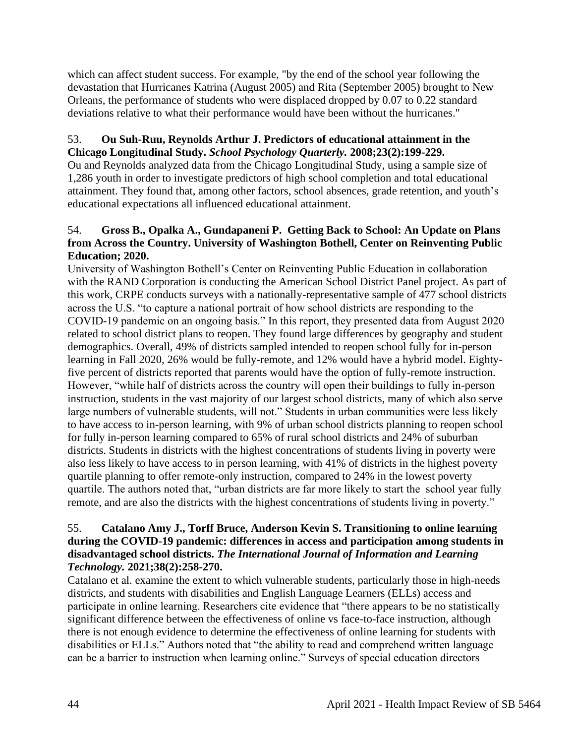which can affect student success. For example, "by the end of the school year following the devastation that Hurricanes Katrina (August 2005) and Rita (September 2005) brought to New Orleans, the performance of students who were displaced dropped by 0.07 to 0.22 standard deviations relative to what their performance would have been without the hurricanes."

53. **Ou Suh-Ruu, Reynolds Arthur J. Predictors of educational attainment in the Chicago Longitudinal Study. *School Psychology Quarterly.* 2008;23(2):199-229.**
Ou and Reynolds analyzed data from the Chicago Longitudinal Study, using a sample size of 1,286 youth in order to investigate predictors of high school completion and total educational attainment. They found that, among other factors, school absences, grade retention, and youth's educational expectations all influenced educational attainment.

54. **Gross B., Opalka A., Gundapaneni P. Getting Back to School: An Update on Plans from Across the Country. University of Washington Bothell, Center on Reinventing Public Education; 2020.**
University of Washington Bothell's Center on Reinventing Public Education in collaboration with the RAND Corporation is conducting the American School District Panel project. As part of this work, CRPE conducts surveys with a nationally-representative sample of 477 school districts across the U.S. "to capture a national portrait of how school districts are responding to the COVID-19 pandemic on an ongoing basis." In this report, they presented data from August 2020 related to school district plans to reopen. They found large differences by geography and student demographics. Overall, 49% of districts sampled intended to reopen school fully for in-person learning in Fall 2020, 26% would be fully-remote, and 12% would have a hybrid model. Eighty-five percent of districts reported that parents would have the option of fully-remote instruction. However, "while half of districts across the country will open their buildings to fully in-person instruction, students in the vast majority of our largest school districts, many of which also serve large numbers of vulnerable students, will not." Students in urban communities were less likely to have access to in-person learning, with 9% of urban school districts planning to reopen school for fully in-person learning compared to 65% of rural school districts and 24% of suburban districts. Students in districts with the highest concentrations of students living in poverty were also less likely to have access to in person learning, with 41% of districts in the highest poverty quartile planning to offer remote-only instruction, compared to 24% in the lowest poverty quartile. The authors noted that, "urban districts are far more likely to start the school year fully remote, and are also the districts with the highest concentrations of students living in poverty."

55. **Catalano Amy J., Torff Bruce, Anderson Kevin S. Transitioning to online learning during the COVID-19 pandemic: differences in access and participation among students in disadvantaged school districts. *The International Journal of Information and Learning Technology.* 2021;38(2):258-270.**
Catalano et al. examine the extent to which vulnerable students, particularly those in high-needs districts, and students with disabilities and English Language Learners (ELLs) access and participate in online learning. Researchers cite evidence that "there appears to be no statistically significant difference between the effectiveness of online vs face-to-face instruction, although there is not enough evidence to determine the effectiveness of online learning for students with disabilities or ELLs." Authors noted that "the ability to read and comprehend written language can be a barrier to instruction when learning online." Surveys of special education directors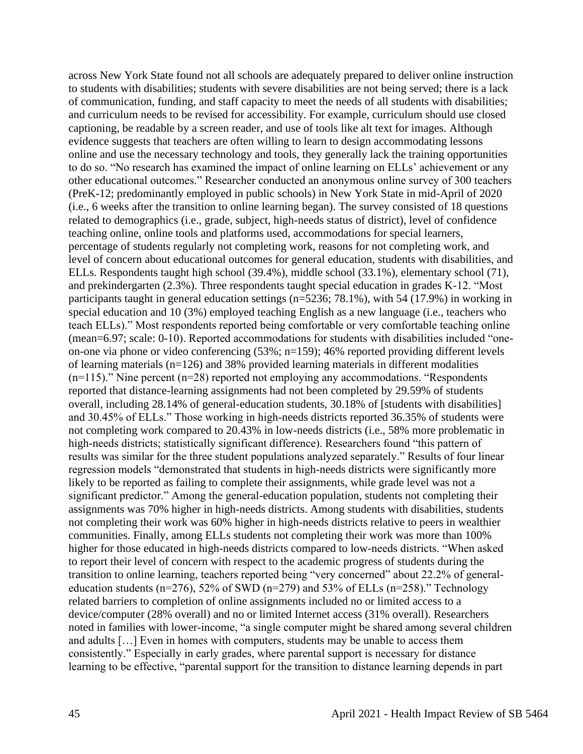across New York State found not all schools are adequately prepared to deliver online instruction to students with disabilities; students with severe disabilities are not being served; there is a lack of communication, funding, and staff capacity to meet the needs of all students with disabilities; and curriculum needs to be revised for accessibility. For example, curriculum should use closed captioning, be readable by a screen reader, and use of tools like alt text for images. Although evidence suggests that teachers are often willing to learn to design accommodating lessons online and use the necessary technology and tools, they generally lack the training opportunities to do so. "No research has examined the impact of online learning on ELLs' achievement or any other educational outcomes." Researcher conducted an anonymous online survey of 300 teachers (PreK-12; predominantly employed in public schools) in New York State in mid-April of 2020 (i.e., 6 weeks after the transition to online learning began). The survey consisted of 18 questions related to demographics (i.e., grade, subject, high-needs status of district), level of confidence teaching online, online tools and platforms used, accommodations for special learners, percentage of students regularly not completing work, reasons for not completing work, and level of concern about educational outcomes for general education, students with disabilities, and ELLs. Respondents taught high school (39.4%), middle school (33.1%), elementary school (71), and prekindergarten (2.3%). Three respondents taught special education in grades K-12. "Most participants taught in general education settings (n=5236; 78.1%), with 54 (17.9%) in working in special education and 10 (3%) employed teaching English as a new language (i.e., teachers who teach ELLs)." Most respondents reported being comfortable or very comfortable teaching online (mean=6.97; scale: 0-10). Reported accommodations for students with disabilities included "one-on-one via phone or video conferencing (53%; n=159); 46% reported providing different levels of learning materials (n=126) and 38% provided learning materials in different modalities (n=115)." Nine percent (n=28) reported not employing any accommodations. "Respondents reported that distance-learning assignments had not been completed by 29.59% of students overall, including 28.14% of general-education students, 30.18% of [students with disabilities] and 30.45% of ELLs." Those working in high-needs districts reported 36.35% of students were not completing work compared to 20.43% in low-needs districts (i.e., 58% more problematic in high-needs districts; statistically significant difference). Researchers found "this pattern of results was similar for the three student populations analyzed separately." Results of four linear regression models "demonstrated that students in high-needs districts were significantly more likely to be reported as failing to complete their assignments, while grade level was not a significant predictor." Among the general-education population, students not completing their assignments was 70% higher in high-needs districts. Among students with disabilities, students not completing their work was 60% higher in high-needs districts relative to peers in wealthier communities. Finally, among ELLs students not completing their work was more than 100% higher for those educated in high-needs districts compared to low-needs districts. "When asked to report their level of concern with respect to the academic progress of students during the transition to online learning, teachers reported being "very concerned" about 22.2% of general-education students (n=276), 52% of SWD (n=279) and 53% of ELLs (n=258)." Technology related barriers to completion of online assignments included no or limited access to a device/computer (28% overall) and no or limited Internet access (31% overall). Researchers noted in families with lower-income, "a single computer might be shared among several children and adults […] Even in homes with computers, students may be unable to access them consistently." Especially in early grades, where parental support is necessary for distance learning to be effective, "parental support for the transition to distance learning depends in part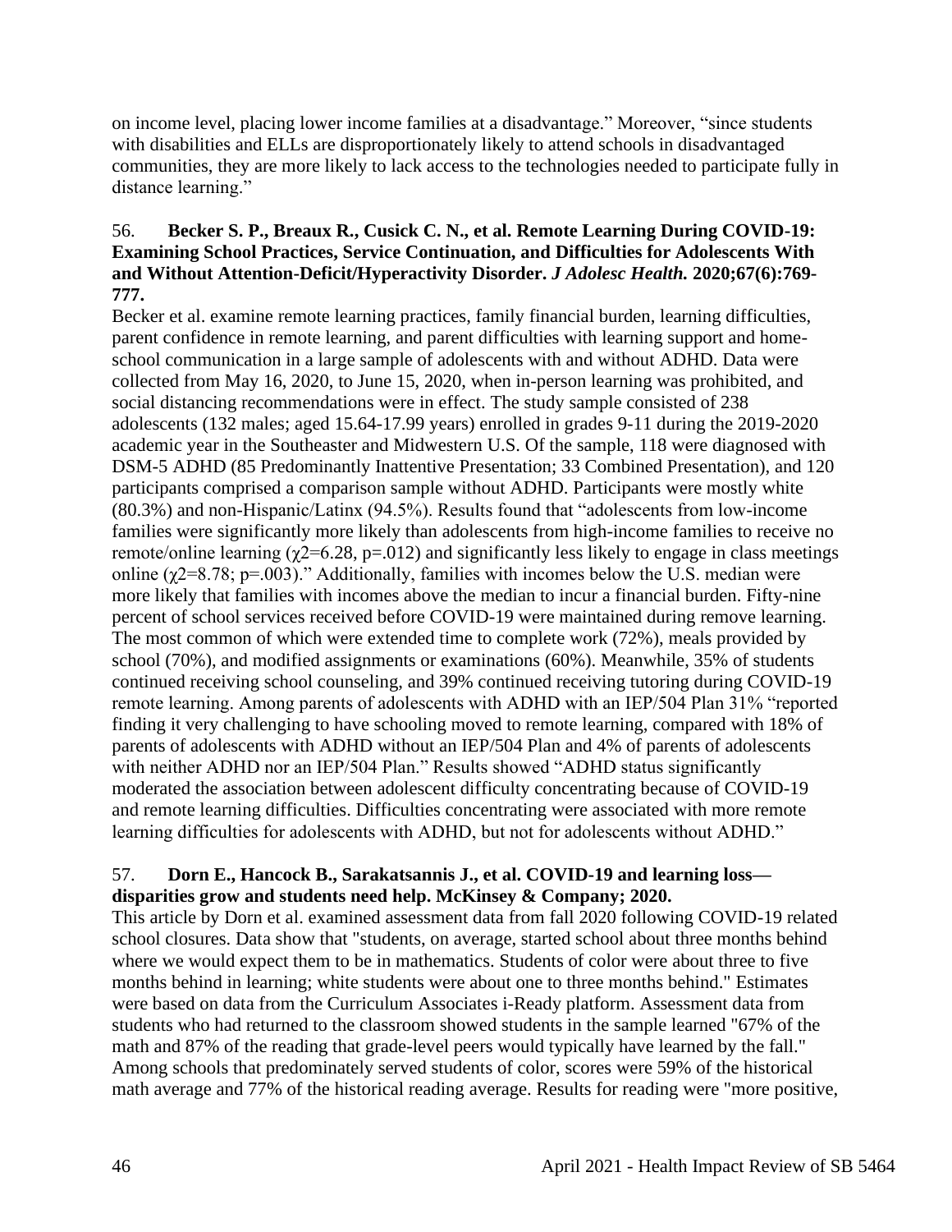on income level, placing lower income families at a disadvantage." Moreover, "since students with disabilities and ELLs are disproportionately likely to attend schools in disadvantaged communities, they are more likely to lack access to the technologies needed to participate fully in distance learning."

56. **Becker S. P., Breaux R., Cusick C. N., et al. Remote Learning During COVID-19: Examining School Practices, Service Continuation, and Difficulties for Adolescents With and Without Attention-Deficit/Hyperactivity Disorder. *J Adolesc Health.* 2020;67(6):769-777.**

Becker et al. examine remote learning practices, family financial burden, learning difficulties, parent confidence in remote learning, and parent difficulties with learning support and home-school communication in a large sample of adolescents with and without ADHD. Data were collected from May 16, 2020, to June 15, 2020, when in-person learning was prohibited, and social distancing recommendations were in effect. The study sample consisted of 238 adolescents (132 males; aged 15.64-17.99 years) enrolled in grades 9-11 during the 2019-2020 academic year in the Southeaster and Midwestern U.S. Of the sample, 118 were diagnosed with DSM-5 ADHD (85 Predominantly Inattentive Presentation; 33 Combined Presentation), and 120 participants comprised a comparison sample without ADHD. Participants were mostly white (80.3%) and non-Hispanic/Latinx (94.5%). Results found that "adolescents from low-income families were significantly more likely than adolescents from high-income families to receive no remote/online learning ($\chi 2$=6.28, p=.012) and significantly less likely to engage in class meetings online ($\chi 2$=8.78; p=.003)." Additionally, families with incomes below the U.S. median were more likely that families with incomes above the median to incur a financial burden. Fifty-nine percent of school services received before COVID-19 were maintained during remove learning. The most common of which were extended time to complete work (72%), meals provided by school (70%), and modified assignments or examinations (60%). Meanwhile, 35% of students continued receiving school counseling, and 39% continued receiving tutoring during COVID-19 remote learning. Among parents of adolescents with ADHD with an IEP/504 Plan 31% "reported finding it very challenging to have schooling moved to remote learning, compared with 18% of parents of adolescents with ADHD without an IEP/504 Plan and 4% of parents of adolescents with neither ADHD nor an IEP/504 Plan." Results showed "ADHD status significantly moderated the association between adolescent difficulty concentrating because of COVID-19 and remote learning difficulties. Difficulties concentrating were associated with more remote learning difficulties for adolescents with ADHD, but not for adolescents without ADHD."

57. **Dorn E., Hancock B., Sarakatsannis J., et al. COVID-19 and learning loss—disparities grow and students need help. McKinsey & Company; 2020.**

This article by Dorn et al. examined assessment data from fall 2020 following COVID-19 related school closures. Data show that "students, on average, started school about three months behind where we would expect them to be in mathematics. Students of color were about three to five months behind in learning; white students were about one to three months behind." Estimates were based on data from the Curriculum Associates i-Ready platform. Assessment data from students who had returned to the classroom showed students in the sample learned "67% of the math and 87% of the reading that grade-level peers would typically have learned by the fall." Among schools that predominately served students of color, scores were 59% of the historical math average and 77% of the historical reading average. Results for reading were "more positive,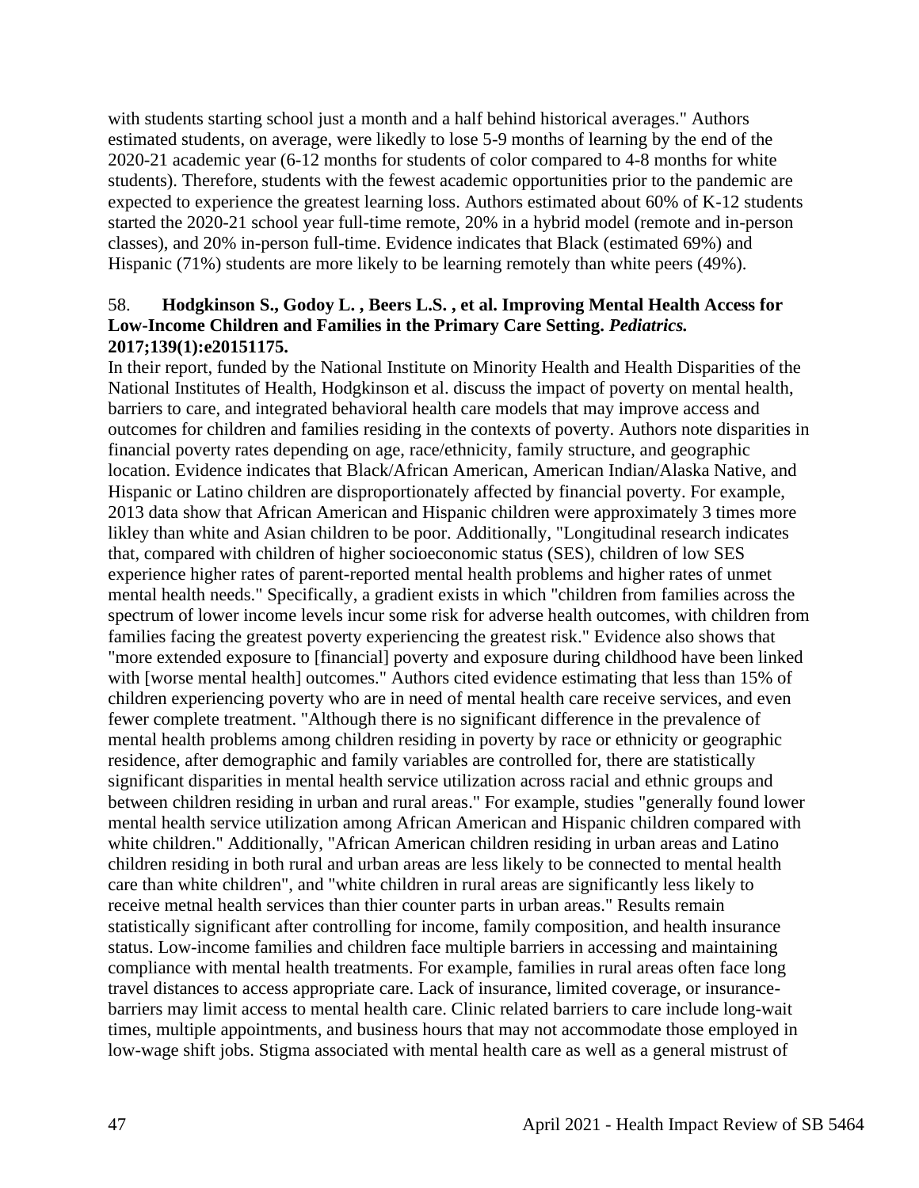with students starting school just a month and a half behind historical averages." Authors estimated students, on average, were likedly to lose 5-9 months of learning by the end of the 2020-21 academic year (6-12 months for students of color compared to 4-8 months for white students). Therefore, students with the fewest academic opportunities prior to the pandemic are expected to experience the greatest learning loss. Authors estimated about 60% of K-12 students started the 2020-21 school year full-time remote, 20% in a hybrid model (remote and in-person classes), and 20% in-person full-time. Evidence indicates that Black (estimated 69%) and Hispanic (71%) students are more likely to be learning remotely than white peers (49%).

58. **Hodgkinson S., Godoy L. , Beers L.S. , et al. Improving Mental Health Access for Low-Income Children and Families in the Primary Care Setting. *Pediatrics.* 2017;139(1):e20151175.**

In their report, funded by the National Institute on Minority Health and Health Disparities of the National Institutes of Health, Hodgkinson et al. discuss the impact of poverty on mental health, barriers to care, and integrated behavioral health care models that may improve access and outcomes for children and families residing in the contexts of poverty. Authors note disparities in financial poverty rates depending on age, race/ethnicity, family structure, and geographic location. Evidence indicates that Black/African American, American Indian/Alaska Native, and Hispanic or Latino children are disproportionately affected by financial poverty. For example, 2013 data show that African American and Hispanic children were approximately 3 times more likley than white and Asian children to be poor. Additionally, "Longitudinal research indicates that, compared with children of higher socioeconomic status (SES), children of low SES experience higher rates of parent-reported mental health problems and higher rates of unmet mental health needs." Specifically, a gradient exists in which "children from families across the spectrum of lower income levels incur some risk for adverse health outcomes, with children from families facing the greatest poverty experiencing the greatest risk." Evidence also shows that "more extended exposure to [financial] poverty and exposure during childhood have been linked with [worse mental health] outcomes." Authors cited evidence estimating that less than 15% of children experiencing poverty who are in need of mental health care receive services, and even fewer complete treatment. "Although there is no significant difference in the prevalence of mental health problems among children residing in poverty by race or ethnicity or geographic residence, after demographic and family variables are controlled for, there are statistically significant disparities in mental health service utilization across racial and ethnic groups and between children residing in urban and rural areas." For example, studies "generally found lower mental health service utilization among African American and Hispanic children compared with white children." Additionally, "African American children residing in urban areas and Latino children residing in both rural and urban areas are less likely to be connected to mental health care than white children", and "white children in rural areas are significantly less likely to receive metnal health services than thier counter parts in urban areas." Results remain statistically significant after controlling for income, family composition, and health insurance status. Low-income families and children face multiple barriers in accessing and maintaining compliance with mental health treatments. For example, families in rural areas often face long travel distances to access appropriate care. Lack of insurance, limited coverage, or insurance-barriers may limit access to mental health care. Clinic related barriers to care include long-wait times, multiple appointments, and business hours that may not accommodate those employed in low-wage shift jobs. Stigma associated with mental health care as well as a general mistrust of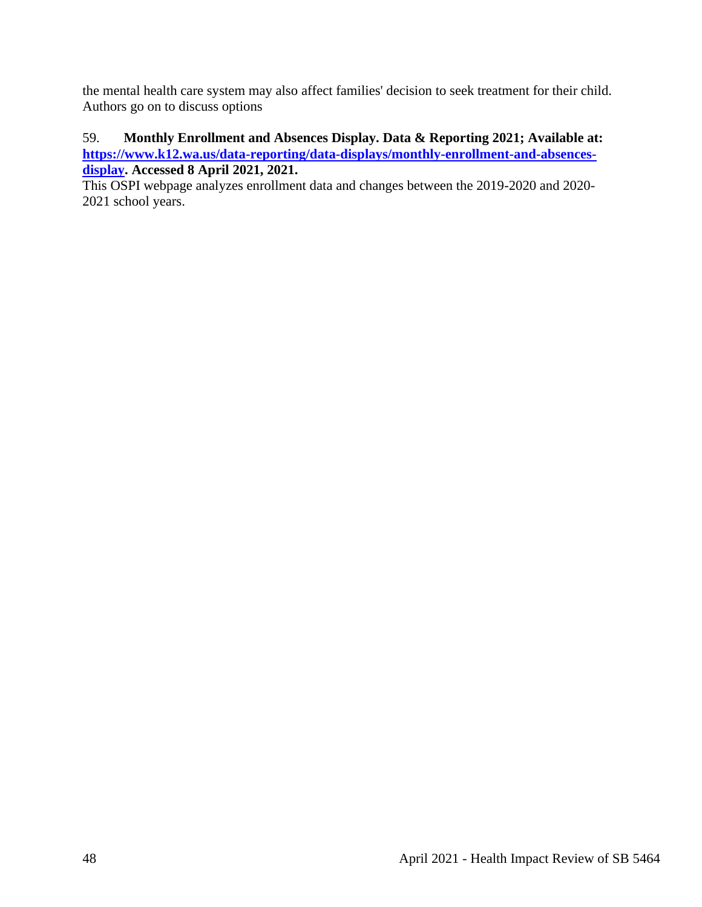the mental health care system may also affect families' decision to seek treatment for their child. Authors go on to discuss options

59. **Monthly Enrollment and Absences Display. Data & Reporting 2021; Available at: [https://www.k12.wa.us/data-reporting/data-displays/monthly-enrollment-and-absences-display](https://www.k12.wa.us/data-reporting/data-displays/monthly-enrollment-and-absences-display). Accessed 8 April 2021, 2021.**
This OSPI webpage analyzes enrollment data and changes between the 2019-2020 and 2020-2021 school years.